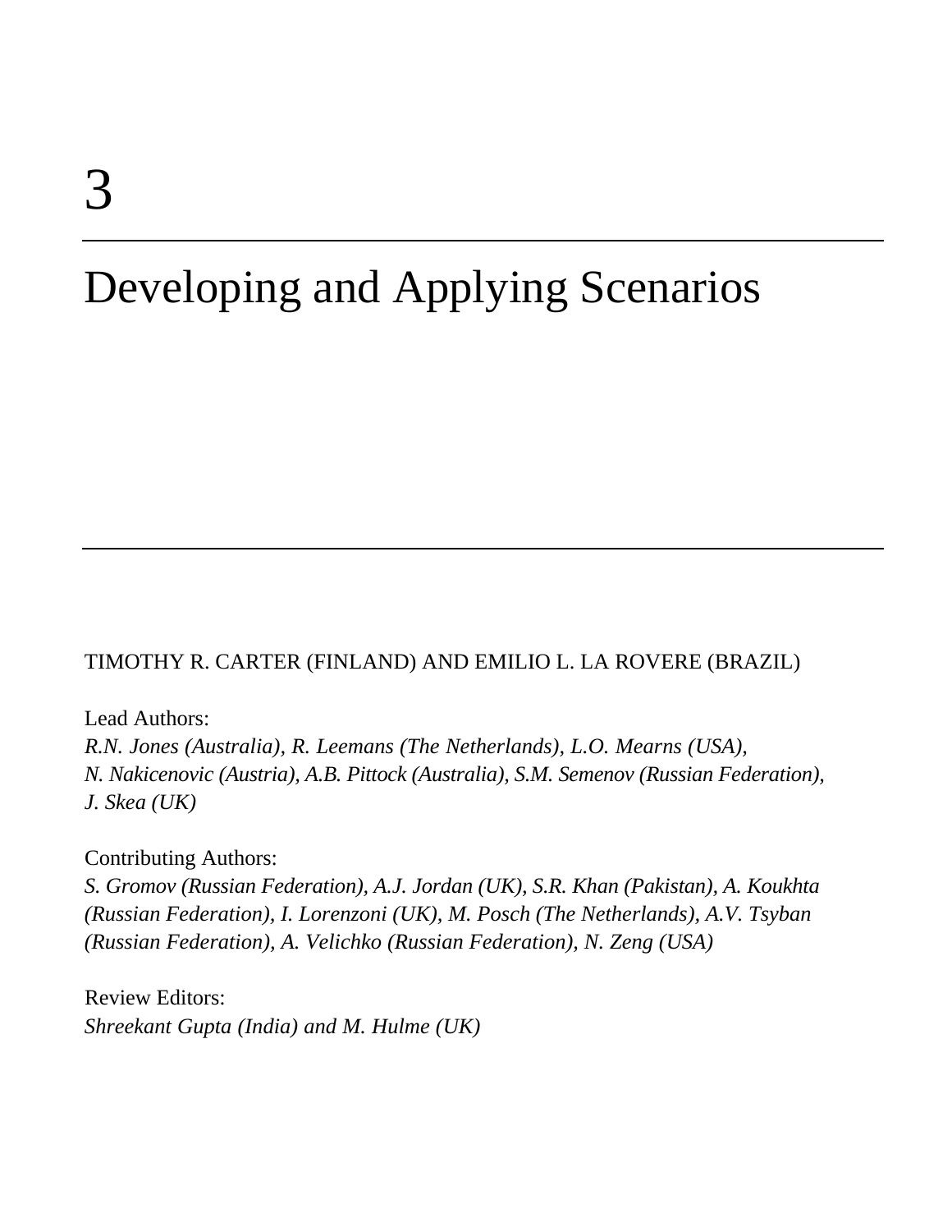# 3

# Developing and Applying Scenarios

TIMOTHY R. CARTER (FINLAND) AND EMILIO L. LA ROVERE (BRAZIL)

Lead Authors:

*R.N. Jones (Australia), R. Leemans (The Netherlands), L.O. Mearns (USA), N. Nakicenovic (Austria), A.B. Pittock (Australia), S.M. Semenov (Russian Federation), J. Skea (UK)*

Contributing Authors:

*S. Gromov (Russian Federation), A.J. Jordan (UK), S.R. Khan (Pakistan), A. Koukhta (Russian Federation), I. Lorenzoni (UK), M. Posch (The Netherlands), A.V. Tsyban (Russian Federation), A. Velichko (Russian Federation), N. Zeng (USA)*

Review Editors:

*Shreekant Gupta (India) and M. Hulme (UK)*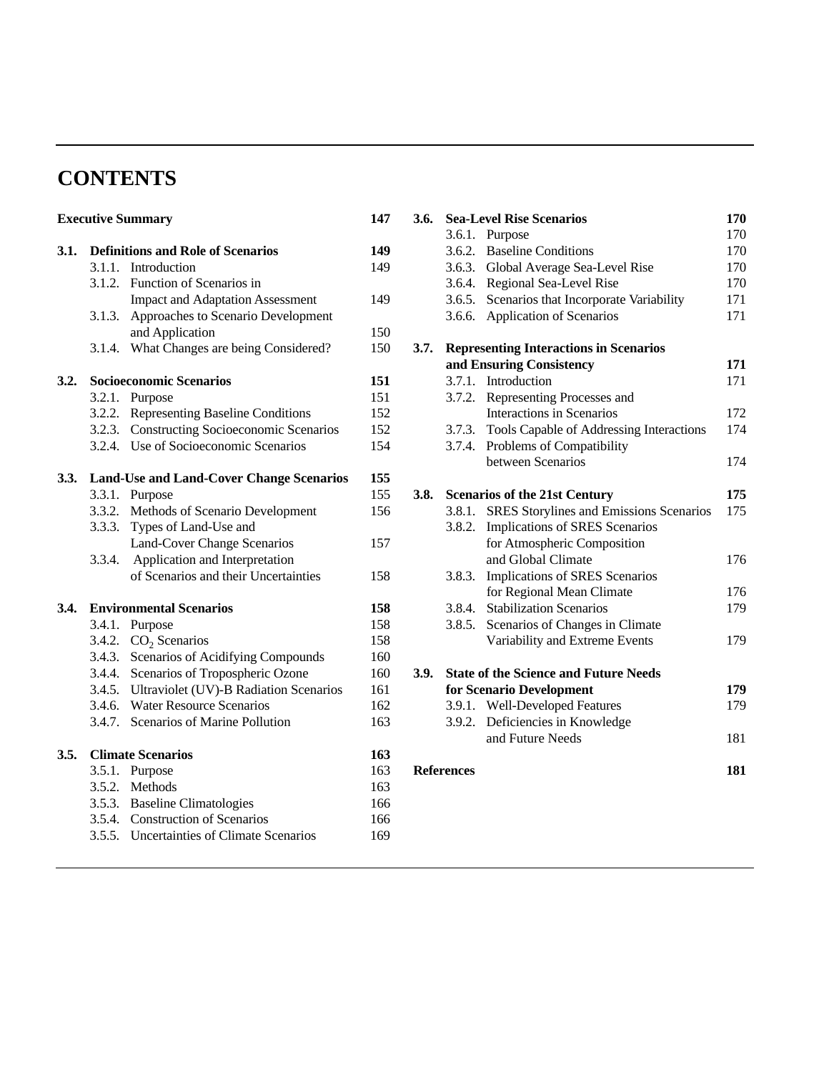# CONTENTS

| | | | |
|---|---|---|---|
| **Executive Summary** | | | **147** |
| **3.1.** | **Definitions and Role of Scenarios** | | **149** |
| | 3.1.1. | Introduction | 149 |
| | 3.1.2. | Function of Scenarios in Impact and Adaptation Assessment | 149 |
| | 3.1.3. | Approaches to Scenario Development and Application | 150 |
| | 3.1.4. | What Changes are being Considered? | 150 |
| **3.2.** | **Socioeconomic Scenarios** | | **151** |
| | 3.2.1. | Purpose | 151 |
| | 3.2.2. | Representing Baseline Conditions | 152 |
| | 3.2.3. | Constructing Socioeconomic Scenarios | 152 |
| | 3.2.4. | Use of Socioeconomic Scenarios | 154 |
| **3.3.** | **Land-Use and Land-Cover Change Scenarios** | | **155** |
| | 3.3.1. | Purpose | 155 |
| | 3.3.2. | Methods of Scenario Development | 156 |
| | 3.3.3. | Types of Land-Use and Land-Cover Change Scenarios | 157 |
| | 3.3.4. | Application and Interpretation of Scenarios and their Uncertainties | 158 |
| **3.4.** | **Environmental Scenarios** | | **158** |
| | 3.4.1. | Purpose | 158 |
| | 3.4.2. | $CO_2$ Scenarios | 158 |
| | 3.4.3. | Scenarios of Acidifying Compounds | 160 |
| | 3.4.4. | Scenarios of Tropospheric Ozone | 160 |
| | 3.4.5. | Ultraviolet (UV)-B Radiation Scenarios | 161 |
| | 3.4.6. | Water Resource Scenarios | 162 |
| | 3.4.7. | Scenarios of Marine Pollution | 163 |
| **3.5.** | **Climate Scenarios** | | **163** |
| | 3.5.1. | Purpose | 163 |
| | 3.5.2. | Methods | 163 |
| | 3.5.3. | Baseline Climatologies | 166 |
| | 3.5.4. | Construction of Scenarios | 166 |
| | 3.5.5. | Uncertainties of Climate Scenarios | 169 |
| **3.6.** | **Sea-Level Rise Scenarios** | | **170** |
| | 3.6.1. | Purpose | 170 |
| | 3.6.2. | Baseline Conditions | 170 |
| | 3.6.3. | Global Average Sea-Level Rise | 170 |
| | 3.6.4. | Regional Sea-Level Rise | 170 |
| | 3.6.5. | Scenarios that Incorporate Variability | 171 |
| | 3.6.6. | Application of Scenarios | 171 |
| **3.7.** | **Representing Interactions in Scenarios and Ensuring Consistency** | | **171** |
| | 3.7.1. | Introduction | 171 |
| | 3.7.2. | Representing Processes and Interactions in Scenarios | 172 |
| | 3.7.3. | Tools Capable of Addressing Interactions | 174 |
| | 3.7.4. | Problems of Compatibility between Scenarios | 174 |
| **3.8.** | **Scenarios of the 21st Century** | | **175** |
| | 3.8.1. | SRES Storylines and Emissions Scenarios | 175 |
| | 3.8.2. | Implications of SRES Scenarios for Atmospheric Composition and Global Climate | 176 |
| | 3.8.3. | Implications of SRES Scenarios for Regional Mean Climate | 176 |
| | 3.8.4. | Stabilization Scenarios | 179 |
| | 3.8.5. | Scenarios of Changes in Climate Variability and Extreme Events | 179 |
| **3.9.** | **State of the Science and Future Needs for Scenario Development** | | **179** |
| | 3.9.1. | Well-Developed Features | 179 |
| | 3.9.2. | Deficiencies in Knowledge and Future Needs | 181 |
| **References** | | | **181** |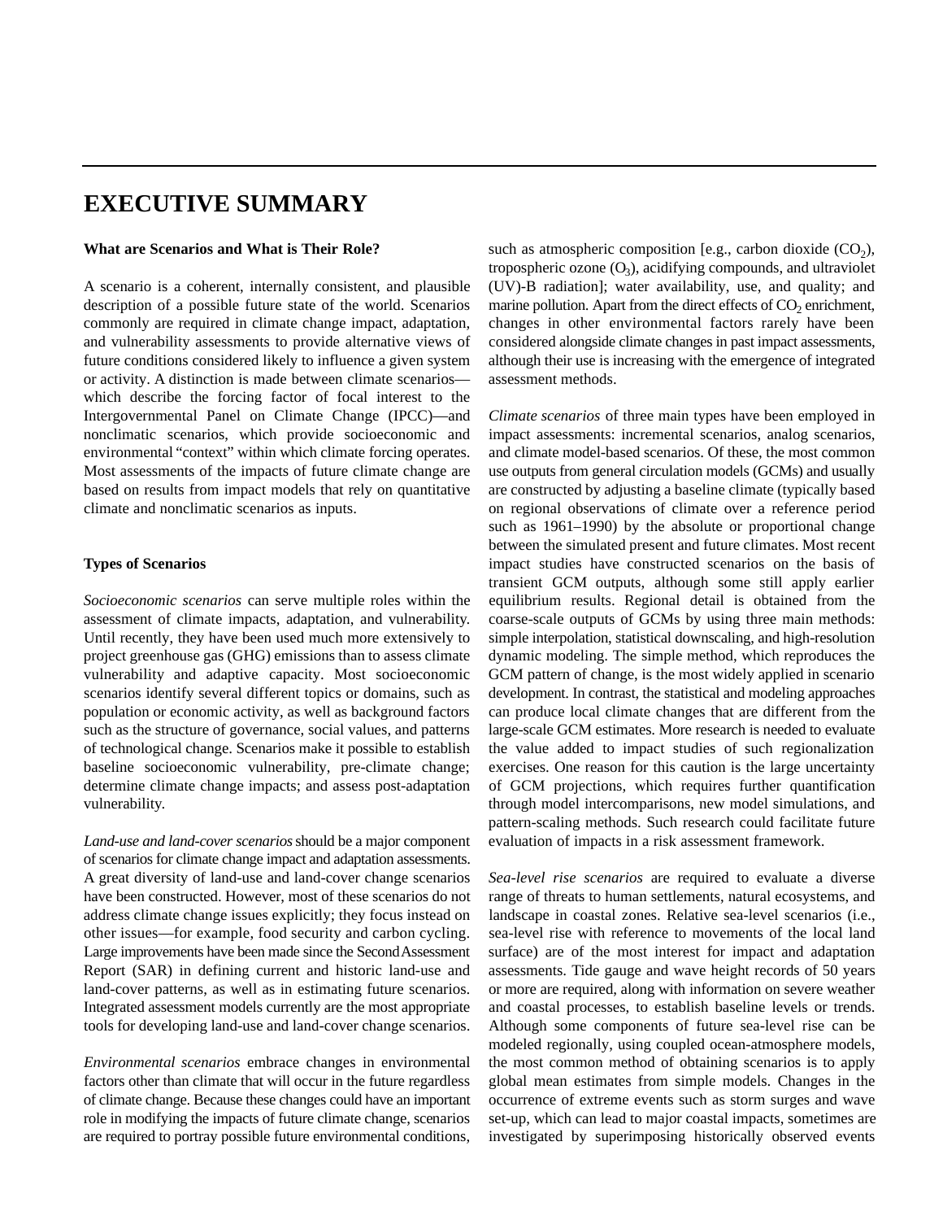# EXECUTIVE SUMMARY

**What are Scenarios and What is Their Role?**

A scenario is a coherent, internally consistent, and plausible description of a possible future state of the world. Scenarios commonly are required in climate change impact, adaptation, and vulnerability assessments to provide alternative views of future conditions considered likely to influence a given system or activity. A distinction is made between climate scenarios—which describe the forcing factor of focal interest to the Intergovernmental Panel on Climate Change (IPCC)—and nonclimatic scenarios, which provide socioeconomic and environmental "context" within which climate forcing operates. Most assessments of the impacts of future climate change are based on results from impact models that rely on quantitative climate and nonclimatic scenarios as inputs.

**Types of Scenarios**

*Socioeconomic scenarios* can serve multiple roles within the assessment of climate impacts, adaptation, and vulnerability. Until recently, they have been used much more extensively to project greenhouse gas (GHG) emissions than to assess climate vulnerability and adaptive capacity. Most socioeconomic scenarios identify several different topics or domains, such as population or economic activity, as well as background factors such as the structure of governance, social values, and patterns of technological change. Scenarios make it possible to establish baseline socioeconomic vulnerability, pre-climate change; determine climate change impacts; and assess post-adaptation vulnerability.

*Land-use and land-cover scenarios* should be a major component of scenarios for climate change impact and adaptation assessments. A great diversity of land-use and land-cover change scenarios have been constructed. However, most of these scenarios do not address climate change issues explicitly; they focus instead on other issues—for example, food security and carbon cycling. Large improvements have been made since the Second Assessment Report (SAR) in defining current and historic land-use and land-cover patterns, as well as in estimating future scenarios. Integrated assessment models currently are the most appropriate tools for developing land-use and land-cover change scenarios.

*Environmental scenarios* embrace changes in environmental factors other than climate that will occur in the future regardless of climate change. Because these changes could have an important role in modifying the impacts of future climate change, scenarios are required to portray possible future environmental conditions, such as atmospheric composition [e.g., carbon dioxide ($CO_2$), tropospheric ozone ($O_3$), acidifying compounds, and ultraviolet (UV)-B radiation]; water availability, use, and quality; and marine pollution. Apart from the direct effects of $CO_2$ enrichment, changes in other environmental factors rarely have been considered alongside climate changes in past impact assessments, although their use is increasing with the emergence of integrated assessment methods.

*Climate scenarios* of three main types have been employed in impact assessments: incremental scenarios, analog scenarios, and climate model-based scenarios. Of these, the most common use outputs from general circulation models (GCMs) and usually are constructed by adjusting a baseline climate (typically based on regional observations of climate over a reference period such as 1961–1990) by the absolute or proportional change between the simulated present and future climates. Most recent impact studies have constructed scenarios on the basis of transient GCM outputs, although some still apply earlier equilibrium results. Regional detail is obtained from the coarse-scale outputs of GCMs by using three main methods: simple interpolation, statistical downscaling, and high-resolution dynamic modeling. The simple method, which reproduces the GCM pattern of change, is the most widely applied in scenario development. In contrast, the statistical and modeling approaches can produce local climate changes that are different from the large-scale GCM estimates. More research is needed to evaluate the value added to impact studies of such regionalization exercises. One reason for this caution is the large uncertainty of GCM projections, which requires further quantification through model intercomparisons, new model simulations, and pattern-scaling methods. Such research could facilitate future evaluation of impacts in a risk assessment framework.

*Sea-level rise scenarios* are required to evaluate a diverse range of threats to human settlements, natural ecosystems, and landscape in coastal zones. Relative sea-level scenarios (i.e., sea-level rise with reference to movements of the local land surface) are of the most interest for impact and adaptation assessments. Tide gauge and wave height records of 50 years or more are required, along with information on severe weather and coastal processes, to establish baseline levels or trends. Although some components of future sea-level rise can be modeled regionally, using coupled ocean-atmosphere models, the most common method of obtaining scenarios is to apply global mean estimates from simple models. Changes in the occurrence of extreme events such as storm surges and wave set-up, which can lead to major coastal impacts, sometimes are investigated by superimposing historically observed events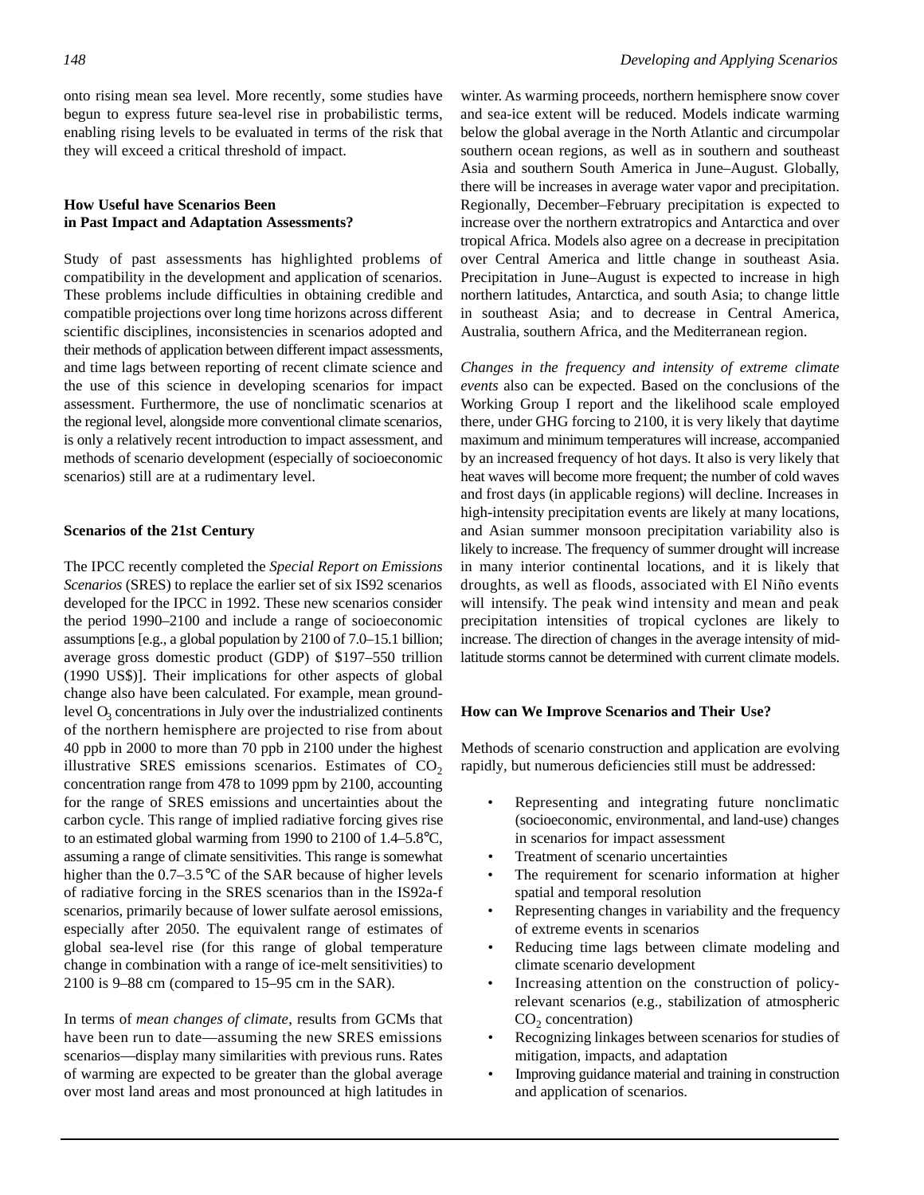onto rising mean sea level. More recently, some studies have begun to express future sea-level rise in probabilistic terms, enabling rising levels to be evaluated in terms of the risk that they will exceed a critical threshold of impact.

### How Useful have Scenarios Been in Past Impact and Adaptation Assessments?

Study of past assessments has highlighted problems of compatibility in the development and application of scenarios. These problems include difficulties in obtaining credible and compatible projections over long time horizons across different scientific disciplines, inconsistencies in scenarios adopted and their methods of application between different impact assessments, and time lags between reporting of recent climate science and the use of this science in developing scenarios for impact assessment. Furthermore, the use of nonclimatic scenarios at the regional level, alongside more conventional climate scenarios, is only a relatively recent introduction to impact assessment, and methods of scenario development (especially of socioeconomic scenarios) still are at a rudimentary level.

### Scenarios of the 21st Century

The IPCC recently completed the *Special Report on Emissions Scenarios* (SRES) to replace the earlier set of six IS92 scenarios developed for the IPCC in 1992. These new scenarios consider the period 1990–2100 and include a range of socioeconomic assumptions [e.g., a global population by 2100 of 7.0–15.1 billion; average gross domestic product (GDP) of $197–550 trillion (1990 US$)]. Their implications for other aspects of global change also have been calculated. For example, mean ground-level $O_3$ concentrations in July over the industrialized continents of the northern hemisphere are projected to rise from about 40 ppb in 2000 to more than 70 ppb in 2100 under the highest illustrative SRES emissions scenarios. Estimates of $CO_2$ concentration range from 478 to 1099 ppm by 2100, accounting for the range of SRES emissions and uncertainties about the carbon cycle. This range of implied radiative forcing gives rise to an estimated global warming from 1990 to 2100 of 1.4–5.8°C, assuming a range of climate sensitivities. This range is somewhat higher than the 0.7–3.5°C of the SAR because of higher levels of radiative forcing in the SRES scenarios than in the IS92a-f scenarios, primarily because of lower sulfate aerosol emissions, especially after 2050. The equivalent range of estimates of global sea-level rise (for this range of global temperature change in combination with a range of ice-melt sensitivities) to 2100 is 9–88 cm (compared to 15–95 cm in the SAR).

In terms of *mean changes of climate*, results from GCMs that have been run to date—assuming the new SRES emissions scenarios—display many similarities with previous runs. Rates of warming are expected to be greater than the global average over most land areas and most pronounced at high latitudes in winter. As warming proceeds, northern hemisphere snow cover and sea-ice extent will be reduced. Models indicate warming below the global average in the North Atlantic and circumpolar southern ocean regions, as well as in southern and southeast Asia and southern South America in June–August. Globally, there will be increases in average water vapor and precipitation. Regionally, December–February precipitation is expected to increase over the northern extratropics and Antarctica and over tropical Africa. Models also agree on a decrease in precipitation over Central America and little change in southeast Asia. Precipitation in June–August is expected to increase in high northern latitudes, Antarctica, and south Asia; to change little in southeast Asia; and to decrease in Central America, Australia, southern Africa, and the Mediterranean region.

*Changes in the frequency and intensity of extreme climate events* also can be expected. Based on the conclusions of the Working Group I report and the likelihood scale employed there, under GHG forcing to 2100, it is very likely that daytime maximum and minimum temperatures will increase, accompanied by an increased frequency of hot days. It also is very likely that heat waves will become more frequent; the number of cold waves and frost days (in applicable regions) will decline. Increases in high-intensity precipitation events are likely at many locations, and Asian summer monsoon precipitation variability also is likely to increase. The frequency of summer drought will increase in many interior continental locations, and it is likely that droughts, as well as floods, associated with El Niño events will intensify. The peak wind intensity and mean and peak precipitation intensities of tropical cyclones are likely to increase. The direction of changes in the average intensity of mid-latitude storms cannot be determined with current climate models.

### How can We Improve Scenarios and Their Use?

Methods of scenario construction and application are evolving rapidly, but numerous deficiencies still must be addressed:

- Representing and integrating future nonclimatic (socioeconomic, environmental, and land-use) changes in scenarios for impact assessment
- Treatment of scenario uncertainties
- The requirement for scenario information at higher spatial and temporal resolution
- Representing changes in variability and the frequency of extreme events in scenarios
- Reducing time lags between climate modeling and climate scenario development
- Increasing attention on the construction of policy-relevant scenarios (e.g., stabilization of atmospheric $CO_2$ concentration)
- Recognizing linkages between scenarios for studies of mitigation, impacts, and adaptation
- Improving guidance material and training in construction and application of scenarios.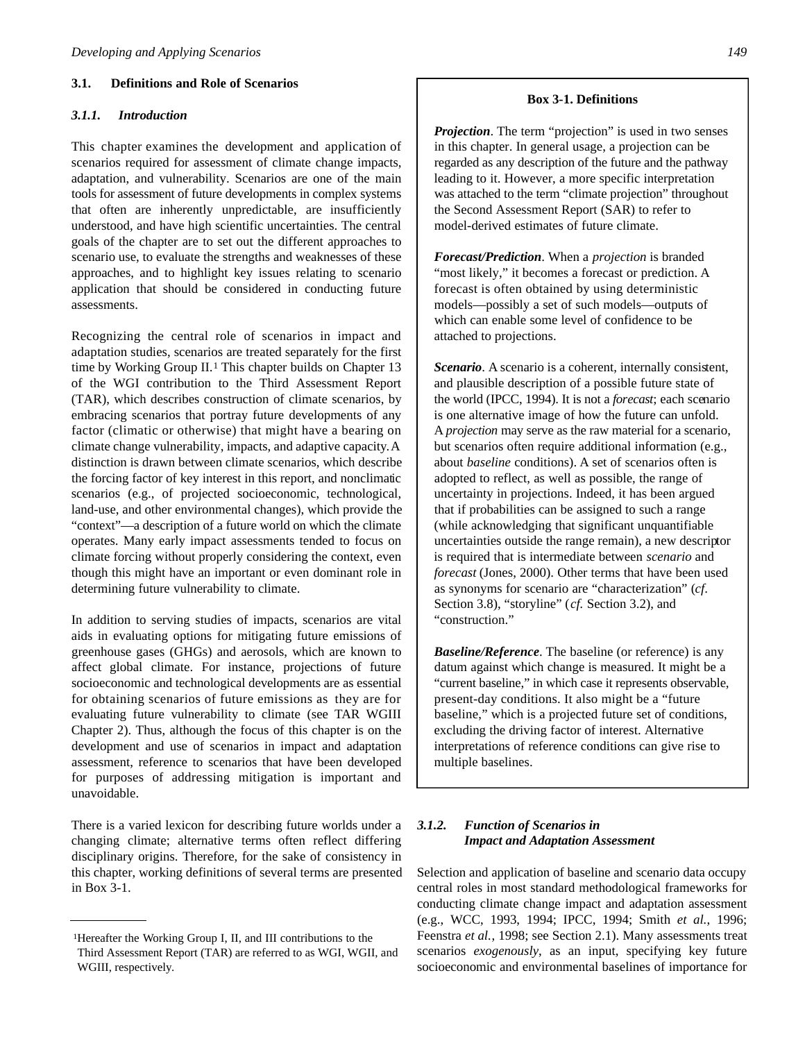## 3.1. Definitions and Role of Scenarios

### *3.1.1. Introduction*

This chapter examines the development and application of scenarios required for assessment of climate change impacts, adaptation, and vulnerability. Scenarios are one of the main tools for assessment of future developments in complex systems that often are inherently unpredictable, are insufficiently understood, and have high scientific uncertainties. The central goals of the chapter are to set out the different approaches to scenario use, to evaluate the strengths and weaknesses of these approaches, and to highlight key issues relating to scenario application that should be considered in conducting future assessments.

Recognizing the central role of scenarios in impact and adaptation studies, scenarios are treated separately for the first time by Working Group II.[1] This chapter builds on Chapter 13 of the WGI contribution to the Third Assessment Report (TAR), which describes construction of climate scenarios, by embracing scenarios that portray future developments of any factor (climatic or otherwise) that might have a bearing on climate change vulnerability, impacts, and adaptive capacity. A distinction is drawn between climate scenarios, which describe the forcing factor of key interest in this report, and nonclimatic scenarios (e.g., of projected socioeconomic, technological, land-use, and other environmental changes), which provide the "context"—a description of a future world on which the climate operates. Many early impact assessments tended to focus on climate forcing without properly considering the context, even though this might have an important or even dominant role in determining future vulnerability to climate.

In addition to serving studies of impacts, scenarios are vital aids in evaluating options for mitigating future emissions of greenhouse gases (GHGs) and aerosols, which are known to affect global climate. For instance, projections of future socioeconomic and technological developments are as essential for obtaining scenarios of future emissions as they are for evaluating future vulnerability to climate (see TAR WGIII Chapter 2). Thus, although the focus of this chapter is on the development and use of scenarios in impact and adaptation assessment, reference to scenarios that have been developed for purposes of addressing mitigation is important and unavoidable.

There is a varied lexicon for describing future worlds under a changing climate; alternative terms often reflect differing disciplinary origins. Therefore, for the sake of consistency in this chapter, working definitions of several terms are presented in Box 3-1.

> **Box 3-1. Definitions**
>
> ***Projection***. The term "projection" is used in two senses in this chapter. In general usage, a projection can be regarded as any description of the future and the pathway leading to it. However, a more specific interpretation was attached to the term "climate projection" throughout the Second Assessment Report (SAR) to refer to model-derived estimates of future climate.
>
> ***Forecast/Prediction***. When a *projection* is branded "most likely," it becomes a forecast or prediction. A forecast is often obtained by using deterministic models—possibly a set of such models—outputs of which can enable some level of confidence to be attached to projections.
>
> ***Scenario***. A scenario is a coherent, internally consistent, and plausible description of a possible future state of the world (IPCC, 1994). It is not a *forecast*; each scenario is one alternative image of how the future can unfold. A *projection* may serve as the raw material for a scenario, but scenarios often require additional information (e.g., about *baseline* conditions). A set of scenarios often is adopted to reflect, as well as possible, the range of uncertainty in projections. Indeed, it has been argued that if probabilities can be assigned to such a range (while acknowledging that significant unquantifiable uncertainties outside the range remain), a new descriptor is required that is intermediate between *scenario* and *forecast* (Jones, 2000). Other terms that have been used as synonyms for scenario are "characterization" (*cf.* Section 3.8), "storyline" (*cf.* Section 3.2), and "construction."
>
> ***Baseline/Reference***. The baseline (or reference) is any datum against which change is measured. It might be a "current baseline," in which case it represents observable, present-day conditions. It also might be a "future baseline," which is a projected future set of conditions, excluding the driving factor of interest. Alternative interpretations of reference conditions can give rise to multiple baselines.

### *3.1.2. Function of Scenarios in Impact and Adaptation Assessment*

Selection and application of baseline and scenario data occupy central roles in most standard methodological frameworks for conducting climate change impact and adaptation assessment (e.g., WCC, 1993, 1994; IPCC, 1994; Smith *et al.*, 1996; Feenstra *et al.*, 1998; see Section 2.1). Many assessments treat scenarios *exogenously*, as an input, specifying key future socioeconomic and environmental baselines of importance for

---

[1] Hereafter the Working Group I, II, and III contributions to the Third Assessment Report (TAR) are referred to as WGI, WGII, and WGIII, respectively.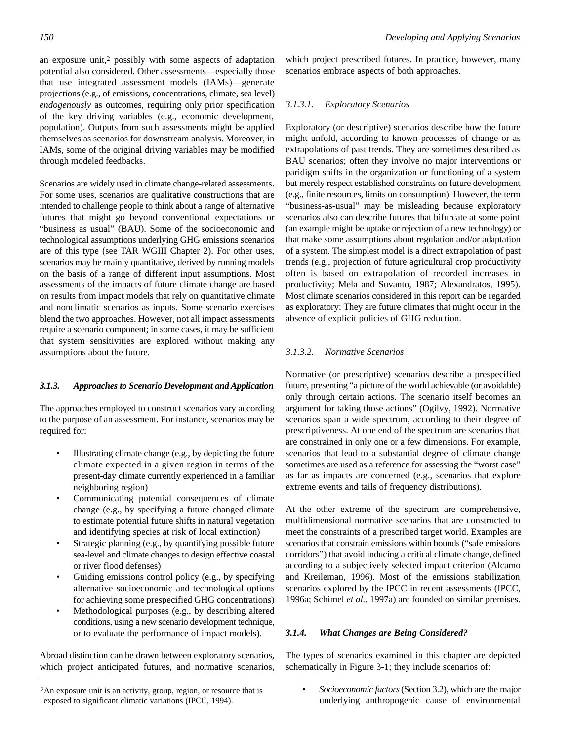an exposure unit,[2] possibly with some aspects of adaptation potential also considered. Other assessments—especially those that use integrated assessment models (IAMs)—generate projections (e.g., of emissions, concentrations, climate, sea level) *endogenously* as outcomes, requiring only prior specification of the key driving variables (e.g., economic development, population). Outputs from such assessments might be applied themselves as scenarios for downstream analysis. Moreover, in IAMs, some of the original driving variables may be modified through modeled feedbacks.

Scenarios are widely used in climate change-related assessments. For some uses, scenarios are qualitative constructions that are intended to challenge people to think about a range of alternative futures that might go beyond conventional expectations or "business as usual" (BAU). Some of the socioeconomic and technological assumptions underlying GHG emissions scenarios are of this type (see TAR WGIII Chapter 2). For other uses, scenarios may be mainly quantitative, derived by running models on the basis of a range of different input assumptions. Most assessments of the impacts of future climate change are based on results from impact models that rely on quantitative climate and nonclimatic scenarios as inputs. Some scenario exercises blend the two approaches. However, not all impact assessments require a scenario component; in some cases, it may be sufficient that system sensitivities are explored without making any assumptions about the future.

### 3.1.3. Approaches to Scenario Development and Application

The approaches employed to construct scenarios vary according to the purpose of an assessment. For instance, scenarios may be required for:

- Illustrating climate change (e.g., by depicting the future climate expected in a given region in terms of the present-day climate currently experienced in a familiar neighboring region)
- Communicating potential consequences of climate change (e.g., by specifying a future changed climate to estimate potential future shifts in natural vegetation and identifying species at risk of local extinction)
- Strategic planning (e.g., by quantifying possible future sea-level and climate changes to design effective coastal or river flood defenses)
- Guiding emissions control policy (e.g., by specifying alternative socioeconomic and technological options for achieving some prespecified GHG concentrations)
- Methodological purposes (e.g., by describing altered conditions, using a new scenario development technique, or to evaluate the performance of impact models).

Abroad distinction can be drawn between exploratory scenarios, which project anticipated futures, and normative scenarios, which project prescribed futures. In practice, however, many scenarios embrace aspects of both approaches.

#### 3.1.3.1. Exploratory Scenarios

Exploratory (or descriptive) scenarios describe how the future might unfold, according to known processes of change or as extrapolations of past trends. They are sometimes described as BAU scenarios; often they involve no major interventions or paridigm shifts in the organization or functioning of a system but merely respect established constraints on future development (e.g., finite resources, limits on consumption). However, the term "business-as-usual" may be misleading because exploratory scenarios also can describe futures that bifurcate at some point (an example might be uptake or rejection of a new technology) or that make some assumptions about regulation and/or adaptation of a system. The simplest model is a direct extrapolation of past trends (e.g., projection of future agricultural crop productivity often is based on extrapolation of recorded increases in productivity; Mela and Suvanto, 1987; Alexandratos, 1995). Most climate scenarios considered in this report can be regarded as exploratory: They are future climates that might occur in the absence of explicit policies of GHG reduction.

#### 3.1.3.2. Normative Scenarios

Normative (or prescriptive) scenarios describe a prespecified future, presenting "a picture of the world achievable (or avoidable) only through certain actions. The scenario itself becomes an argument for taking those actions" (Ogilvy, 1992). Normative scenarios span a wide spectrum, according to their degree of prescriptiveness. At one end of the spectrum are scenarios that are constrained in only one or a few dimensions. For example, scenarios that lead to a substantial degree of climate change sometimes are used as a reference for assessing the "worst case" as far as impacts are concerned (e.g., scenarios that explore extreme events and tails of frequency distributions).

At the other extreme of the spectrum are comprehensive, multidimensional normative scenarios that are constructed to meet the constraints of a prescribed target world. Examples are scenarios that constrain emissions within bounds ("safe emissions corridors") that avoid inducing a critical climate change, defined according to a subjectively selected impact criterion (Alcamo and Kreileman, 1996). Most of the emissions stabilization scenarios explored by the IPCC in recent assessments (IPCC, 1996a; Schimel *et al.*, 1997a) are founded on similar premises.

### 3.1.4. What Changes are Being Considered?

The types of scenarios examined in this chapter are depicted schematically in Figure 3-1; they include scenarios of:

- *Socioeconomic factors* (Section 3.2), which are the major underlying anthropogenic cause of environmental

[2] An exposure unit is an activity, group, region, or resource that is exposed to significant climatic variations (IPCC, 1994).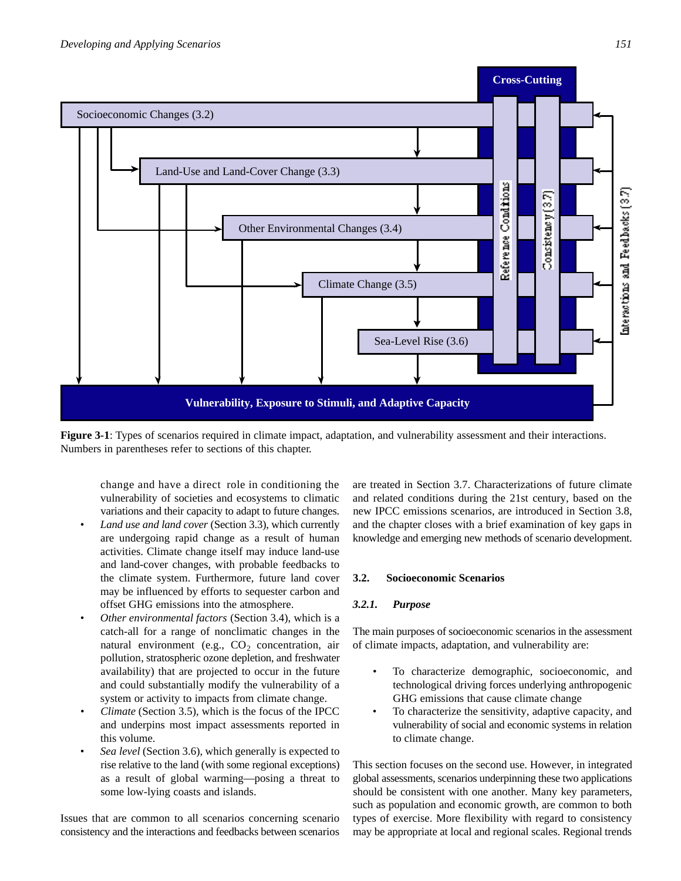Cross-Cutting

Socioeconomic Changes (3.2)

Land-Use and Land-Cover Change (3.3)

Other Environmental Changes (3.4)

Climate Change (3.5)

Sea-Level Rise (3.6)

Reference Conditions

Consistency (3.7)

Interactions and Feedbacks (3.7)

Vulnerability, Exposure to Stimuli, and Adaptive Capacity

**Figure 3-1**: Types of scenarios required in climate impact, adaptation, and vulnerability assessment and their interactions. Numbers in parentheses refer to sections of this chapter.

change and have a direct role in conditioning the vulnerability of societies and ecosystems to climatic variations and their capacity to adapt to future changes.

- *Land use and land cover* (Section 3.3), which currently are undergoing rapid change as a result of human activities. Climate change itself may induce land-use and land-cover changes, with probable feedbacks to the climate system. Furthermore, future land cover may be influenced by efforts to sequester carbon and offset GHG emissions into the atmosphere.
- *Other environmental factors* (Section 3.4), which is a catch-all for a range of nonclimatic changes in the natural environment (e.g., $CO_2$ concentration, air pollution, stratospheric ozone depletion, and freshwater availability) that are projected to occur in the future and could substantially modify the vulnerability of a system or activity to impacts from climate change.
- *Climate* (Section 3.5), which is the focus of the IPCC and underpins most impact assessments reported in this volume.
- *Sea level* (Section 3.6), which generally is expected to rise relative to the land (with some regional exceptions) as a result of global warming—posing a threat to some low-lying coasts and islands.

Issues that are common to all scenarios concerning scenario consistency and the interactions and feedbacks between scenarios are treated in Section 3.7. Characterizations of future climate and related conditions during the 21st century, based on the new IPCC emissions scenarios, are introduced in Section 3.8, and the chapter closes with a brief examination of key gaps in knowledge and emerging new methods of scenario development.

## 3.2. Socioeconomic Scenarios

### *3.2.1. Purpose*

The main purposes of socioeconomic scenarios in the assessment of climate impacts, adaptation, and vulnerability are:

- To characterize demographic, socioeconomic, and technological driving forces underlying anthropogenic GHG emissions that cause climate change
- To characterize the sensitivity, adaptive capacity, and vulnerability of social and economic systems in relation to climate change.

This section focuses on the second use. However, in integrated global assessments, scenarios underpinning these two applications should be consistent with one another. Many key parameters, such as population and economic growth, are common to both types of exercise. More flexibility with regard to consistency may be appropriate at local and regional scales. Regional trends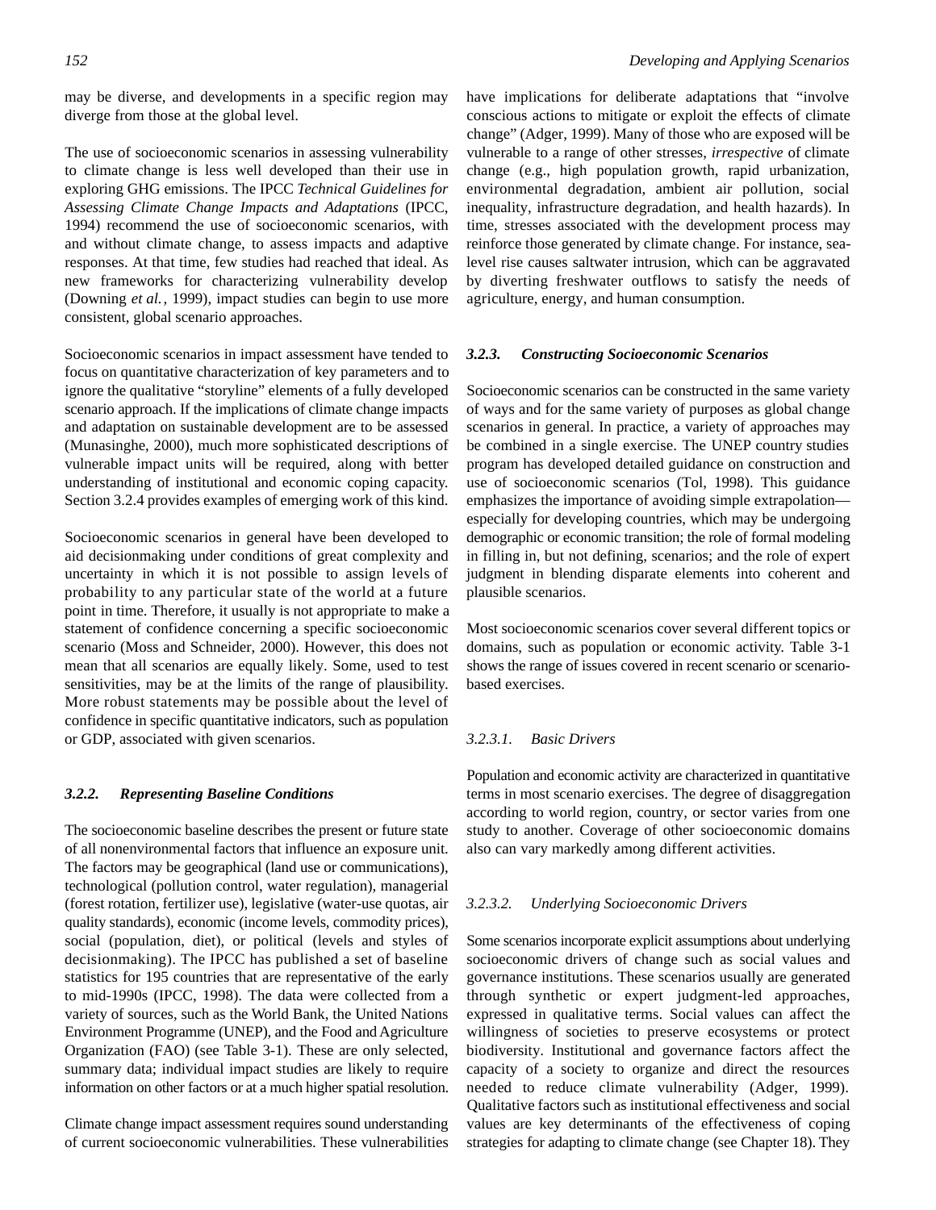may be diverse, and developments in a specific region may diverge from those at the global level.

The use of socioeconomic scenarios in assessing vulnerability to climate change is less well developed than their use in exploring GHG emissions. The IPCC *Technical Guidelines for Assessing Climate Change Impacts and Adaptations* (IPCC, 1994) recommend the use of socioeconomic scenarios, with and without climate change, to assess impacts and adaptive responses. At that time, few studies had reached that ideal. As new frameworks for characterizing vulnerability develop (Downing *et al.*, 1999), impact studies can begin to use more consistent, global scenario approaches.

Socioeconomic scenarios in impact assessment have tended to focus on quantitative characterization of key parameters and to ignore the qualitative "storyline" elements of a fully developed scenario approach. If the implications of climate change impacts and adaptation on sustainable development are to be assessed (Munasinghe, 2000), much more sophisticated descriptions of vulnerable impact units will be required, along with better understanding of institutional and economic coping capacity. Section 3.2.4 provides examples of emerging work of this kind.

Socioeconomic scenarios in general have been developed to aid decisionmaking under conditions of great complexity and uncertainty in which it is not possible to assign levels of probability to any particular state of the world at a future point in time. Therefore, it usually is not appropriate to make a statement of confidence concerning a specific socioeconomic scenario (Moss and Schneider, 2000). However, this does not mean that all scenarios are equally likely. Some, used to test sensitivities, may be at the limits of the range of plausibility. More robust statements may be possible about the level of confidence in specific quantitative indicators, such as population or GDP, associated with given scenarios.

### *3.2.2. Representing Baseline Conditions*

The socioeconomic baseline describes the present or future state of all nonenvironmental factors that influence an exposure unit. The factors may be geographical (land use or communications), technological (pollution control, water regulation), managerial (forest rotation, fertilizer use), legislative (water-use quotas, air quality standards), economic (income levels, commodity prices), social (population, diet), or political (levels and styles of decisionmaking). The IPCC has published a set of baseline statistics for 195 countries that are representative of the early to mid-1990s (IPCC, 1998). The data were collected from a variety of sources, such as the World Bank, the United Nations Environment Programme (UNEP), and the Food and Agriculture Organization (FAO) (see Table 3-1). These are only selected, summary data; individual impact studies are likely to require information on other factors or at a much higher spatial resolution.

Climate change impact assessment requires sound understanding of current socioeconomic vulnerabilities. These vulnerabilities have implications for deliberate adaptations that "involve conscious actions to mitigate or exploit the effects of climate change" (Adger, 1999). Many of those who are exposed will be vulnerable to a range of other stresses, *irrespective* of climate change (e.g., high population growth, rapid urbanization, environmental degradation, ambient air pollution, social inequality, infrastructure degradation, and health hazards). In time, stresses associated with the development process may reinforce those generated by climate change. For instance, sea-level rise causes saltwater intrusion, which can be aggravated by diverting freshwater outflows to satisfy the needs of agriculture, energy, and human consumption.

### *3.2.3. Constructing Socioeconomic Scenarios*

Socioeconomic scenarios can be constructed in the same variety of ways and for the same variety of purposes as global change scenarios in general. In practice, a variety of approaches may be combined in a single exercise. The UNEP country studies program has developed detailed guidance on construction and use of socioeconomic scenarios (Tol, 1998). This guidance emphasizes the importance of avoiding simple extrapolation—especially for developing countries, which may be undergoing demographic or economic transition; the role of formal modeling in filling in, but not defining, scenarios; and the role of expert judgment in blending disparate elements into coherent and plausible scenarios.

Most socioeconomic scenarios cover several different topics or domains, such as population or economic activity. Table 3-1 shows the range of issues covered in recent scenario or scenario-based exercises.

#### *3.2.3.1. Basic Drivers*

Population and economic activity are characterized in quantitative terms in most scenario exercises. The degree of disaggregation according to world region, country, or sector varies from one study to another. Coverage of other socioeconomic domains also can vary markedly among different activities.

#### *3.2.3.2. Underlying Socioeconomic Drivers*

Some scenarios incorporate explicit assumptions about underlying socioeconomic drivers of change such as social values and governance institutions. These scenarios usually are generated through synthetic or expert judgment-led approaches, expressed in qualitative terms. Social values can affect the willingness of societies to preserve ecosystems or protect biodiversity. Institutional and governance factors affect the capacity of a society to organize and direct the resources needed to reduce climate vulnerability (Adger, 1999). Qualitative factors such as institutional effectiveness and social values are key determinants of the effectiveness of coping strategies for adapting to climate change (see Chapter 18). They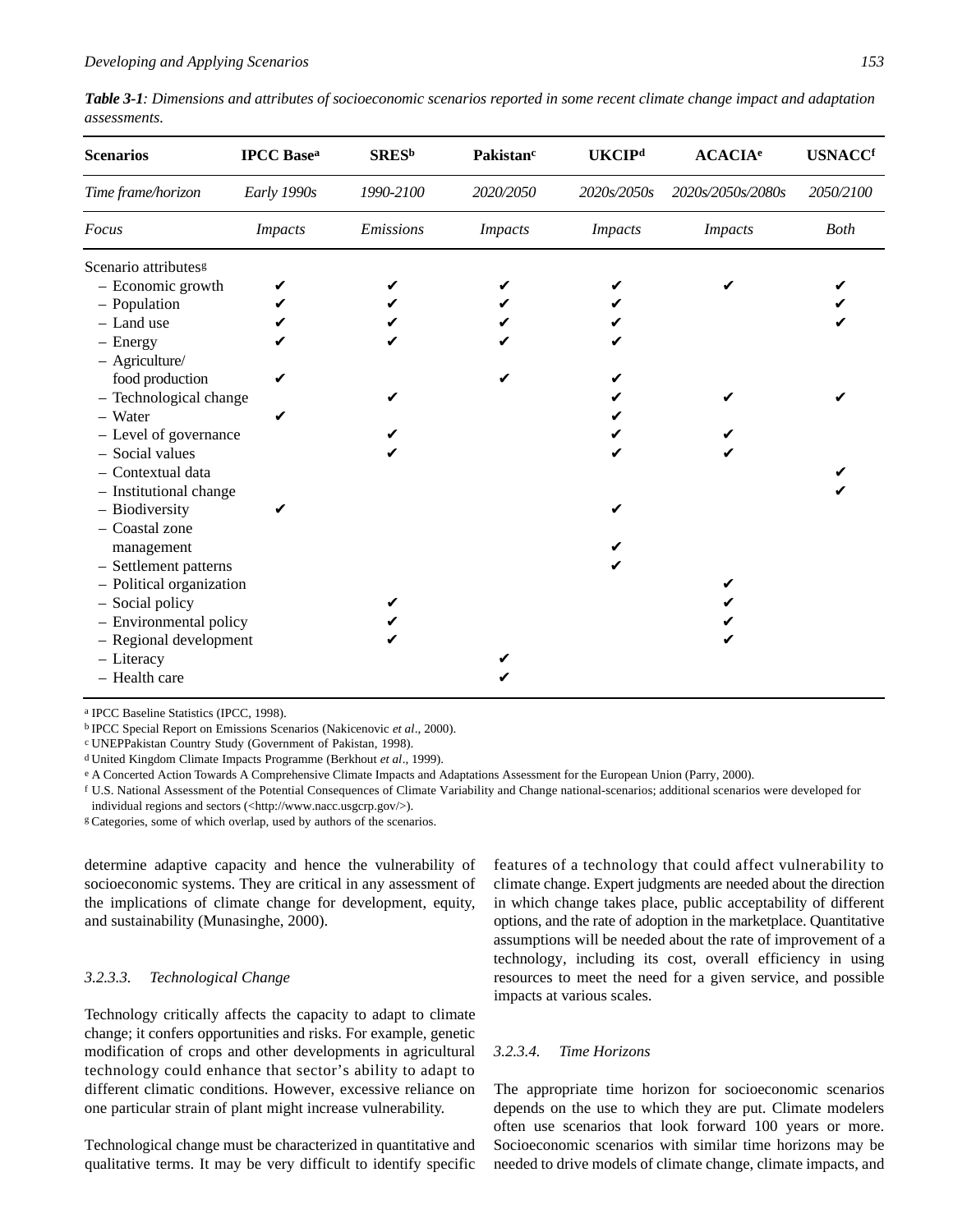***Table 3-1****: Dimensions and attributes of socioeconomic scenarios reported in some recent climate change impact and adaptation assessments.*

| Scenarios | IPCC Base[a] | SRES[b] | Pakistan[c] | UKCIP[d] | ACACIA[e] | USNACC[f] |
|---|---|---|---|---|---|---|
| *Time frame/horizon* | *Early 1990s* | *1990-2100* | *2020/2050* | *2020s/2050s* | *2020s/2050s/2080s* | *2050/2100* |
| *Focus* | *Impacts* | *Emissions* | *Impacts* | *Impacts* | *Impacts* | *Both* |
| Scenario attributes[g] | | | | | | |
| – Economic growth | ✔ | ✔ | ✔ | ✔ | ✔ | ✔ |
| – Population | ✔ | ✔ | ✔ | ✔ | | ✔ |
| – Land use | ✔ | ✔ | ✔ | ✔ | | ✔ |
| – Energy | ✔ | ✔ | ✔ | ✔ | | |
| – Agriculture/ food production | ✔ | | ✔ | ✔ | | |
| – Technological change | | ✔ | | ✔ | ✔ | ✔ |
| – Water | ✔ | | | ✔ | | |
| – Level of governance | | ✔ | | ✔ | ✔ | |
| – Social values | | ✔ | | ✔ | ✔ | |
| – Contextual data | | | | | | ✔ |
| – Institutional change | | | | | | ✔ |
| – Biodiversity | ✔ | | | ✔ | | |
| – Coastal zone management | | | | ✔ | | |
| – Settlement patterns | | | | ✔ | | |
| – Political organization | | | | | ✔ | |
| – Social policy | | ✔ | | | ✔ | |
| – Environmental policy | | ✔ | | | ✔ | |
| – Regional development | | ✔ | | | ✔ | |
| – Literacy | | | ✔ | | | |
| – Health care | | | ✔ | | | |

[a] IPCC Baseline Statistics (IPCC, 1998).
[b] IPCC Special Report on Emissions Scenarios (Nakicenovic *et al*., 2000).
[c] UNEPPakistan Country Study (Government of Pakistan, 1998).
[d] United Kingdom Climate Impacts Programme (Berkhout *et al*., 1999).
[e] A Concerted Action Towards A Comprehensive Climate Impacts and Adaptations Assessment for the European Union (Parry, 2000).
[f] U.S. National Assessment of the Potential Consequences of Climate Variability and Change national-scenarios; additional scenarios were developed for individual regions and sectors (<http://www.nacc.usgcrp.gov/>).
[g] Categories, some of which overlap, used by authors of the scenarios.

determine adaptive capacity and hence the vulnerability of socioeconomic systems. They are critical in any assessment of the implications of climate change for development, equity, and sustainability (Munasinghe, 2000).

#### 3.2.3.3. *Technological Change*

Technology critically affects the capacity to adapt to climate change; it confers opportunities and risks. For example, genetic modification of crops and other developments in agricultural technology could enhance that sector's ability to adapt to different climatic conditions. However, excessive reliance on one particular strain of plant might increase vulnerability.

Technological change must be characterized in quantitative and qualitative terms. It may be very difficult to identify specific features of a technology that could affect vulnerability to climate change. Expert judgments are needed about the direction in which change takes place, public acceptability of different options, and the rate of adoption in the marketplace. Quantitative assumptions will be needed about the rate of improvement of a technology, including its cost, overall efficiency in using resources to meet the need for a given service, and possible impacts at various scales.

#### 3.2.3.4. *Time Horizons*

The appropriate time horizon for socioeconomic scenarios depends on the use to which they are put. Climate modelers often use scenarios that look forward 100 years or more. Socioeconomic scenarios with similar time horizons may be needed to drive models of climate change, climate impacts, and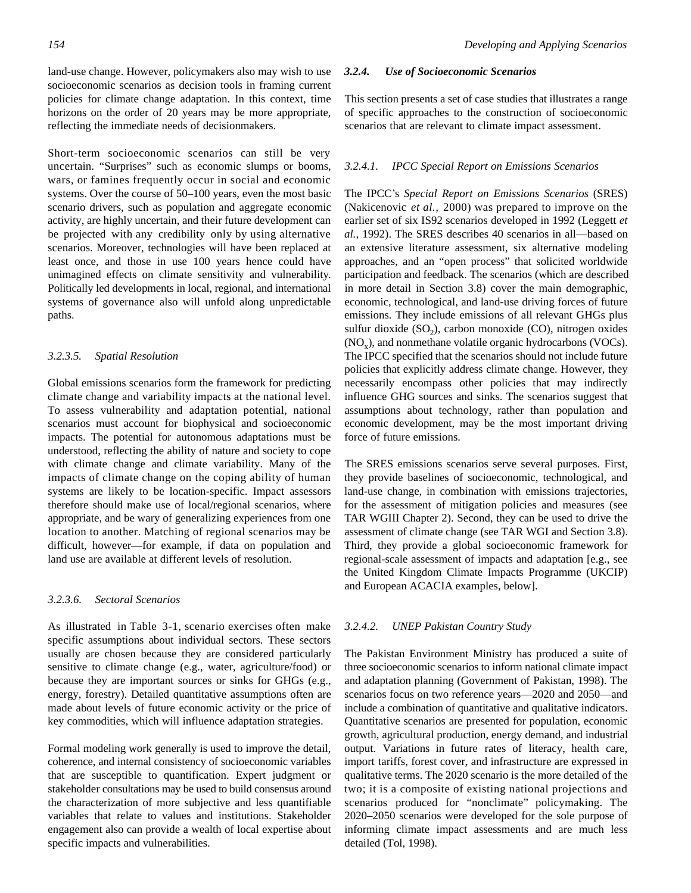land-use change. However, policymakers also may wish to use socioeconomic scenarios as decision tools in framing current policies for climate change adaptation. In this context, time horizons on the order of 20 years may be more appropriate, reflecting the immediate needs of decisionmakers.

Short-term socioeconomic scenarios can still be very uncertain. "Surprises" such as economic slumps or booms, wars, or famines frequently occur in social and economic systems. Over the course of 50–100 years, even the most basic scenario drivers, such as population and aggregate economic activity, are highly uncertain, and their future development can be projected with any credibility only by using alternative scenarios. Moreover, technologies will have been replaced at least once, and those in use 100 years hence could have unimagined effects on climate sensitivity and vulnerability. Politically led developments in local, regional, and international systems of governance also will unfold along unpredictable paths.

#### *3.2.3.5. Spatial Resolution*

Global emissions scenarios form the framework for predicting climate change and variability impacts at the national level. To assess vulnerability and adaptation potential, national scenarios must account for biophysical and socioeconomic impacts. The potential for autonomous adaptations must be understood, reflecting the ability of nature and society to cope with climate change and climate variability. Many of the impacts of climate change on the coping ability of human systems are likely to be location-specific. Impact assessors therefore should make use of local/regional scenarios, where appropriate, and be wary of generalizing experiences from one location to another. Matching of regional scenarios may be difficult, however—for example, if data on population and land use are available at different levels of resolution.

#### *3.2.3.6. Sectoral Scenarios*

As illustrated in Table 3-1, scenario exercises often make specific assumptions about individual sectors. These sectors usually are chosen because they are considered particularly sensitive to climate change (e.g., water, agriculture/food) or because they are important sources or sinks for GHGs (e.g., energy, forestry). Detailed quantitative assumptions often are made about levels of future economic activity or the price of key commodities, which will influence adaptation strategies.

Formal modeling work generally is used to improve the detail, coherence, and internal consistency of socioeconomic variables that are susceptible to quantification. Expert judgment or stakeholder consultations may be used to build consensus around the characterization of more subjective and less quantifiable variables that relate to values and institutions. Stakeholder engagement also can provide a wealth of local expertise about specific impacts and vulnerabilities.

### ***3.2.4. Use of Socioeconomic Scenarios***

This section presents a set of case studies that illustrates a range of specific approaches to the construction of socioeconomic scenarios that are relevant to climate impact assessment.

#### *3.2.4.1. IPCC Special Report on Emissions Scenarios*

The IPCC's *Special Report on Emissions Scenarios* (SRES) (Nakicenovic *et al.,* 2000) was prepared to improve on the earlier set of six IS92 scenarios developed in 1992 (Leggett *et al.,* 1992). The SRES describes 40 scenarios in all—based on an extensive literature assessment, six alternative modeling approaches, and an "open process" that solicited worldwide participation and feedback. The scenarios (which are described in more detail in Section 3.8) cover the main demographic, economic, technological, and land-use driving forces of future emissions. They include emissions of all relevant GHGs plus sulfur dioxide ($SO_2$), carbon monoxide (CO), nitrogen oxides ($NO_x$), and nonmethane volatile organic hydrocarbons (VOCs). The IPCC specified that the scenarios should not include future policies that explicitly address climate change. However, they necessarily encompass other policies that may indirectly influence GHG sources and sinks. The scenarios suggest that assumptions about technology, rather than population and economic development, may be the most important driving force of future emissions.

The SRES emissions scenarios serve several purposes. First, they provide baselines of socioeconomic, technological, and land-use change, in combination with emissions trajectories, for the assessment of mitigation policies and measures (see TAR WGIII Chapter 2). Second, they can be used to drive the assessment of climate change (see TAR WGI and Section 3.8). Third, they provide a global socioeconomic framework for regional-scale assessment of impacts and adaptation [e.g., see the United Kingdom Climate Impacts Programme (UKCIP) and European ACACIA examples, below].

#### *3.2.4.2. UNEP Pakistan Country Study*

The Pakistan Environment Ministry has produced a suite of three socioeconomic scenarios to inform national climate impact and adaptation planning (Government of Pakistan, 1998). The scenarios focus on two reference years—2020 and 2050—and include a combination of quantitative and qualitative indicators. Quantitative scenarios are presented for population, economic growth, agricultural production, energy demand, and industrial output. Variations in future rates of literacy, health care, import tariffs, forest cover, and infrastructure are expressed in qualitative terms. The 2020 scenario is the more detailed of the two; it is a composite of existing national projections and scenarios produced for "nonclimate" policymaking. The 2020–2050 scenarios were developed for the sole purpose of informing climate impact assessments and are much less detailed (Tol, 1998).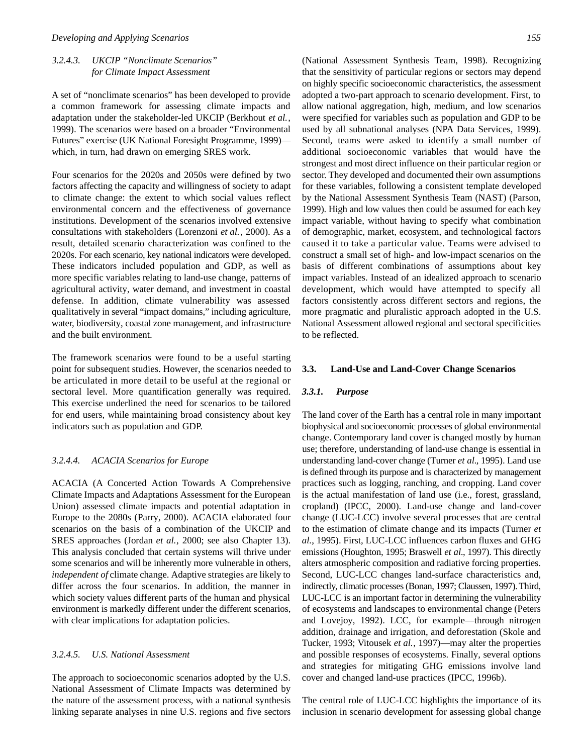#### 3.2.4.3. UKCIP "Nonclimate Scenarios" for Climate Impact Assessment

A set of "nonclimate scenarios" has been developed to provide a common framework for assessing climate impacts and adaptation under the stakeholder-led UKCIP (Berkhout *et al.*, 1999). The scenarios were based on a broader "Environmental Futures" exercise (UK National Foresight Programme, 1999)—which, in turn, had drawn on emerging SRES work.

Four scenarios for the 2020s and 2050s were defined by two factors affecting the capacity and willingness of society to adapt to climate change: the extent to which social values reflect environmental concern and the effectiveness of governance institutions. Development of the scenarios involved extensive consultations with stakeholders (Lorenzoni *et al.*, 2000). As a result, detailed scenario characterization was confined to the 2020s. For each scenario, key national indicators were developed. These indicators included population and GDP, as well as more specific variables relating to land-use change, patterns of agricultural activity, water demand, and investment in coastal defense. In addition, climate vulnerability was assessed qualitatively in several "impact domains," including agriculture, water, biodiversity, coastal zone management, and infrastructure and the built environment.

The framework scenarios were found to be a useful starting point for subsequent studies. However, the scenarios needed to be articulated in more detail to be useful at the regional or sectoral level. More quantification generally was required. This exercise underlined the need for scenarios to be tailored for end users, while maintaining broad consistency about key indicators such as population and GDP.

#### 3.2.4.4. ACACIA Scenarios for Europe

ACACIA (A Concerted Action Towards A Comprehensive Climate Impacts and Adaptations Assessment for the European Union) assessed climate impacts and potential adaptation in Europe to the 2080s (Parry, 2000). ACACIA elaborated four scenarios on the basis of a combination of the UKCIP and SRES approaches (Jordan *et al.*, 2000; see also Chapter 13). This analysis concluded that certain systems will thrive under some scenarios and will be inherently more vulnerable in others, *independent of* climate change. Adaptive strategies are likely to differ across the four scenarios. In addition, the manner in which society values different parts of the human and physical environment is markedly different under the different scenarios, with clear implications for adaptation policies.

#### 3.2.4.5. U.S. National Assessment

The approach to socioeconomic scenarios adopted by the U.S. National Assessment of Climate Impacts was determined by the nature of the assessment process, with a national synthesis linking separate analyses in nine U.S. regions and five sectors (National Assessment Synthesis Team, 1998). Recognizing that the sensitivity of particular regions or sectors may depend on highly specific socioeconomic characteristics, the assessment adopted a two-part approach to scenario development. First, to allow national aggregation, high, medium, and low scenarios were specified for variables such as population and GDP to be used by all subnational analyses (NPA Data Services, 1999). Second, teams were asked to identify a small number of additional socioeconomic variables that would have the strongest and most direct influence on their particular region or sector. They developed and documented their own assumptions for these variables, following a consistent template developed by the National Assessment Synthesis Team (NAST) (Parson, 1999). High and low values then could be assumed for each key impact variable, without having to specify what combination of demographic, market, ecosystem, and technological factors caused it to take a particular value. Teams were advised to construct a small set of high- and low-impact scenarios on the basis of different combinations of assumptions about key impact variables. Instead of an idealized approach to scenario development, which would have attempted to specify all factors consistently across different sectors and regions, the more pragmatic and pluralistic approach adopted in the U.S. National Assessment allowed regional and sectoral specificities to be reflected.

## 3.3. Land-Use and Land-Cover Change Scenarios

### 3.3.1. *Purpose*

The land cover of the Earth has a central role in many important biophysical and socioeconomic processes of global environmental change. Contemporary land cover is changed mostly by human use; therefore, understanding of land-use change is essential in understanding land-cover change (Turner *et al*., 1995). Land use is defined through its purpose and is characterized by management practices such as logging, ranching, and cropping. Land cover is the actual manifestation of land use (i.e., forest, grassland, cropland) (IPCC, 2000). Land-use change and land-cover change (LUC-LCC) involve several processes that are central to the estimation of climate change and its impacts (Turner *et al.*, 1995). First, LUC-LCC influences carbon fluxes and GHG emissions (Houghton, 1995; Braswell *et al*., 1997). This directly alters atmospheric composition and radiative forcing properties. Second, LUC-LCC changes land-surface characteristics and, indirectly, climatic processes (Bonan, 1997; Claussen, 1997). Third, LUC-LCC is an important factor in determining the vulnerability of ecosystems and landscapes to environmental change (Peters and Lovejoy, 1992). LCC, for example—through nitrogen addition, drainage and irrigation, and deforestation (Skole and Tucker, 1993; Vitousek *et al.*, 1997)—may alter the properties and possible responses of ecosystems. Finally, several options and strategies for mitigating GHG emissions involve land cover and changed land-use practices (IPCC, 1996b).

The central role of LUC-LCC highlights the importance of its inclusion in scenario development for assessing global change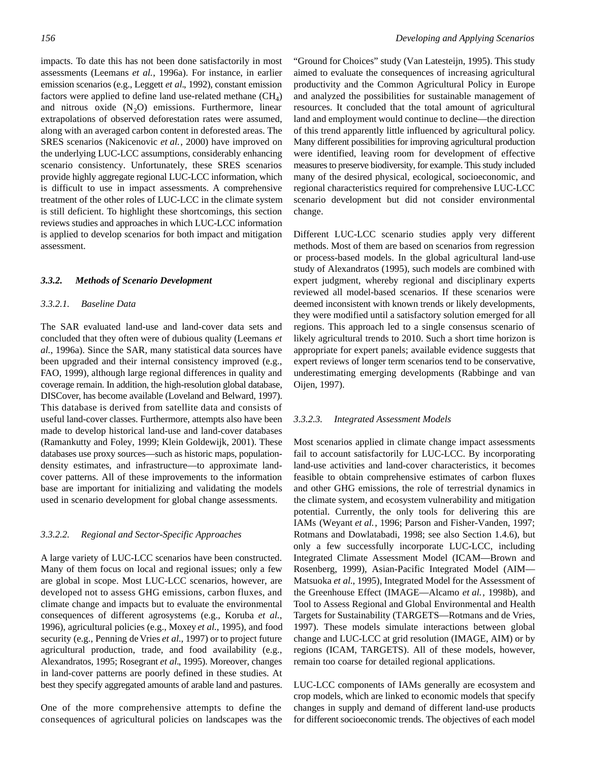impacts. To date this has not been done satisfactorily in most assessments (Leemans *et al.*, 1996a). For instance, in earlier emission scenarios (e.g., Leggett *et al*., 1992), constant emission factors were applied to define land use-related methane ($CH_4$) and nitrous oxide ($N_2O$) emissions. Furthermore, linear extrapolations of observed deforestation rates were assumed, along with an averaged carbon content in deforested areas. The SRES scenarios (Nakicenovic *et al.*, 2000) have improved on the underlying LUC-LCC assumptions, considerably enhancing scenario consistency. Unfortunately, these SRES scenarios provide highly aggregate regional LUC-LCC information, which is difficult to use in impact assessments. A comprehensive treatment of the other roles of LUC-LCC in the climate system is still deficient. To highlight these shortcomings, this section reviews studies and approaches in which LUC-LCC information is applied to develop scenarios for both impact and mitigation assessment.

### *3.3.2. Methods of Scenario Development*

#### *3.3.2.1. Baseline Data*

The SAR evaluated land-use and land-cover data sets and concluded that they often were of dubious quality (Leemans *et al.*, 1996a). Since the SAR, many statistical data sources have been upgraded and their internal consistency improved (e.g., FAO, 1999), although large regional differences in quality and coverage remain. In addition, the high-resolution global database, DISCover, has become available (Loveland and Belward, 1997). This database is derived from satellite data and consists of useful land-cover classes. Furthermore, attempts also have been made to develop historical land-use and land-cover databases (Ramankutty and Foley, 1999; Klein Goldewijk, 2001). These databases use proxy sources—such as historic maps, population-density estimates, and infrastructure—to approximate land-cover patterns. All of these improvements to the information base are important for initializing and validating the models used in scenario development for global change assessments.

#### *3.3.2.2. Regional and Sector-Specific Approaches*

A large variety of LUC-LCC scenarios have been constructed. Many of them focus on local and regional issues; only a few are global in scope. Most LUC-LCC scenarios, however, are developed not to assess GHG emissions, carbon fluxes, and climate change and impacts but to evaluate the environmental consequences of different agrosystems (e.g., Koruba *et al.*, 1996), agricultural policies (e.g., Moxey *et al.*, 1995), and food security (e.g., Penning de Vries *et al.*, 1997) or to project future agricultural production, trade, and food availability (e.g., Alexandratos, 1995; Rosegrant *et al*., 1995). Moreover, changes in land-cover patterns are poorly defined in these studies. At best they specify aggregated amounts of arable land and pastures.

One of the more comprehensive attempts to define the consequences of agricultural policies on landscapes was the "Ground for Choices" study (Van Latesteijn, 1995). This study aimed to evaluate the consequences of increasing agricultural productivity and the Common Agricultural Policy in Europe and analyzed the possibilities for sustainable management of resources. It concluded that the total amount of agricultural land and employment would continue to decline—the direction of this trend apparently little influenced by agricultural policy. Many different possibilities for improving agricultural production were identified, leaving room for development of effective measures to preserve biodiversity, for example. This study included many of the desired physical, ecological, socioeconomic, and regional characteristics required for comprehensive LUC-LCC scenario development but did not consider environmental change.

Different LUC-LCC scenario studies apply very different methods. Most of them are based on scenarios from regression or process-based models. In the global agricultural land-use study of Alexandratos (1995), such models are combined with expert judgment, whereby regional and disciplinary experts reviewed all model-based scenarios. If these scenarios were deemed inconsistent with known trends or likely developments, they were modified until a satisfactory solution emerged for all regions. This approach led to a single consensus scenario of likely agricultural trends to 2010. Such a short time horizon is appropriate for expert panels; available evidence suggests that expert reviews of longer term scenarios tend to be conservative, underestimating emerging developments (Rabbinge and van Oijen, 1997).

#### *3.3.2.3. Integrated Assessment Models*

Most scenarios applied in climate change impact assessments fail to account satisfactorily for LUC-LCC. By incorporating land-use activities and land-cover characteristics, it becomes feasible to obtain comprehensive estimates of carbon fluxes and other GHG emissions, the role of terrestrial dynamics in the climate system, and ecosystem vulnerability and mitigation potential. Currently, the only tools for delivering this are IAMs (Weyant *et al.*, 1996; Parson and Fisher-Vanden, 1997; Rotmans and Dowlatabadi, 1998; see also Section 1.4.6), but only a few successfully incorporate LUC-LCC, including Integrated Climate Assessment Model (ICAM—Brown and Rosenberg, 1999), Asian-Pacific Integrated Model (AIM—Matsuoka *et al.*, 1995), Integrated Model for the Assessment of the Greenhouse Effect (IMAGE—Alcamo *et al.*, 1998b), and Tool to Assess Regional and Global Environmental and Health Targets for Sustainability (TARGETS—Rotmans and de Vries, 1997). These models simulate interactions between global change and LUC-LCC at grid resolution (IMAGE, AIM) or by regions (ICAM, TARGETS). All of these models, however, remain too coarse for detailed regional applications.

LUC-LCC components of IAMs generally are ecosystem and crop models, which are linked to economic models that specify changes in supply and demand of different land-use products for different socioeconomic trends. The objectives of each model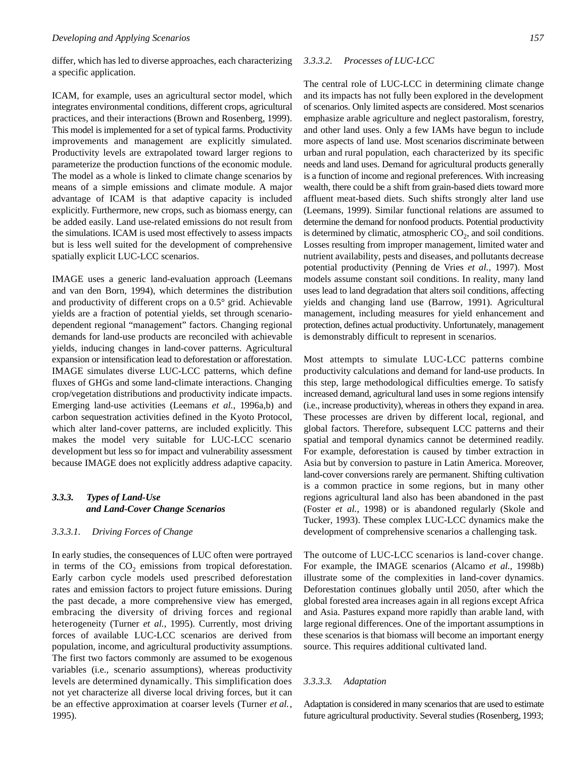differ, which has led to diverse approaches, each characterizing a specific application.

ICAM, for example, uses an agricultural sector model, which integrates environmental conditions, different crops, agricultural practices, and their interactions (Brown and Rosenberg, 1999). This model is implemented for a set of typical farms. Productivity improvements and management are explicitly simulated. Productivity levels are extrapolated toward larger regions to parameterize the production functions of the economic module. The model as a whole is linked to climate change scenarios by means of a simple emissions and climate module. A major advantage of ICAM is that adaptive capacity is included explicitly. Furthermore, new crops, such as biomass energy, can be added easily. Land use-related emissions do not result from the simulations. ICAM is used most effectively to assess impacts but is less well suited for the development of comprehensive spatially explicit LUC-LCC scenarios.

IMAGE uses a generic land-evaluation approach (Leemans and van den Born, 1994), which determines the distribution and productivity of different crops on a 0.5° grid. Achievable yields are a fraction of potential yields, set through scenario-dependent regional "management" factors. Changing regional demands for land-use products are reconciled with achievable yields, inducing changes in land-cover patterns. Agricultural expansion or intensification lead to deforestation or afforestation. IMAGE simulates diverse LUC-LCC patterns, which define fluxes of GHGs and some land-climate interactions. Changing crop/vegetation distributions and productivity indicate impacts. Emerging land-use activities (Leemans *et al.*, 1996a,b) and carbon sequestration activities defined in the Kyoto Protocol, which alter land-cover patterns, are included explicitly. This makes the model very suitable for LUC-LCC scenario development but less so for impact and vulnerability assessment because IMAGE does not explicitly address adaptive capacity.

### *3.3.3. Types of Land-Use and Land-Cover Change Scenarios*

#### *3.3.3.1. Driving Forces of Change*

In early studies, the consequences of LUC often were portrayed in terms of the $CO_2$ emissions from tropical deforestation. Early carbon cycle models used prescribed deforestation rates and emission factors to project future emissions. During the past decade, a more comprehensive view has emerged, embracing the diversity of driving forces and regional heterogeneity (Turner *et al.*, 1995). Currently, most driving forces of available LUC-LCC scenarios are derived from population, income, and agricultural productivity assumptions. The first two factors commonly are assumed to be exogenous variables (i.e., scenario assumptions), whereas productivity levels are determined dynamically. This simplification does not yet characterize all diverse local driving forces, but it can be an effective approximation at coarser levels (Turner *et al.*, 1995).

#### *3.3.3.2. Processes of LUC-LCC*

The central role of LUC-LCC in determining climate change and its impacts has not fully been explored in the development of scenarios. Only limited aspects are considered. Most scenarios emphasize arable agriculture and neglect pastoralism, forestry, and other land uses. Only a few IAMs have begun to include more aspects of land use. Most scenarios discriminate between urban and rural population, each characterized by its specific needs and land uses. Demand for agricultural products generally is a function of income and regional preferences. With increasing wealth, there could be a shift from grain-based diets toward more affluent meat-based diets. Such shifts strongly alter land use (Leemans, 1999). Similar functional relations are assumed to determine the demand for nonfood products. Potential productivity is determined by climatic, atmospheric $CO_2$, and soil conditions. Losses resulting from improper management, limited water and nutrient availability, pests and diseases, and pollutants decrease potential productivity (Penning de Vries *et al.*, 1997). Most models assume constant soil conditions. In reality, many land uses lead to land degradation that alters soil conditions, affecting yields and changing land use (Barrow, 1991). Agricultural management, including measures for yield enhancement and protection, defines actual productivity. Unfortunately, management is demonstrably difficult to represent in scenarios.

Most attempts to simulate LUC-LCC patterns combine productivity calculations and demand for land-use products. In this step, large methodological difficulties emerge. To satisfy increased demand, agricultural land uses in some regions intensify (i.e., increase productivity), whereas in others they expand in area. These processes are driven by different local, regional, and global factors. Therefore, subsequent LCC patterns and their spatial and temporal dynamics cannot be determined readily. For example, deforestation is caused by timber extraction in Asia but by conversion to pasture in Latin America. Moreover, land-cover conversions rarely are permanent. Shifting cultivation is a common practice in some regions, but in many other regions agricultural land also has been abandoned in the past (Foster *et al.*, 1998) or is abandoned regularly (Skole and Tucker, 1993). These complex LUC-LCC dynamics make the development of comprehensive scenarios a challenging task.

The outcome of LUC-LCC scenarios is land-cover change. For example, the IMAGE scenarios (Alcamo *et al.*, 1998b) illustrate some of the complexities in land-cover dynamics. Deforestation continues globally until 2050, after which the global forested area increases again in all regions except Africa and Asia. Pastures expand more rapidly than arable land, with large regional differences. One of the important assumptions in these scenarios is that biomass will become an important energy source. This requires additional cultivated land.

#### *3.3.3.3. Adaptation*

Adaptation is considered in many scenarios that are used to estimate future agricultural productivity. Several studies (Rosenberg, 1993;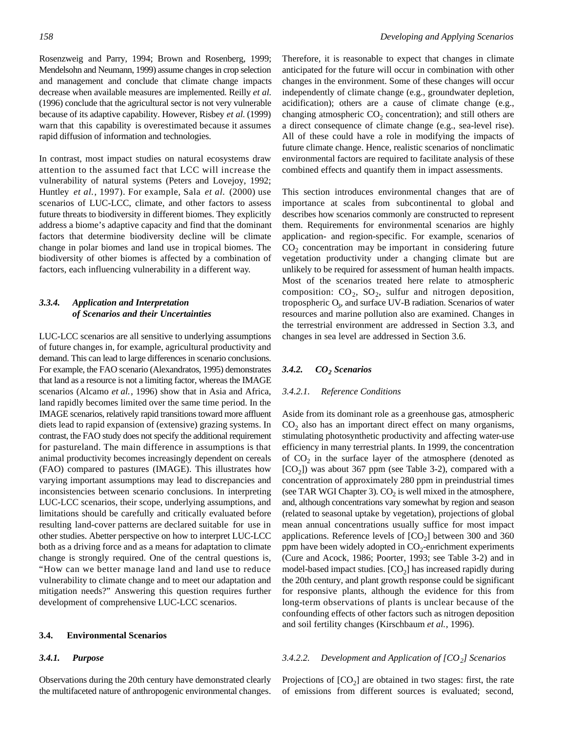Rosenzweig and Parry, 1994; Brown and Rosenberg, 1999; Mendelsohn and Neumann, 1999) assume changes in crop selection and management and conclude that climate change impacts decrease when available measures are implemented. Reilly *et al.* (1996) conclude that the agricultural sector is not very vulnerable because of its adaptive capability. However, Risbey *et al.* (1999) warn that this capability is overestimated because it assumes rapid diffusion of information and technologies.

In contrast, most impact studies on natural ecosystems draw attention to the assumed fact that LCC will increase the vulnerability of natural systems (Peters and Lovejoy, 1992; Huntley *et al.*, 1997). For example, Sala *et al.* (2000) use scenarios of LUC-LCC, climate, and other factors to assess future threats to biodiversity in different biomes. They explicitly address a biome's adaptive capacity and find that the dominant factors that determine biodiversity decline will be climate change in polar biomes and land use in tropical biomes. The biodiversity of other biomes is affected by a combination of factors, each influencing vulnerability in a different way.

#### *3.3.4. Application and Interpretation of Scenarios and their Uncertainties*

LUC-LCC scenarios are all sensitive to underlying assumptions of future changes in, for example, agricultural productivity and demand. This can lead to large differences in scenario conclusions. For example, the FAO scenario (Alexandratos, 1995) demonstrates that land as a resource is not a limiting factor, whereas the IMAGE scenarios (Alcamo *et al.*, 1996) show that in Asia and Africa, land rapidly becomes limited over the same time period. In the IMAGE scenarios, relatively rapid transitions toward more affluent diets lead to rapid expansion of (extensive) grazing systems. In contrast, the FAO study does not specify the additional requirement for pastureland. The main difference in assumptions is that animal productivity becomes increasingly dependent on cereals (FAO) compared to pastures (IMAGE). This illustrates how varying important assumptions may lead to discrepancies and inconsistencies between scenario conclusions. In interpreting LUC-LCC scenarios, their scope, underlying assumptions, and limitations should be carefully and critically evaluated before resulting land-cover patterns are declared suitable for use in other studies. Abetter perspective on how to interpret LUC-LCC both as a driving force and as a means for adaptation to climate change is strongly required. One of the central questions is, "How can we better manage land and land use to reduce vulnerability to climate change and to meet our adaptation and mitigation needs?" Answering this question requires further development of comprehensive LUC-LCC scenarios.

## 3.4. Environmental Scenarios

### *3.4.1. Purpose*

Observations during the 20th century have demonstrated clearly the multifaceted nature of anthropogenic environmental changes. Therefore, it is reasonable to expect that changes in climate anticipated for the future will occur in combination with other changes in the environment. Some of these changes will occur independently of climate change (e.g., groundwater depletion, acidification); others are a cause of climate change (e.g., changing atmospheric $CO_2$ concentration); and still others are a direct consequence of climate change (e.g., sea-level rise). All of these could have a role in modifying the impacts of future climate change. Hence, realistic scenarios of nonclimatic environmental factors are required to facilitate analysis of these combined effects and quantify them in impact assessments.

This section introduces environmental changes that are of importance at scales from subcontinental to global and describes how scenarios commonly are constructed to represent them. Requirements for environmental scenarios are highly application- and region-specific. For example, scenarios of $CO_2$ concentration may be important in considering future vegetation productivity under a changing climate but are unlikely to be required for assessment of human health impacts. Most of the scenarios treated here relate to atmospheric composition: $CO_2$, $SO_2$, sulfur and nitrogen deposition, tropospheric $O_3$, and surface UV-B radiation. Scenarios of water resources and marine pollution also are examined. Changes in the terrestrial environment are addressed in Section 3.3, and changes in sea level are addressed in Section 3.6.

### *3.4.2. $CO_2$ Scenarios*

#### *3.4.2.1. Reference Conditions*

Aside from its dominant role as a greenhouse gas, atmospheric $CO_2$ also has an important direct effect on many organisms, stimulating photosynthetic productivity and affecting water-use efficiency in many terrestrial plants. In 1999, the concentration of $CO_2$ in the surface layer of the atmosphere (denoted as $[CO_2]$) was about 367 ppm (see Table 3-2), compared with a concentration of approximately 280 ppm in preindustrial times (see TAR WGI Chapter 3). $CO_2$ is well mixed in the atmosphere, and, although concentrations vary somewhat by region and season (related to seasonal uptake by vegetation), projections of global mean annual concentrations usually suffice for most impact applications. Reference levels of $[CO_2]$ between 300 and 360 ppm have been widely adopted in $CO_2$-enrichment experiments (Cure and Acock, 1986; Poorter, 1993; see Table 3-2) and in model-based impact studies. $[CO_2]$ has increased rapidly during the 20th century, and plant growth response could be significant for responsive plants, although the evidence for this from long-term observations of plants is unclear because of the confounding effects of other factors such as nitrogen deposition and soil fertility changes (Kirschbaum *et al.*, 1996).

#### *3.4.2.2. Development and Application of $[CO_2]$ Scenarios*

Projections of $[CO_2]$ are obtained in two stages: first, the rate of emissions from different sources is evaluated; second,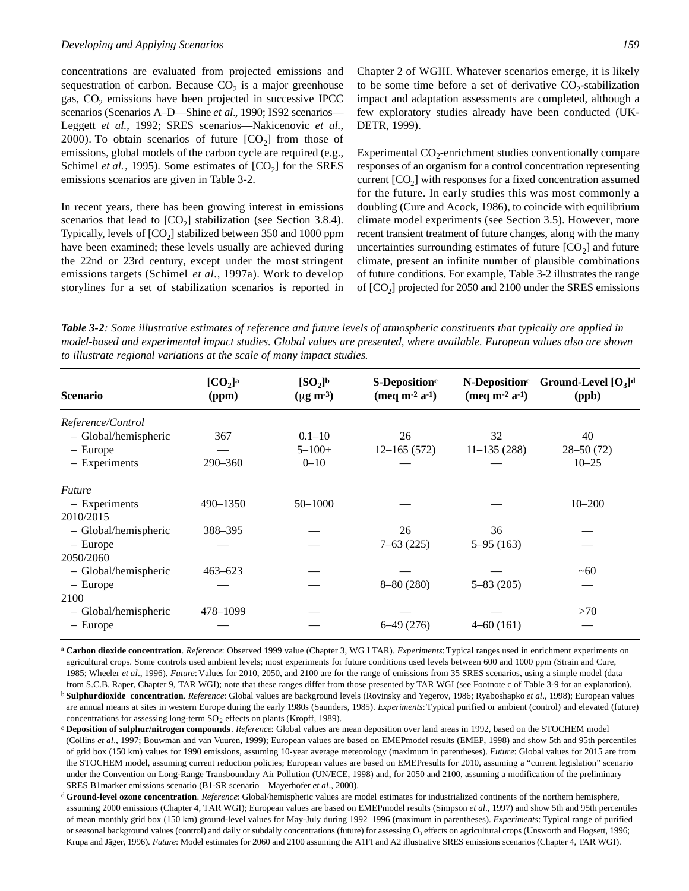concentrations are evaluated from projected emissions and sequestration of carbon. Because $CO_2$ is a major greenhouse gas, $CO_2$ emissions have been projected in successive IPCC scenarios (Scenarios A–D—Shine *et al*., 1990; IS92 scenarios—Leggett *et al.*, 1992; SRES scenarios—Nakicenovic *et al.*, 2000). To obtain scenarios of future [$CO_2$] from those of emissions, global models of the carbon cycle are required (e.g., Schimel *et al.*, 1995). Some estimates of [$CO_2$] for the SRES emissions scenarios are given in Table 3-2.

In recent years, there has been growing interest in emissions scenarios that lead to [$CO_2$] stabilization (see Section 3.8.4). Typically, levels of [$CO_2$] stabilized between 350 and 1000 ppm have been examined; these levels usually are achieved during the 22nd or 23rd century, except under the most stringent emissions targets (Schimel *et al.*, 1997a). Work to develop storylines for a set of stabilization scenarios is reported in Chapter 2 of WGIII. Whatever scenarios emerge, it is likely to be some time before a set of derivative $CO_2$-stabilization impact and adaptation assessments are completed, although a few exploratory studies already have been conducted (UK-DETR, 1999).

Experimental $CO_2$-enrichment studies conventionally compare responses of an organism for a control concentration representing current [$CO_2$] with responses for a fixed concentration assumed for the future. In early studies this was most commonly a doubling (Cure and Acock, 1986), to coincide with equilibrium climate model experiments (see Section 3.5). However, more recent transient treatment of future changes, along with the many uncertainties surrounding estimates of future [$CO_2$] and future climate, present an infinite number of plausible combinations of future conditions. For example, Table 3-2 illustrates the range of [$CO_2$] projected for 2050 and 2100 under the SRES emissions

***Table 3-2****: Some illustrative estimates of reference and future levels of atmospheric constituents that typically are applied in model-based and experimental impact studies. Global values are presented, where available. European values also are shown to illustrate regional variations at the scale of many impact studies.*

| Scenario | [$CO_2$][a] (ppm) | [$SO_2$][b] ($\mu$g m$^{-3}$) | S-Deposition[c] (meq m$^{-2}$ a$^{-1}$) | N-Deposition[c] (meq m$^{-2}$ a$^{-1}$) | Ground-Level [$O_3$][d] (ppb) |
|---|---|---|---|---|---|
| *Reference/Control* | | | | | |
| – Global/hemispheric | 367 | 0.1–10 | 26 | 32 | 40 |
| – Europe | — | 5–100+ | 12–165 (572) | 11–135 (288) | 28–50 (72) |
| – Experiments | 290–360 | 0–10 | — | — | 10–25 |
| *Future* | | | | | |
| – Experiments | 490–1350 | 50–1000 | — | — | 10–200 |
| 2010/2015 | | | | | |
| – Global/hemispheric | 388–395 | — | 26 | 36 | — |
| – Europe | — | — | 7–63 (225) | 5–95 (163) | — |
| 2050/2060 | | | | | |
| – Global/hemispheric | 463–623 | — | — | — | ~60 |
| – Europe | — | — | 8–80 (280) | 5–83 (205) | — |
| 2100 | | | | | |
| – Global/hemispheric | 478–1099 | — | — | — | >70 |
| – Europe | — | — | 6–49 (276) | 4–60 (161) | — |

[a] **Carbon dioxide concentration**. *Reference*: Observed 1999 value (Chapter 3, WG I TAR). *Experiments*: Typical ranges used in enrichment experiments on agricultural crops. Some controls used ambient levels; most experiments for future conditions used levels between 600 and 1000 ppm (Strain and Cure, 1985; Wheeler *et al*., 1996). *Future*: Values for 2010, 2050, and 2100 are for the range of emissions from 35 SRES scenarios, using a simple model (data from S.C.B. Raper, Chapter 9, TAR WGI); note that these ranges differ from those presented by TAR WGI (see Footnote c of Table 3-9 for an explanation).

[b] **Sulphurdioxide concentration**. *Reference*: Global values are background levels (Rovinsky and Yegerov, 1986; Ryaboshapko *et al*., 1998); European values are annual means at sites in western Europe during the early 1980s (Saunders, 1985). *Experiments*: Typical purified or ambient (control) and elevated (future) concentrations for assessing long-term $SO_2$ effects on plants (Kropff, 1989).

[c] **Deposition of sulphur/nitrogen compounds**. *Reference*: Global values are mean deposition over land areas in 1992, based on the STOCHEM model (Collins *et al*., 1997; Bouwman and van Vuuren, 1999); European values are based on EMEPmodel results (EMEP, 1998) and show 5th and 95th percentiles of grid box (150 km) values for 1990 emissions, assuming 10-year average meteorology (maximum in parentheses). *Future*: Global values for 2015 are from the STOCHEM model, assuming current reduction policies; European values are based on EMEPresults for 2010, assuming a "current legislation" scenario under the Convention on Long-Range Transboundary Air Pollution (UN/ECE, 1998) and, for 2050 and 2100, assuming a modification of the preliminary SRES B1marker emissions scenario (B1-SR scenario—Mayerhofer *et al*., 2000).

[d] **Ground-level ozone concentration**. *Reference*: Global/hemispheric values are model estimates for industrialized continents of the northern hemisphere, assuming 2000 emissions (Chapter 4, TAR WGI); European values are based on EMEPmodel results (Simpson *et al*., 1997) and show 5th and 95th percentiles of mean monthly grid box (150 km) ground-level values for May-July during 1992–1996 (maximum in parentheses). *Experiments*: Typical range of purified or seasonal background values (control) and daily or subdaily concentrations (future) for assessing $O_3$ effects on agricultural crops (Unsworth and Hogsett, 1996; Krupa and Jäger, 1996). *Future*: Model estimates for 2060 and 2100 assuming the A1FI and A2 illustrative SRES emissions scenarios (Chapter 4, TAR WGI).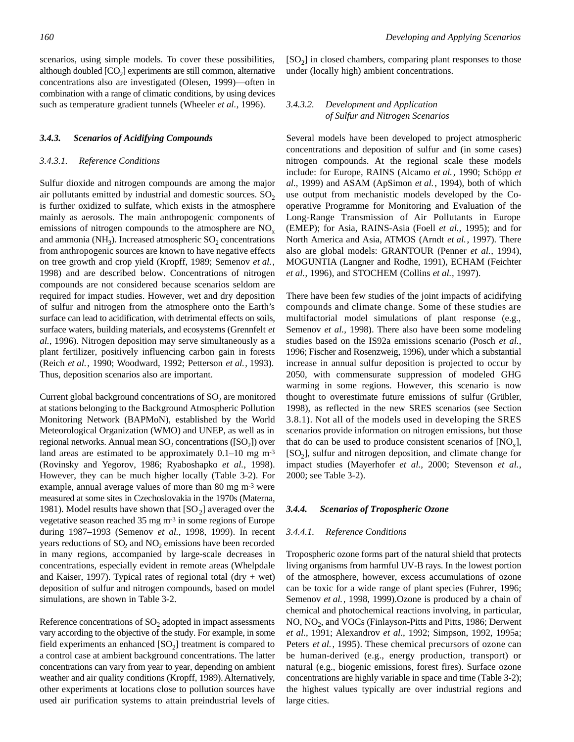scenarios, using simple models. To cover these possibilities, although doubled [$CO_2$] experiments are still common, alternative concentrations also are investigated (Olesen, 1999)—often in combination with a range of climatic conditions, by using devices such as temperature gradient tunnels (Wheeler *et al.*, 1996).

### *3.4.3. Scenarios of Acidifying Compounds*

#### *3.4.3.1. Reference Conditions*

Sulfur dioxide and nitrogen compounds are among the major air pollutants emitted by industrial and domestic sources. $SO_2$ is further oxidized to sulfate, which exists in the atmosphere mainly as aerosols. The main anthropogenic components of emissions of nitrogen compounds to the atmosphere are $NO_x$ and ammonia ($NH_3$). Increased atmospheric $SO_2$ concentrations from anthropogenic sources are known to have negative effects on tree growth and crop yield (Kropff, 1989; Semenov *et al.*, 1998) and are described below. Concentrations of nitrogen compounds are not considered because scenarios seldom are required for impact studies. However, wet and dry deposition of sulfur and nitrogen from the atmosphere onto the Earth's surface can lead to acidification, with detrimental effects on soils, surface waters, building materials, and ecosystems (Grennfelt *et al.*, 1996). Nitrogen deposition may serve simultaneously as a plant fertilizer, positively influencing carbon gain in forests (Reich *et al.*, 1990; Woodward, 1992; Petterson *et al.*, 1993). Thus, deposition scenarios also are important.

Current global background concentrations of $SO_2$ are monitored at stations belonging to the Background Atmospheric Pollution Monitoring Network (BAPMoN), established by the World Meteorological Organization (WMO) and UNEP, as well as in regional networks. Annual mean $SO_2$ concentrations ([$SO_2$]) over land areas are estimated to be approximately 0.1–10 mg m$^{-3}$ (Rovinsky and Yegorov, 1986; Ryaboshapko *et al.*, 1998). However, they can be much higher locally (Table 3-2). For example, annual average values of more than 80 mg m$^{-3}$ were measured at some sites in Czechoslovakia in the 1970s (Materna, 1981). Model results have shown that [$SO_2$] averaged over the vegetative season reached 35 mg m$^{-3}$ in some regions of Europe during 1987–1993 (Semenov *et al.*, 1998, 1999). In recent years reductions of $SO_2$ and $NO_2$ emissions have been recorded in many regions, accompanied by large-scale decreases in concentrations, especially evident in remote areas (Whelpdale and Kaiser, 1997). Typical rates of regional total (dry + wet) deposition of sulfur and nitrogen compounds, based on model simulations, are shown in Table 3-2.

Reference concentrations of $SO_2$ adopted in impact assessments vary according to the objective of the study. For example, in some field experiments an enhanced [$SO_2$] treatment is compared to a control case at ambient background concentrations. The latter concentrations can vary from year to year, depending on ambient weather and air quality conditions (Kropff, 1989). Alternatively, other experiments at locations close to pollution sources have used air purification systems to attain preindustrial levels of [$SO_2$] in closed chambers, comparing plant responses to those under (locally high) ambient concentrations.

#### *3.4.3.2. Development and Application of Sulfur and Nitrogen Scenarios*

Several models have been developed to project atmospheric concentrations and deposition of sulfur and (in some cases) nitrogen compounds. At the regional scale these models include: for Europe, RAINS (Alcamo *et al.*, 1990; Schöpp *et al.*, 1999) and ASAM (ApSimon *et al.*, 1994), both of which use output from mechanistic models developed by the Co-operative Programme for Monitoring and Evaluation of the Long-Range Transmission of Air Pollutants in Europe (EMEP); for Asia, RAINS-Asia (Foell *et al.*, 1995); and for North America and Asia, ATMOS (Arndt *et al.*, 1997). There also are global models: GRANTOUR (Penner *et al.*, 1994), MOGUNTIA (Langner and Rodhe, 1991), ECHAM (Feichter *et al.*, 1996), and STOCHEM (Collins *et al.*, 1997).

There have been few studies of the joint impacts of acidifying compounds and climate change. Some of these studies are multifactorial model simulations of plant response (e.g., Semenov *et al.*, 1998). There also have been some modeling studies based on the IS92a emissions scenario (Posch *et al.*, 1996; Fischer and Rosenzweig, 1996), under which a substantial increase in annual sulfur deposition is projected to occur by 2050, with commensurate suppression of modeled GHG warming in some regions. However, this scenario is now thought to overestimate future emissions of sulfur (Grübler, 1998), as reflected in the new SRES scenarios (see Section 3.8.1). Not all of the models used in developing the SRES scenarios provide information on nitrogen emissions, but those that do can be used to produce consistent scenarios of [$NO_x$], [$SO_2$], sulfur and nitrogen deposition, and climate change for impact studies (Mayerhofer *et al.*, 2000; Stevenson *et al.*, 2000; see Table 3-2).

### *3.4.4. Scenarios of Tropospheric Ozone*

#### *3.4.4.1. Reference Conditions*

Tropospheric ozone forms part of the natural shield that protects living organisms from harmful UV-B rays. In the lowest portion of the atmosphere, however, excess accumulations of ozone can be toxic for a wide range of plant species (Fuhrer, 1996; Semenov *et al.*, 1998, 1999).Ozone is produced by a chain of chemical and photochemical reactions involving, in particular, NO, $NO_2$, and VOCs (Finlayson-Pitts and Pitts, 1986; Derwent *et al.*, 1991; Alexandrov *et al.*, 1992; Simpson, 1992, 1995a; Peters *et al.*, 1995). These chemical precursors of ozone can be human-derived (e.g., energy production, transport) or natural (e.g., biogenic emissions, forest fires). Surface ozone concentrations are highly variable in space and time (Table 3-2); the highest values typically are over industrial regions and large cities.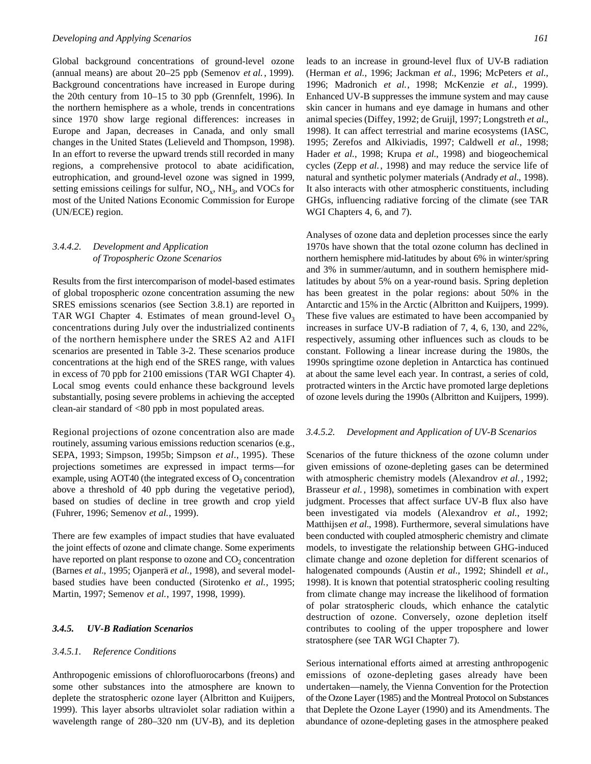Global background concentrations of ground-level ozone (annual means) are about 20–25 ppb (Semenov *et al.*, 1999). Background concentrations have increased in Europe during the 20th century from 10–15 to 30 ppb (Grennfelt, 1996). In the northern hemisphere as a whole, trends in concentrations since 1970 show large regional differences: increases in Europe and Japan, decreases in Canada, and only small changes in the United States (Lelieveld and Thompson, 1998). In an effort to reverse the upward trends still recorded in many regions, a comprehensive protocol to abate acidification, eutrophication, and ground-level ozone was signed in 1999, setting emissions ceilings for sulfur, $NO_x$, $NH_3$, and VOCs for most of the United Nations Economic Commission for Europe (UN/ECE) region.

#### *3.4.4.2. Development and Application of Tropospheric Ozone Scenarios*

Results from the first intercomparison of model-based estimates of global tropospheric ozone concentration assuming the new SRES emissions scenarios (see Section 3.8.1) are reported in TAR WGI Chapter 4. Estimates of mean ground-level $O_3$ concentrations during July over the industrialized continents of the northern hemisphere under the SRES A2 and A1FI scenarios are presented in Table 3-2. These scenarios produce concentrations at the high end of the SRES range, with values in excess of 70 ppb for 2100 emissions (TAR WGI Chapter 4). Local smog events could enhance these background levels substantially, posing severe problems in achieving the accepted clean-air standard of <80 ppb in most populated areas.

Regional projections of ozone concentration also are made routinely, assuming various emissions reduction scenarios (e.g., SEPA, 1993; Simpson, 1995b; Simpson *et al*., 1995). These projections sometimes are expressed in impact terms—for example, using AOT40 (the integrated excess of $O_3$ concentration above a threshold of 40 ppb during the vegetative period), based on studies of decline in tree growth and crop yield (Fuhrer, 1996; Semenov *et al.*, 1999).

There are few examples of impact studies that have evaluated the joint effects of ozone and climate change. Some experiments have reported on plant response to ozone and $CO_2$ concentration (Barnes *et al*., 1995; Ojanperä *et al.,* 1998), and several model-based studies have been conducted (Sirotenko *et al.*, 1995; Martin, 1997; Semenov *et al.*, 1997, 1998, 1999).

### ***3.4.5. UV-B Radiation Scenarios***

#### *3.4.5.1. Reference Conditions*

Anthropogenic emissions of chlorofluorocarbons (freons) and some other substances into the atmosphere are known to deplete the stratospheric ozone layer (Albritton and Kuijpers, 1999). This layer absorbs ultraviolet solar radiation within a wavelength range of 280–320 nm (UV-B), and its depletion leads to an increase in ground-level flux of UV-B radiation (Herman *et al.*, 1996; Jackman *et al.*, 1996; McPeters *et al.*, 1996; Madronich *et al.*, 1998; McKenzie *et al.*, 1999). Enhanced UV-B suppresses the immune system and may cause skin cancer in humans and eye damage in humans and other animal species (Diffey, 1992; de Gruijl, 1997; Longstreth *et al*., 1998). It can affect terrestrial and marine ecosystems (IASC, 1995; Zerefos and Alkiviadis, 1997; Caldwell *et al.*, 1998; Hader *et al.*, 1998; Krupa *et al*., 1998) and biogeochemical cycles (Zepp *et al.*, 1998) and may reduce the service life of natural and synthetic polymer materials (Andrady *et al*., 1998). It also interacts with other atmospheric constituents, including GHGs, influencing radiative forcing of the climate (see TAR WGI Chapters 4, 6, and 7).

Analyses of ozone data and depletion processes since the early 1970s have shown that the total ozone column has declined in northern hemisphere mid-latitudes by about 6% in winter/spring and 3% in summer/autumn, and in southern hemisphere mid-latitudes by about 5% on a year-round basis. Spring depletion has been greatest in the polar regions: about 50% in the Antarctic and 15% in the Arctic (Albritton and Kuijpers, 1999). These five values are estimated to have been accompanied by increases in surface UV-B radiation of 7, 4, 6, 130, and 22%, respectively, assuming other influences such as clouds to be constant. Following a linear increase during the 1980s, the 1990s springtime ozone depletion in Antarctica has continued at about the same level each year. In contrast, a series of cold, protracted winters in the Arctic have promoted large depletions of ozone levels during the 1990s (Albritton and Kuijpers, 1999).

#### *3.4.5.2. Development and Application of UV-B Scenarios*

Scenarios of the future thickness of the ozone column under given emissions of ozone-depleting gases can be determined with atmospheric chemistry models (Alexandrov *et al.*, 1992; Brasseur *et al.*, 1998), sometimes in combination with expert judgment. Processes that affect surface UV-B flux also have been investigated via models (Alexandrov *et al.*, 1992; Matthijsen *et al*., 1998). Furthermore, several simulations have been conducted with coupled atmospheric chemistry and climate models, to investigate the relationship between GHG-induced climate change and ozone depletion for different scenarios of halogenated compounds (Austin *et al*., 1992; Shindell *et al.*, 1998). It is known that potential stratospheric cooling resulting from climate change may increase the likelihood of formation of polar stratospheric clouds, which enhance the catalytic destruction of ozone. Conversely, ozone depletion itself contributes to cooling of the upper troposphere and lower stratosphere (see TAR WGI Chapter 7).

Serious international efforts aimed at arresting anthropogenic emissions of ozone-depleting gases already have been undertaken—namely, the Vienna Convention for the Protection of the Ozone Layer (1985) and the Montreal Protocol on Substances that Deplete the Ozone Layer (1990) and its Amendments. The abundance of ozone-depleting gases in the atmosphere peaked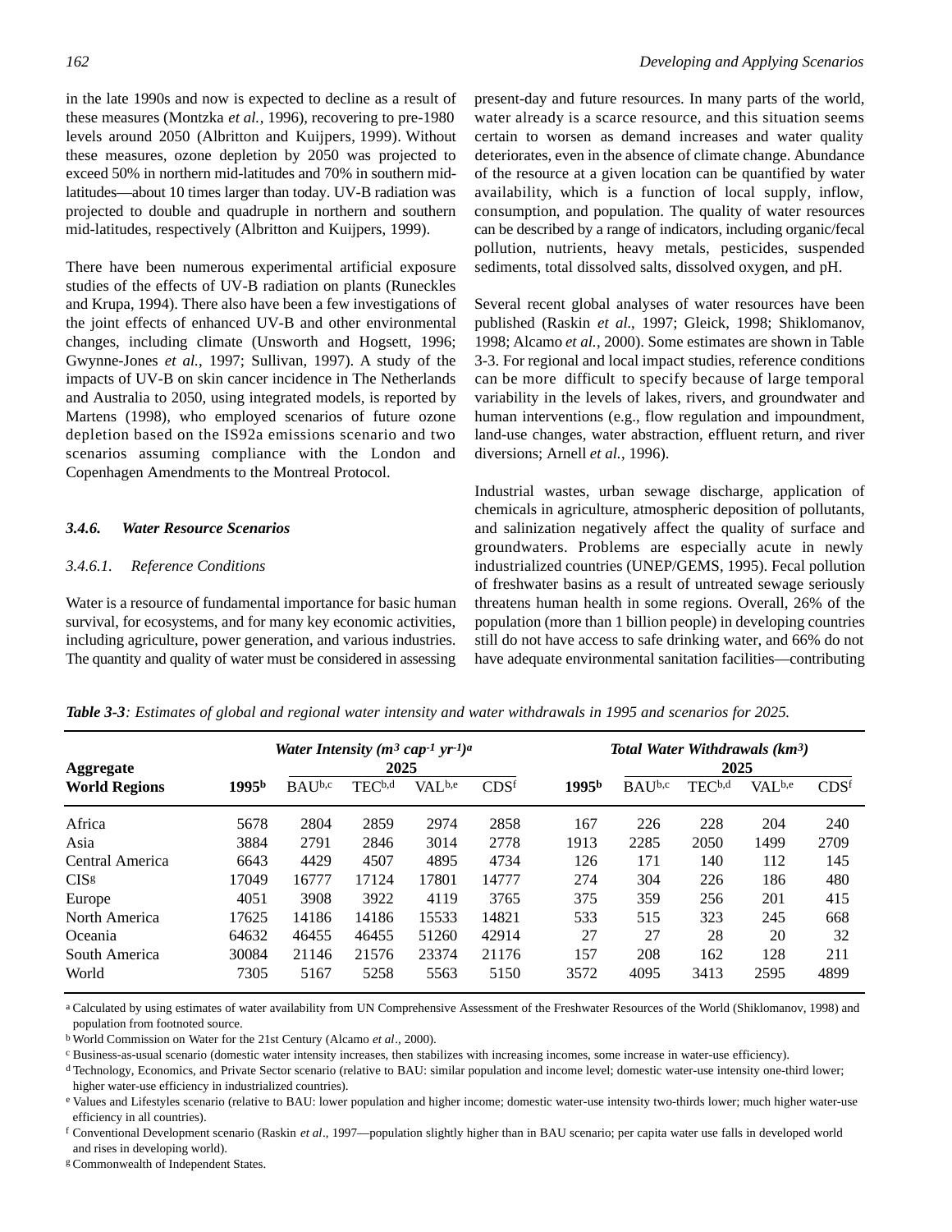in the late 1990s and now is expected to decline as a result of these measures (Montzka *et al.*, 1996), recovering to pre-1980 levels around 2050 (Albritton and Kuijpers, 1999). Without these measures, ozone depletion by 2050 was projected to exceed 50% in northern mid-latitudes and 70% in southern mid-latitudes—about 10 times larger than today. UV-B radiation was projected to double and quadruple in northern and southern mid-latitudes, respectively (Albritton and Kuijpers, 1999).

There have been numerous experimental artificial exposure studies of the effects of UV-B radiation on plants (Runeckles and Krupa, 1994). There also have been a few investigations of the joint effects of enhanced UV-B and other environmental changes, including climate (Unsworth and Hogsett, 1996; Gwynne-Jones *et al.*, 1997; Sullivan, 1997). A study of the impacts of UV-B on skin cancer incidence in The Netherlands and Australia to 2050, using integrated models, is reported by Martens (1998), who employed scenarios of future ozone depletion based on the IS92a emissions scenario and two scenarios assuming compliance with the London and Copenhagen Amendments to the Montreal Protocol.

### *3.4.6. Water Resource Scenarios*

#### *3.4.6.1. Reference Conditions*

Water is a resource of fundamental importance for basic human survival, for ecosystems, and for many key economic activities, including agriculture, power generation, and various industries. The quantity and quality of water must be considered in assessing present-day and future resources. In many parts of the world, water already is a scarce resource, and this situation seems certain to worsen as demand increases and water quality deteriorates, even in the absence of climate change. Abundance of the resource at a given location can be quantified by water availability, which is a function of local supply, inflow, consumption, and population. The quality of water resources can be described by a range of indicators, including organic/fecal pollution, nutrients, heavy metals, pesticides, suspended sediments, total dissolved salts, dissolved oxygen, and pH.

Several recent global analyses of water resources have been published (Raskin *et al.*, 1997; Gleick, 1998; Shiklomanov, 1998; Alcamo *et al.*, 2000). Some estimates are shown in Table 3-3. For regional and local impact studies, reference conditions can be more difficult to specify because of large temporal variability in the levels of lakes, rivers, and groundwater and human interventions (e.g., flow regulation and impoundment, land-use changes, water abstraction, effluent return, and river diversions; Arnell *et al.*, 1996).

Industrial wastes, urban sewage discharge, application of chemicals in agriculture, atmospheric deposition of pollutants, and salinization negatively affect the quality of surface and groundwaters. Problems are especially acute in newly industrialized countries (UNEP/GEMS, 1995). Fecal pollution of freshwater basins as a result of untreated sewage discharge seriously threatens human health in some regions. Overall, 26% of the population (more than 1 billion people) in developing countries still do not have access to safe drinking water, and 66% do not have adequate environmental sanitation facilities—contributing

***Table 3-3****: Estimates of global and regional water intensity and water withdrawals in 1995 and scenarios for 2025.*

| Aggregate World Regions | Water Intensity ($m^3$ $cap^{-1}$ $yr^{-1}$)[a] | | | | | Total Water Withdrawals ($km^3$) | | | | |
|---|---|---|---|---|---|---|---|---|---|---|
| | 1995[b] | 2025 BAU[b,c] | 2025 TEC[b,d] | 2025 VAL[b,e] | 2025 CDS[f] | 1995[b] | 2025 BAU[b,c] | 2025 TEC[b,d] | 2025 VAL[b,e] | 2025 CDS[f] |
| Africa | 5678 | 2804 | 2859 | 2974 | 2858 | 167 | 226 | 228 | 204 | 240 |
| Asia | 3884 | 2791 | 2846 | 3014 | 2778 | 1913 | 2285 | 2050 | 1499 | 2709 |
| Central America | 6643 | 4429 | 4507 | 4895 | 4734 | 126 | 171 | 140 | 112 | 145 |
| CIS[g] | 17049 | 16777 | 17124 | 17801 | 14777 | 274 | 304 | 226 | 186 | 480 |
| Europe | 4051 | 3908 | 3922 | 4119 | 3765 | 375 | 359 | 256 | 201 | 415 |
| North America | 17625 | 14186 | 14186 | 15533 | 14821 | 533 | 515 | 323 | 245 | 668 |
| Oceania | 64632 | 46455 | 46455 | 51260 | 42914 | 27 | 27 | 28 | 20 | 32 |
| South America | 30084 | 21146 | 21576 | 23374 | 21176 | 157 | 208 | 162 | 128 | 211 |
| World | 7305 | 5167 | 5258 | 5563 | 5150 | 3572 | 4095 | 3413 | 2595 | 4899 |

[a] Calculated by using estimates of water availability from UN Comprehensive Assessment of the Freshwater Resources of the World (Shiklomanov, 1998) and population from footnoted source.
[b] World Commission on Water for the 21st Century (Alcamo *et al*., 2000).
[c] Business-as-usual scenario (domestic water intensity increases, then stabilizes with increasing incomes, some increase in water-use efficiency).
[d] Technology, Economics, and Private Sector scenario (relative to BAU: similar population and income level; domestic water-use intensity one-third lower; higher water-use efficiency in industrialized countries).
[e] Values and Lifestyles scenario (relative to BAU: lower population and higher income; domestic water-use intensity two-thirds lower; much higher water-use efficiency in all countries).
[f] Conventional Development scenario (Raskin *et al*., 1997—population slightly higher than in BAU scenario; per capita water use falls in developed world and rises in developing world).
[g] Commonwealth of Independent States.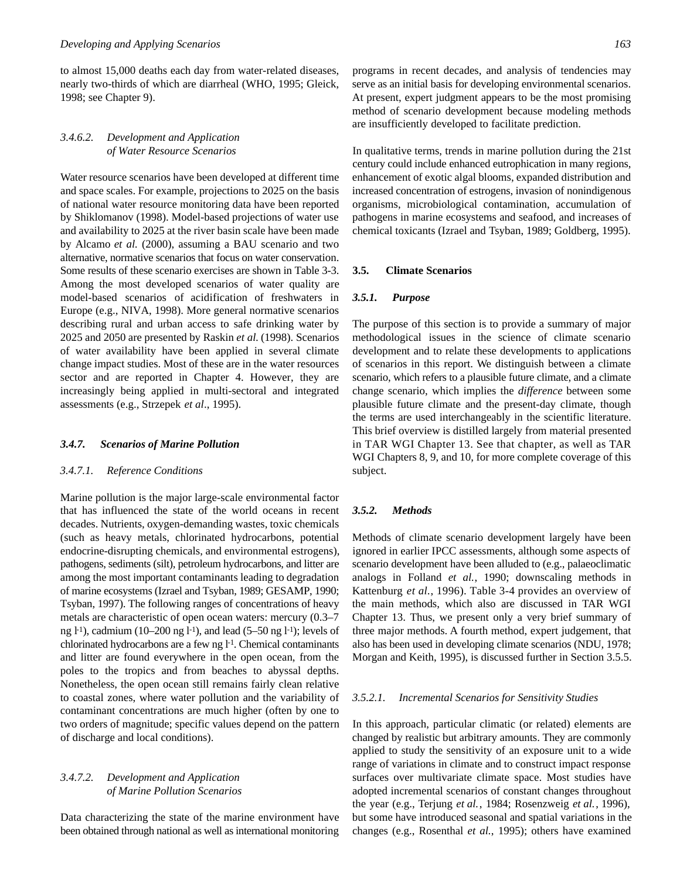to almost 15,000 deaths each day from water-related diseases, nearly two-thirds of which are diarrheal (WHO, 1995; Gleick, 1998; see Chapter 9).

#### *3.4.6.2. Development and Application of Water Resource Scenarios*

Water resource scenarios have been developed at different time and space scales. For example, projections to 2025 on the basis of national water resource monitoring data have been reported by Shiklomanov (1998). Model-based projections of water use and availability to 2025 at the river basin scale have been made by Alcamo *et al.* (2000), assuming a BAU scenario and two alternative, normative scenarios that focus on water conservation. Some results of these scenario exercises are shown in Table 3-3. Among the most developed scenarios of water quality are model-based scenarios of acidification of freshwaters in Europe (e.g., NIVA, 1998). More general normative scenarios describing rural and urban access to safe drinking water by 2025 and 2050 are presented by Raskin *et al.* (1998). Scenarios of water availability have been applied in several climate change impact studies. Most of these are in the water resources sector and are reported in Chapter 4. However, they are increasingly being applied in multi-sectoral and integrated assessments (e.g., Strzepek *et al*., 1995).

### *3.4.7. Scenarios of Marine Pollution*

#### *3.4.7.1. Reference Conditions*

Marine pollution is the major large-scale environmental factor that has influenced the state of the world oceans in recent decades. Nutrients, oxygen-demanding wastes, toxic chemicals (such as heavy metals, chlorinated hydrocarbons, potential endocrine-disrupting chemicals, and environmental estrogens), pathogens, sediments (silt), petroleum hydrocarbons, and litter are among the most important contaminants leading to degradation of marine ecosystems (Izrael and Tsyban, 1989; GESAMP, 1990; Tsyban, 1997). The following ranges of concentrations of heavy metals are characteristic of open ocean waters: mercury (0.3–7 ng $l^{-1}$), cadmium (10–200 ng $l^{-1}$), and lead (5–50 ng $l^{-1}$); levels of chlorinated hydrocarbons are a few ng $l^{-1}$. Chemical contaminants and litter are found everywhere in the open ocean, from the poles to the tropics and from beaches to abyssal depths. Nonetheless, the open ocean still remains fairly clean relative to coastal zones, where water pollution and the variability of contaminant concentrations are much higher (often by one to two orders of magnitude; specific values depend on the pattern of discharge and local conditions).

#### *3.4.7.2. Development and Application of Marine Pollution Scenarios*

Data characterizing the state of the marine environment have been obtained through national as well as international monitoring programs in recent decades, and analysis of tendencies may serve as an initial basis for developing environmental scenarios. At present, expert judgment appears to be the most promising method of scenario development because modeling methods are insufficiently developed to facilitate prediction.

In qualitative terms, trends in marine pollution during the 21st century could include enhanced eutrophication in many regions, enhancement of exotic algal blooms, expanded distribution and increased concentration of estrogens, invasion of nonindigenous organisms, microbiological contamination, accumulation of pathogens in marine ecosystems and seafood, and increases of chemical toxicants (Izrael and Tsyban, 1989; Goldberg, 1995).

## 3.5. Climate Scenarios

### *3.5.1. Purpose*

The purpose of this section is to provide a summary of major methodological issues in the science of climate scenario development and to relate these developments to applications of scenarios in this report. We distinguish between a climate scenario, which refers to a plausible future climate, and a climate change scenario, which implies the *difference* between some plausible future climate and the present-day climate, though the terms are used interchangeably in the scientific literature. This brief overview is distilled largely from material presented in TAR WGI Chapter 13. See that chapter, as well as TAR WGI Chapters 8, 9, and 10, for more complete coverage of this subject.

### *3.5.2. Methods*

Methods of climate scenario development largely have been ignored in earlier IPCC assessments, although some aspects of scenario development have been alluded to (e.g., palaeoclimatic analogs in Folland *et al.*, 1990; downscaling methods in Kattenburg *et al.*, 1996). Table 3-4 provides an overview of the main methods, which also are discussed in TAR WGI Chapter 13. Thus, we present only a very brief summary of three major methods. A fourth method, expert judgement, that also has been used in developing climate scenarios (NDU, 1978; Morgan and Keith, 1995), is discussed further in Section 3.5.5.

#### *3.5.2.1. Incremental Scenarios for Sensitivity Studies*

In this approach, particular climatic (or related) elements are changed by realistic but arbitrary amounts. They are commonly applied to study the sensitivity of an exposure unit to a wide range of variations in climate and to construct impact response surfaces over multivariate climate space. Most studies have adopted incremental scenarios of constant changes throughout the year (e.g., Terjung *et al.*, 1984; Rosenzweig *et al.*, 1996), but some have introduced seasonal and spatial variations in the changes (e.g., Rosenthal *et al.*, 1995); others have examined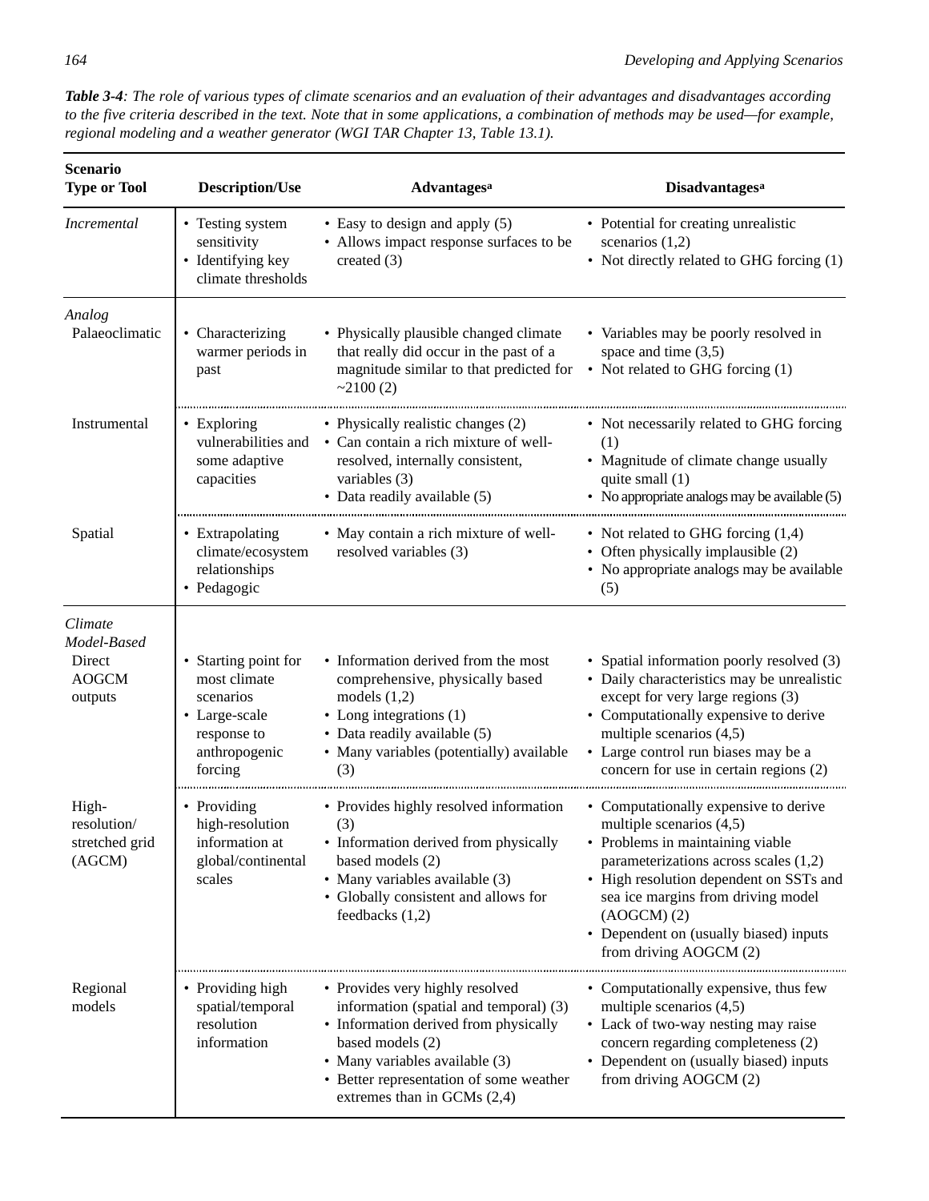***Table 3-4**: The role of various types of climate scenarios and an evaluation of their advantages and disadvantages according to the five criteria described in the text. Note that in some applications, a combination of methods may be used—for example, regional modeling and a weather generator (WGI TAR Chapter 13, Table 13.1).*

| Scenario Type or Tool | Description/Use | Advantages[a] | Disadvantages[a] |
|---|---|---|---|
| *Incremental* | • Testing system sensitivity<br>• Identifying key climate thresholds | • Easy to design and apply (5)<br>• Allows impact response surfaces to be created (3) | • Potential for creating unrealistic scenarios (1,2)<br>• Not directly related to GHG forcing (1) |
| *Analog*<br>Palaeoclimatic | • Characterizing warmer periods in past | • Physically plausible changed climate that really did occur in the past of a magnitude similar to that predicted for ~2100 (2) | • Variables may be poorly resolved in space and time (3,5)<br>• Not related to GHG forcing (1) |
| Instrumental | • Exploring vulnerabilities and some adaptive capacities | • Physically realistic changes (2)<br>• Can contain a rich mixture of well-resolved, internally consistent, variables (3)<br>• Data readily available (5) | • Not necessarily related to GHG forcing (1)<br>• Magnitude of climate change usually quite small (1)<br>• No appropriate analogs may be available (5) |
| Spatial | • Extrapolating climate/ecosystem relationships<br>• Pedagogic | • May contain a rich mixture of well-resolved variables (3) | • Not related to GHG forcing (1,4)<br>• Often physically implausible (2)<br>• No appropriate analogs may be available (5) |
| *Climate Model-Based*<br>Direct AOGCM outputs | • Starting point for most climate scenarios<br>• Large-scale response to anthropogenic forcing | • Information derived from the most comprehensive, physically based models (1,2)<br>• Long integrations (1)<br>• Data readily available (5)<br>• Many variables (potentially) available (3) | • Spatial information poorly resolved (3)<br>• Daily characteristics may be unrealistic except for very large regions (3)<br>• Computationally expensive to derive multiple scenarios (4,5)<br>• Large control run biases may be a concern for use in certain regions (2) |
| High-resolution/ stretched grid (AGCM) | • Providing high-resolution information at global/continental scales | • Provides highly resolved information (3)<br>• Information derived from physically based models (2)<br>• Many variables available (3)<br>• Globally consistent and allows for feedbacks (1,2) | • Computationally expensive to derive multiple scenarios (4,5)<br>• Problems in maintaining viable parameterizations across scales (1,2)<br>• High resolution dependent on SSTs and sea ice margins from driving model (AOGCM) (2)<br>• Dependent on (usually biased) inputs from driving AOGCM (2) |
| Regional models | • Providing high spatial/temporal resolution information | • Provides very highly resolved information (spatial and temporal) (3)<br>• Information derived from physically based models (2)<br>• Many variables available (3)<br>• Better representation of some weather extremes than in GCMs (2,4) | • Computationally expensive, thus few multiple scenarios (4,5)<br>• Lack of two-way nesting may raise concern regarding completeness (2)<br>• Dependent on (usually biased) inputs from driving AOGCM (2) |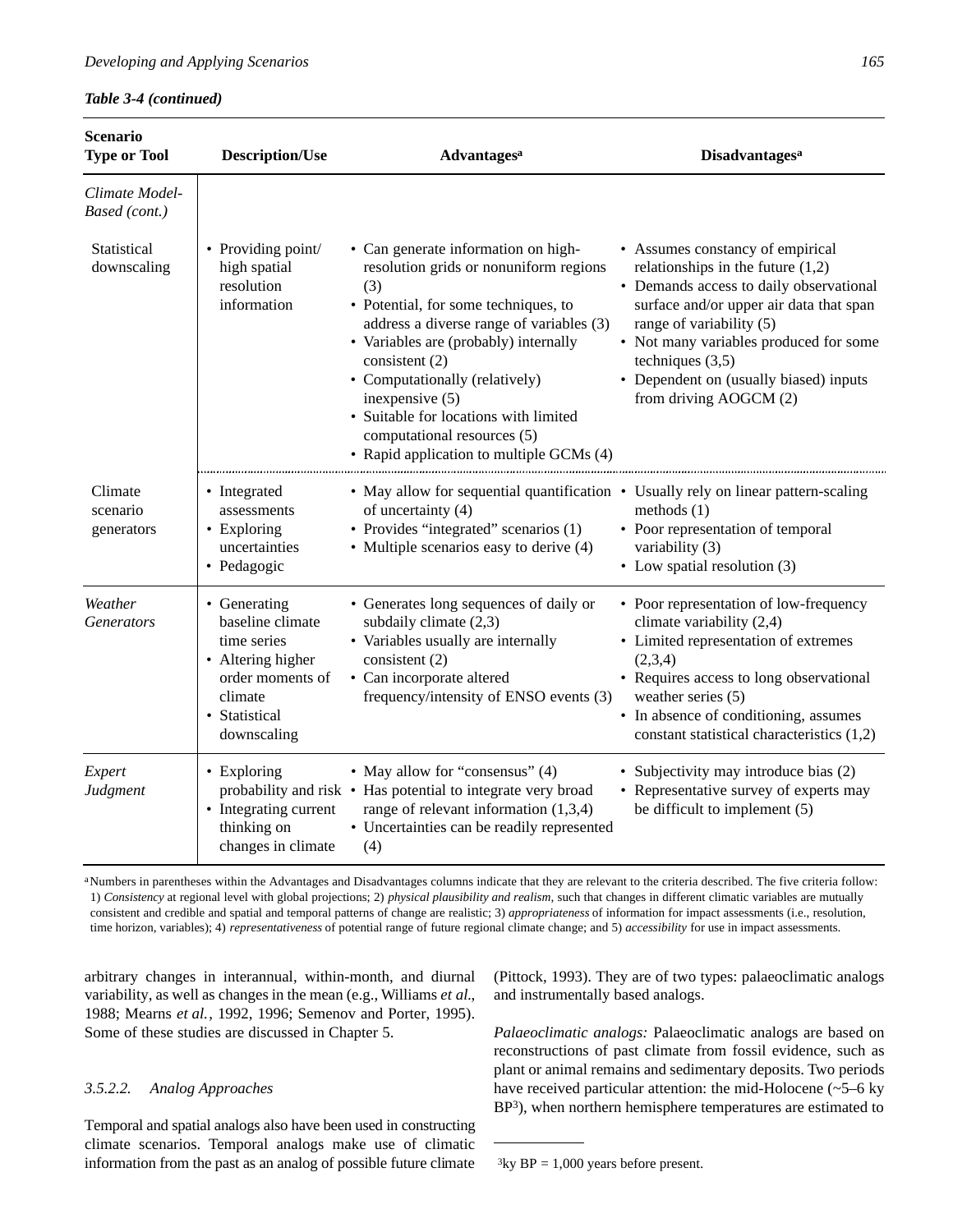*Table 3-4 (continued)*

| Scenario Type or Tool | Description/Use | Advantages[a] | Disadvantages[a] |
|---|---|---|---|
| *Climate Model-Based (cont.)* | | | |
| Statistical downscaling | • Providing point/ high spatial resolution information | • Can generate information on high-resolution grids or nonuniform regions (3) • Potential, for some techniques, to address a diverse range of variables (3) • Variables are (probably) internally consistent (2) • Computationally (relatively) inexpensive (5) • Suitable for locations with limited computational resources (5) • Rapid application to multiple GCMs (4) | • Assumes constancy of empirical relationships in the future (1,2) • Demands access to daily observational surface and/or upper air data that span range of variability (5) • Not many variables produced for some techniques (3,5) • Dependent on (usually biased) inputs from driving AOGCM (2) |
| Climate scenario generators | • Integrated assessments • Exploring uncertainties • Pedagogic | • May allow for sequential quantification of uncertainty (4) • Provides "integrated" scenarios (1) • Multiple scenarios easy to derive (4) | • Usually rely on linear pattern-scaling methods (1) • Poor representation of temporal variability (3) • Low spatial resolution (3) |
| *Weather Generators* | • Generating baseline climate time series • Altering higher order moments of climate • Statistical downscaling | • Generates long sequences of daily or subdaily climate (2,3) • Variables usually are internally consistent (2) • Can incorporate altered frequency/intensity of ENSO events (3) | • Poor representation of low-frequency climate variability (2,4) • Limited representation of extremes (2,3,4) • Requires access to long observational weather series (5) • In absence of conditioning, assumes constant statistical characteristics (1,2) |
| *Expert Judgment* | • Exploring probability and risk • Integrating current thinking on changes in climate | • May allow for "consensus" (4) • Has potential to integrate very broad range of relevant information (1,3,4) • Uncertainties can be readily represented (4) | • Subjectivity may introduce bias (2) • Representative survey of experts may be difficult to implement (5) |

[a] Numbers in parentheses within the Advantages and Disadvantages columns indicate that they are relevant to the criteria described. The five criteria follow: 1) *Consistency* at regional level with global projections; 2) *physical plausibility and realism*, such that changes in different climatic variables are mutually consistent and credible and spatial and temporal patterns of change are realistic; 3) *appropriateness* of information for impact assessments (i.e., resolution, time horizon, variables); 4) *representativeness* of potential range of future regional climate change; and 5) *accessibility* for use in impact assessments.

arbitrary changes in interannual, within-month, and diurnal variability, as well as changes in the mean (e.g., Williams *et al.*, 1988; Mearns *et al.*, 1992, 1996; Semenov and Porter, 1995). Some of these studies are discussed in Chapter 5.

### *3.5.2.2. Analog Approaches*

Temporal and spatial analogs also have been used in constructing climate scenarios. Temporal analogs make use of climatic information from the past as an analog of possible future climate (Pittock, 1993). They are of two types: palaeoclimatic analogs and instrumentally based analogs.

*Palaeoclimatic analogs:* Palaeoclimatic analogs are based on reconstructions of past climate from fossil evidence, such as plant or animal remains and sedimentary deposits. Two periods have received particular attention: the mid-Holocene (~5–6 ky BP[3]), when northern hemisphere temperatures are estimated to

[3] ky BP = 1,000 years before present.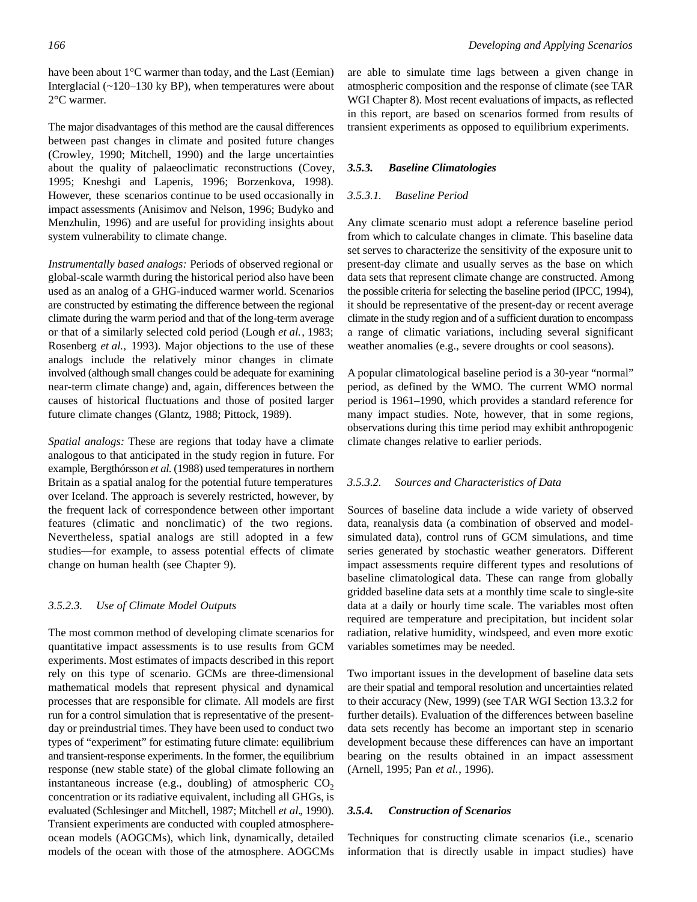have been about 1°C warmer than today, and the Last (Eemian) Interglacial (~120–130 ky BP), when temperatures were about 2°C warmer.

The major disadvantages of this method are the causal differences between past changes in climate and posited future changes (Crowley, 1990; Mitchell, 1990) and the large uncertainties about the quality of palaeoclimatic reconstructions (Covey, 1995; Kneshgi and Lapenis, 1996; Borzenkova, 1998). However, these scenarios continue to be used occasionally in impact assessments (Anisimov and Nelson, 1996; Budyko and Menzhulin, 1996) and are useful for providing insights about system vulnerability to climate change.

*Instrumentally based analogs:* Periods of observed regional or global-scale warmth during the historical period also have been used as an analog of a GHG-induced warmer world. Scenarios are constructed by estimating the difference between the regional climate during the warm period and that of the long-term average or that of a similarly selected cold period (Lough *et al.*, 1983; Rosenberg *et al.*, 1993). Major objections to the use of these analogs include the relatively minor changes in climate involved (although small changes could be adequate for examining near-term climate change) and, again, differences between the causes of historical fluctuations and those of posited larger future climate changes (Glantz, 1988; Pittock, 1989).

*Spatial analogs:* These are regions that today have a climate analogous to that anticipated in the study region in future. For example, Bergthórsson *et al.* (1988) used temperatures in northern Britain as a spatial analog for the potential future temperatures over Iceland. The approach is severely restricted, however, by the frequent lack of correspondence between other important features (climatic and nonclimatic) of the two regions. Nevertheless, spatial analogs are still adopted in a few studies—for example, to assess potential effects of climate change on human health (see Chapter 9).

#### *3.5.2.3. Use of Climate Model Outputs*

The most common method of developing climate scenarios for quantitative impact assessments is to use results from GCM experiments. Most estimates of impacts described in this report rely on this type of scenario. GCMs are three-dimensional mathematical models that represent physical and dynamical processes that are responsible for climate. All models are first run for a control simulation that is representative of the present-day or preindustrial times. They have been used to conduct two types of "experiment" for estimating future climate: equilibrium and transient-response experiments. In the former, the equilibrium response (new stable state) of the global climate following an instantaneous increase (e.g., doubling) of atmospheric $CO_2$ concentration or its radiative equivalent, including all GHGs, is evaluated (Schlesinger and Mitchell, 1987; Mitchell *et al*., 1990). Transient experiments are conducted with coupled atmosphere-ocean models (AOGCMs), which link, dynamically, detailed models of the ocean with those of the atmosphere. AOGCMs are able to simulate time lags between a given change in atmospheric composition and the response of climate (see TAR WGI Chapter 8). Most recent evaluations of impacts, as reflected in this report, are based on scenarios formed from results of transient experiments as opposed to equilibrium experiments.

### ***3.5.3. Baseline Climatologies***

#### *3.5.3.1. Baseline Period*

Any climate scenario must adopt a reference baseline period from which to calculate changes in climate. This baseline data set serves to characterize the sensitivity of the exposure unit to present-day climate and usually serves as the base on which data sets that represent climate change are constructed. Among the possible criteria for selecting the baseline period (IPCC, 1994), it should be representative of the present-day or recent average climate in the study region and of a sufficient duration to encompass a range of climatic variations, including several significant weather anomalies (e.g., severe droughts or cool seasons).

A popular climatological baseline period is a 30-year "normal" period, as defined by the WMO. The current WMO normal period is 1961–1990, which provides a standard reference for many impact studies. Note, however, that in some regions, observations during this time period may exhibit anthropogenic climate changes relative to earlier periods.

#### *3.5.3.2. Sources and Characteristics of Data*

Sources of baseline data include a wide variety of observed data, reanalysis data (a combination of observed and model-simulated data), control runs of GCM simulations, and time series generated by stochastic weather generators. Different impact assessments require different types and resolutions of baseline climatological data. These can range from globally gridded baseline data sets at a monthly time scale to single-site data at a daily or hourly time scale. The variables most often required are temperature and precipitation, but incident solar radiation, relative humidity, windspeed, and even more exotic variables sometimes may be needed.

Two important issues in the development of baseline data sets are their spatial and temporal resolution and uncertainties related to their accuracy (New, 1999) (see TAR WGI Section 13.3.2 for further details). Evaluation of the differences between baseline data sets recently has become an important step in scenario development because these differences can have an important bearing on the results obtained in an impact assessment (Arnell, 1995; Pan *et al.*, 1996).

### ***3.5.4. Construction of Scenarios***

Techniques for constructing climate scenarios (i.e., scenario information that is directly usable in impact studies) have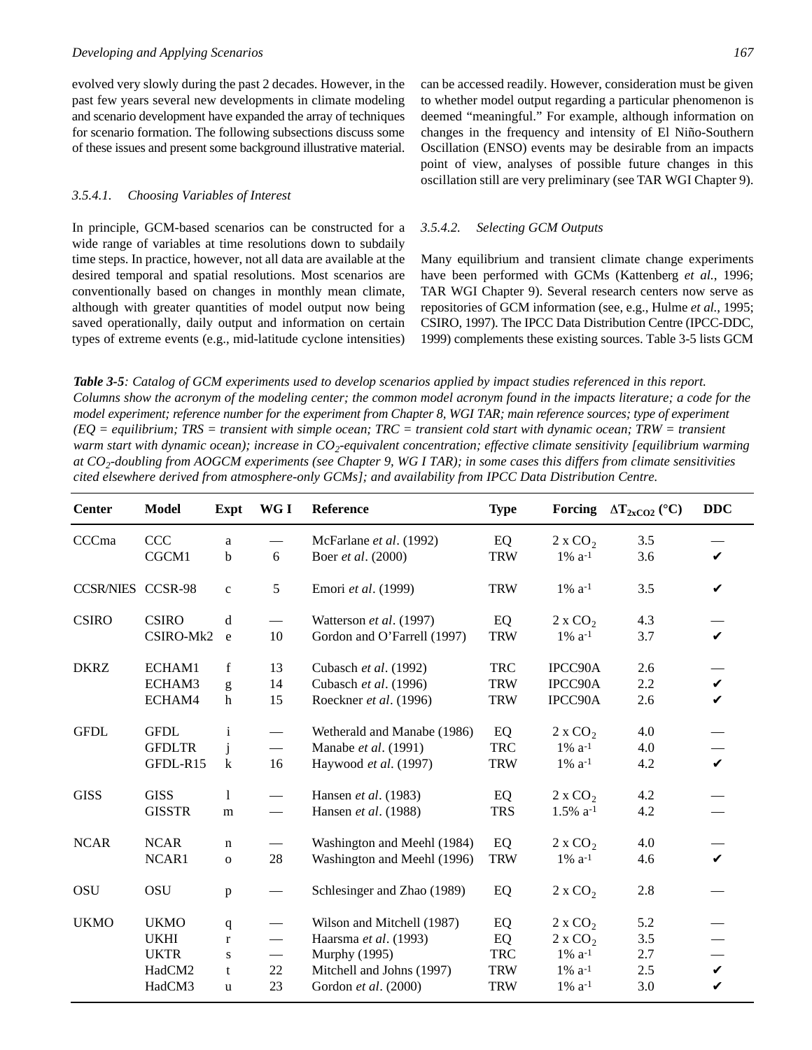evolved very slowly during the past 2 decades. However, in the past few years several new developments in climate modeling and scenario development have expanded the array of techniques for scenario formation. The following subsections discuss some of these issues and present some background illustrative material.

#### *3.5.4.1. Choosing Variables of Interest*

In principle, GCM-based scenarios can be constructed for a wide range of variables at time resolutions down to subdaily time steps. In practice, however, not all data are available at the desired temporal and spatial resolutions. Most scenarios are conventionally based on changes in monthly mean climate, although with greater quantities of model output now being saved operationally, daily output and information on certain types of extreme events (e.g., mid-latitude cyclone intensities) can be accessed readily. However, consideration must be given to whether model output regarding a particular phenomenon is deemed "meaningful." For example, although information on changes in the frequency and intensity of El Niño-Southern Oscillation (ENSO) events may be desirable from an impacts point of view, analyses of possible future changes in this oscillation still are very preliminary (see TAR WGI Chapter 9).

#### *3.5.4.2. Selecting GCM Outputs*

Many equilibrium and transient climate change experiments have been performed with GCMs (Kattenberg *et al.*, 1996; TAR WGI Chapter 9). Several research centers now serve as repositories of GCM information (see, e.g., Hulme *et al.*, 1995; CSIRO, 1997). The IPCC Data Distribution Centre (IPCC-DDC, 1999) complements these existing sources. Table 3-5 lists GCM

***Table 3-5****: Catalog of GCM experiments used to develop scenarios applied by impact studies referenced in this report. Columns show the acronym of the modeling center; the common model acronym found in the impacts literature; a code for the model experiment; reference number for the experiment from Chapter 8, WGI TAR; main reference sources; type of experiment (EQ = equilibrium; TRS = transient with simple ocean; TRC = transient cold start with dynamic ocean; TRW = transient warm start with dynamic ocean); increase in $CO_2$-equivalent concentration; effective climate sensitivity [equilibrium warming at $CO_2$-doubling from AOGCM experiments (see Chapter 9, WG I TAR); in some cases this differs from climate sensitivities cited elsewhere derived from atmosphere-only GCMs]; and availability from IPCC Data Distribution Centre.*

| Center | Model | Expt | WG I | Reference | Type | Forcing | $\Delta T_{2xCO2}$ (°C) | DDC |
|---|---|---|---|---|---|---|---|---|
| CCCma | CCC | a | — | McFarlane *et al*. (1992) | EQ | 2 x $CO_2$ | 3.5 | — |
| | CGCM1 | b | 6 | Boer *et al*. (2000) | TRW | 1% $a^{-1}$ | 3.6 | ✔ |
| CCSR/NIES | CCSR-98 | c | 5 | Emori *et al*. (1999) | TRW | 1% $a^{-1}$ | 3.5 | ✔ |
| CSIRO | CSIRO | d | — | Watterson *et al*. (1997) | EQ | 2 x $CO_2$ | 4.3 | — |
| | CSIRO-Mk2 | e | 10 | Gordon and O'Farrell (1997) | TRW | 1% $a^{-1}$ | 3.7 | ✔ |
| DKRZ | ECHAM1 | f | 13 | Cubasch *et al*. (1992) | TRC | IPCC90A | 2.6 | — |
| | ECHAM3 | g | 14 | Cubasch *et al*. (1996) | TRW | IPCC90A | 2.2 | ✔ |
| | ECHAM4 | h | 15 | Roeckner *et al*. (1996) | TRW | IPCC90A | 2.6 | ✔ |
| GFDL | GFDL | i | — | Wetherald and Manabe (1986) | EQ | 2 x $CO_2$ | 4.0 | — |
| | GFDLTR | j | — | Manabe *et al*. (1991) | TRC | 1% $a^{-1}$ | 4.0 | — |
| | GFDL-R15 | k | 16 | Haywood *et al*. (1997) | TRW | 1% $a^{-1}$ | 4.2 | ✔ |
| GISS | GISS | l | — | Hansen *et al*. (1983) | EQ | 2 x $CO_2$ | 4.2 | — |
| | GISSTR | m | — | Hansen *et al*. (1988) | TRS | 1.5% $a^{-1}$ | 4.2 | — |
| NCAR | NCAR | n | — | Washington and Meehl (1984) | EQ | 2 x $CO_2$ | 4.0 | — |
| | NCAR1 | o | 28 | Washington and Meehl (1996) | TRW | 1% $a^{-1}$ | 4.6 | ✔ |
| OSU | OSU | p | — | Schlesinger and Zhao (1989) | EQ | 2 x $CO_2$ | 2.8 | — |
| UKMO | UKMO | q | — | Wilson and Mitchell (1987) | EQ | 2 x $CO_2$ | 5.2 | — |
| | UKHI | r | — | Haarsma *et al*. (1993) | EQ | 2 x $CO_2$ | 3.5 | — |
| | UKTR | s | — | Murphy (1995) | TRC | 1% $a^{-1}$ | 2.7 | — |
| | HadCM2 | t | 22 | Mitchell and Johns (1997) | TRW | 1% $a^{-1}$ | 2.5 | ✔ |
| | HadCM3 | u | 23 | Gordon *et al*. (2000) | TRW | 1% $a^{-1}$ | 3.0 | ✔ |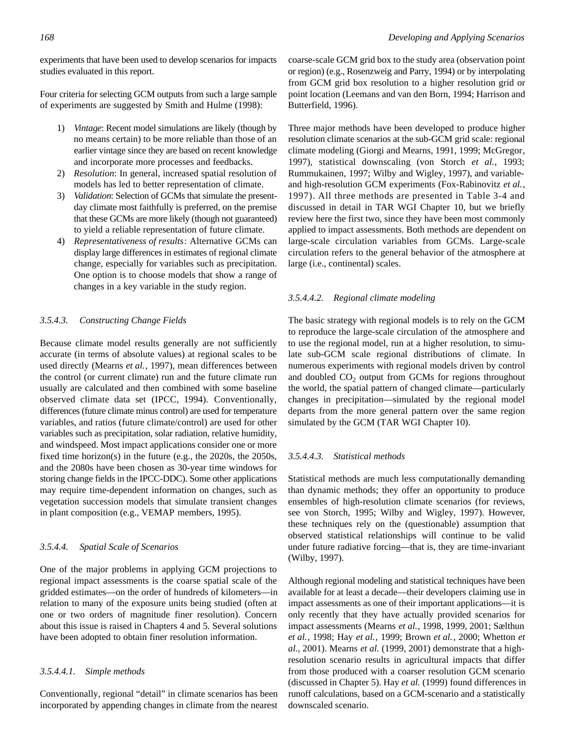experiments that have been used to develop scenarios for impacts studies evaluated in this report.

Four criteria for selecting GCM outputs from such a large sample of experiments are suggested by Smith and Hulme (1998):

1) *Vintage*: Recent model simulations are likely (though by no means certain) to be more reliable than those of an earlier vintage since they are based on recent knowledge and incorporate more processes and feedbacks.
2) *Resolution*: In general, increased spatial resolution of models has led to better representation of climate.
3) *Validation*: Selection of GCMs that simulate the present-day climate most faithfully is preferred, on the premise that these GCMs are more likely (though not guaranteed) to yield a reliable representation of future climate.
4) *Representativeness of results*: Alternative GCMs can display large differences in estimates of regional climate change, especially for variables such as precipitation. One option is to choose models that show a range of changes in a key variable in the study region.

### *3.5.4.3. Constructing Change Fields*

Because climate model results generally are not sufficiently accurate (in terms of absolute values) at regional scales to be used directly (Mearns *et al.*, 1997), mean differences between the control (or current climate) run and the future climate run usually are calculated and then combined with some baseline observed climate data set (IPCC, 1994). Conventionally, differences (future climate minus control) are used for temperature variables, and ratios (future climate/control) are used for other variables such as precipitation, solar radiation, relative humidity, and windspeed. Most impact applications consider one or more fixed time horizon(s) in the future (e.g., the 2020s, the 2050s, and the 2080s have been chosen as 30-year time windows for storing change fields in the IPCC-DDC). Some other applications may require time-dependent information on changes, such as vegetation succession models that simulate transient changes in plant composition (e.g., VEMAP members, 1995).

### *3.5.4.4. Spatial Scale of Scenarios*

One of the major problems in applying GCM projections to regional impact assessments is the coarse spatial scale of the gridded estimates—on the order of hundreds of kilometers—in relation to many of the exposure units being studied (often at one or two orders of magnitude finer resolution). Concern about this issue is raised in Chapters 4 and 5. Several solutions have been adopted to obtain finer resolution information.

#### *3.5.4.4.1. Simple methods*

Conventionally, regional "detail" in climate scenarios has been incorporated by appending changes in climate from the nearest coarse-scale GCM grid box to the study area (observation point or region) (e.g., Rosenzweig and Parry, 1994) or by interpolating from GCM grid box resolution to a higher resolution grid or point location (Leemans and van den Born, 1994; Harrison and Butterfield, 1996).

Three major methods have been developed to produce higher resolution climate scenarios at the sub-GCM grid scale: regional climate modeling (Giorgi and Mearns, 1991, 1999; McGregor, 1997), statistical downscaling (von Storch *et al.*, 1993; Rummukainen, 1997; Wilby and Wigley, 1997), and variable- and high-resolution GCM experiments (Fox-Rabinovitz *et al.*, 1997). All three methods are presented in Table 3-4 and discussed in detail in TAR WGI Chapter 10, but we briefly review here the first two, since they have been most commonly applied to impact assessments. Both methods are dependent on large-scale circulation variables from GCMs. Large-scale circulation refers to the general behavior of the atmosphere at large (i.e., continental) scales.

#### *3.5.4.4.2. Regional climate modeling*

The basic strategy with regional models is to rely on the GCM to reproduce the large-scale circulation of the atmosphere and to use the regional model, run at a higher resolution, to simulate sub-GCM scale regional distributions of climate. In numerous experiments with regional models driven by control and doubled $CO_2$ output from GCMs for regions throughout the world, the spatial pattern of changed climate—particularly changes in precipitation—simulated by the regional model departs from the more general pattern over the same region simulated by the GCM (TAR WGI Chapter 10).

#### *3.5.4.4.3. Statistical methods*

Statistical methods are much less computationally demanding than dynamic methods; they offer an opportunity to produce ensembles of high-resolution climate scenarios (for reviews, see von Storch, 1995; Wilby and Wigley, 1997). However, these techniques rely on the (questionable) assumption that observed statistical relationships will continue to be valid under future radiative forcing—that is, they are time-invariant (Wilby, 1997).

Although regional modeling and statistical techniques have been available for at least a decade—their developers claiming use in impact assessments as one of their important applications—it is only recently that they have actually provided scenarios for impact assessments (Mearns *et al.*, 1998, 1999, 2001; Sælthun *et al.*, 1998; Hay *et al.*, 1999; Brown *et al.*, 2000; Whetton *et al.*, 2001). Mearns *et al.* (1999, 2001) demonstrate that a high-resolution scenario results in agricultural impacts that differ from those produced with a coarser resolution GCM scenario (discussed in Chapter 5). Hay *et al.* (1999) found differences in runoff calculations, based on a GCM-scenario and a statistically downscaled scenario.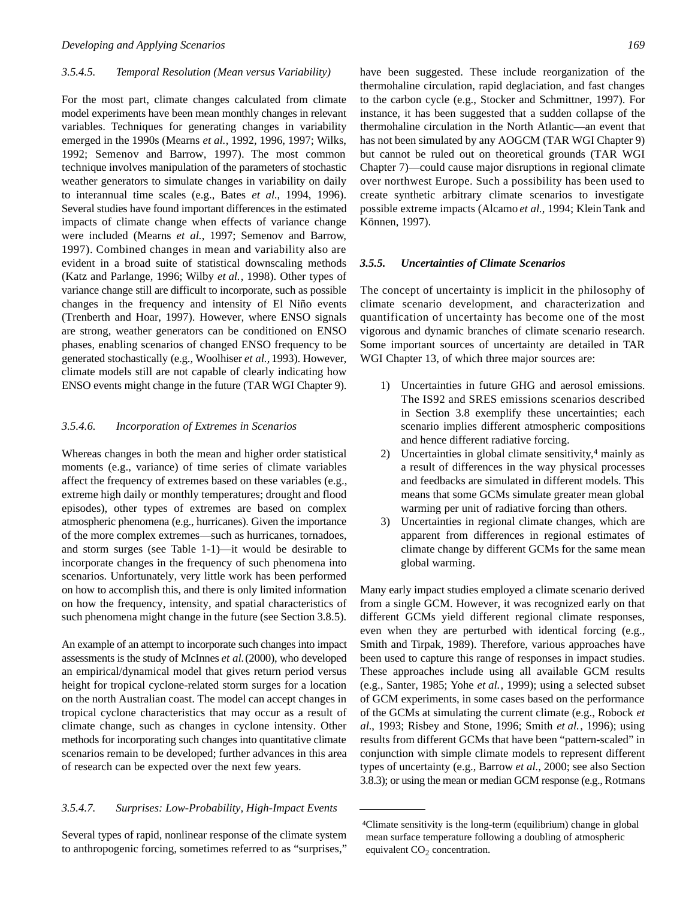### 3.5.4.5. Temporal Resolution (Mean versus Variability)

For the most part, climate changes calculated from climate model experiments have been mean monthly changes in relevant variables. Techniques for generating changes in variability emerged in the 1990s (Mearns *et al.*, 1992, 1996, 1997; Wilks, 1992; Semenov and Barrow, 1997). The most common technique involves manipulation of the parameters of stochastic weather generators to simulate changes in variability on daily to interannual time scales (e.g., Bates *et al.*, 1994, 1996). Several studies have found important differences in the estimated impacts of climate change when effects of variance change were included (Mearns *et al.*, 1997; Semenov and Barrow, 1997). Combined changes in mean and variability also are evident in a broad suite of statistical downscaling methods (Katz and Parlange, 1996; Wilby *et al.*, 1998). Other types of variance change still are difficult to incorporate, such as possible changes in the frequency and intensity of El Niño events (Trenberth and Hoar, 1997). However, where ENSO signals are strong, weather generators can be conditioned on ENSO phases, enabling scenarios of changed ENSO frequency to be generated stochastically (e.g., Woolhiser *et al.*, 1993). However, climate models still are not capable of clearly indicating how ENSO events might change in the future (TAR WGI Chapter 9).

### 3.5.4.6. Incorporation of Extremes in Scenarios

Whereas changes in both the mean and higher order statistical moments (e.g., variance) of time series of climate variables affect the frequency of extremes based on these variables (e.g., extreme high daily or monthly temperatures; drought and flood episodes), other types of extremes are based on complex atmospheric phenomena (e.g., hurricanes). Given the importance of the more complex extremes—such as hurricanes, tornadoes, and storm surges (see Table 1-1)—it would be desirable to incorporate changes in the frequency of such phenomena into scenarios. Unfortunately, very little work has been performed on how to accomplish this, and there is only limited information on how the frequency, intensity, and spatial characteristics of such phenomena might change in the future (see Section 3.8.5).

An example of an attempt to incorporate such changes into impact assessments is the study of McInnes *et al.* (2000), who developed an empirical/dynamical model that gives return period versus height for tropical cyclone-related storm surges for a location on the north Australian coast. The model can accept changes in tropical cyclone characteristics that may occur as a result of climate change, such as changes in cyclone intensity. Other methods for incorporating such changes into quantitative climate scenarios remain to be developed; further advances in this area of research can be expected over the next few years.

### 3.5.4.7. Surprises: Low-Probability, High-Impact Events

Several types of rapid, nonlinear response of the climate system to anthropogenic forcing, sometimes referred to as "surprises," have been suggested. These include reorganization of the thermohaline circulation, rapid deglaciation, and fast changes to the carbon cycle (e.g., Stocker and Schmittner, 1997). For instance, it has been suggested that a sudden collapse of the thermohaline circulation in the North Atlantic—an event that has not been simulated by any AOGCM (TAR WGI Chapter 9) but cannot be ruled out on theoretical grounds (TAR WGI Chapter 7)—could cause major disruptions in regional climate over northwest Europe. Such a possibility has been used to create synthetic arbitrary climate scenarios to investigate possible extreme impacts (Alcamo *et al.*, 1994; Klein Tank and Können, 1997).

## 3.5.5. Uncertainties of Climate Scenarios

The concept of uncertainty is implicit in the philosophy of climate scenario development, and characterization and quantification of uncertainty has become one of the most vigorous and dynamic branches of climate scenario research. Some important sources of uncertainty are detailed in TAR WGI Chapter 13, of which three major sources are:

1) Uncertainties in future GHG and aerosol emissions. The IS92 and SRES emissions scenarios described in Section 3.8 exemplify these uncertainties; each scenario implies different atmospheric compositions and hence different radiative forcing.
2) Uncertainties in global climate sensitivity,[4] mainly as a result of differences in the way physical processes and feedbacks are simulated in different models. This means that some GCMs simulate greater mean global warming per unit of radiative forcing than others.
3) Uncertainties in regional climate changes, which are apparent from differences in regional estimates of climate change by different GCMs for the same mean global warming.

Many early impact studies employed a climate scenario derived from a single GCM. However, it was recognized early on that different GCMs yield different regional climate responses, even when they are perturbed with identical forcing (e.g., Smith and Tirpak, 1989). Therefore, various approaches have been used to capture this range of responses in impact studies. These approaches include using all available GCM results (e.g., Santer, 1985; Yohe *et al.*, 1999); using a selected subset of GCM experiments, in some cases based on the performance of the GCMs at simulating the current climate (e.g., Robock *et al.*, 1993; Risbey and Stone, 1996; Smith *et al.*, 1996); using results from different GCMs that have been "pattern-scaled" in conjunction with simple climate models to represent different types of uncertainty (e.g., Barrow *et al.*, 2000; see also Section 3.8.3); or using the mean or median GCM response (e.g., Rotmans

---

[4] Climate sensitivity is the long-term (equilibrium) change in global mean surface temperature following a doubling of atmospheric equivalent $CO_2$ concentration.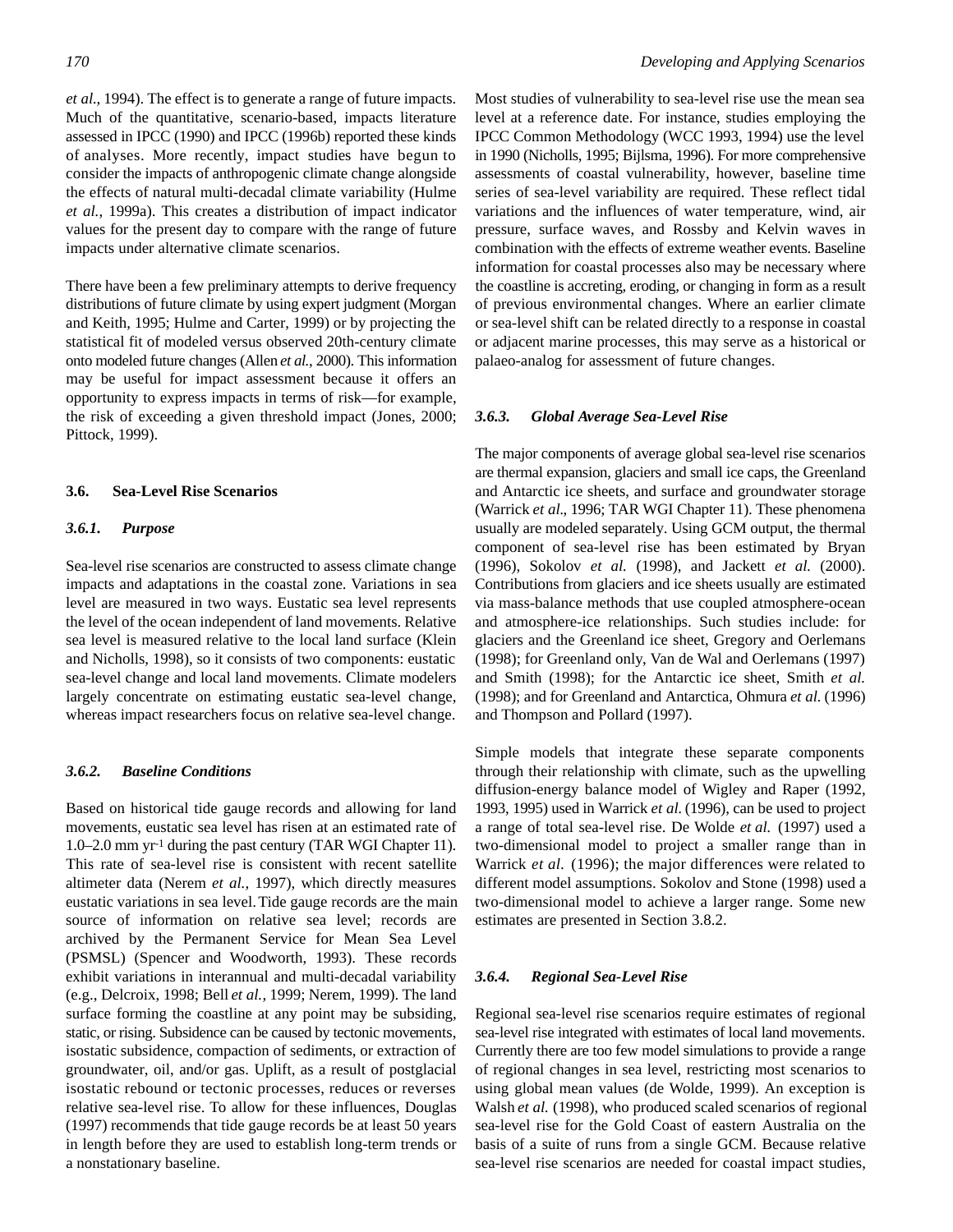*et al*., 1994). The effect is to generate a range of future impacts. Much of the quantitative, scenario-based, impacts literature assessed in IPCC (1990) and IPCC (1996b) reported these kinds of analyses. More recently, impact studies have begun to consider the impacts of anthropogenic climate change alongside the effects of natural multi-decadal climate variability (Hulme *et al.*, 1999a). This creates a distribution of impact indicator values for the present day to compare with the range of future impacts under alternative climate scenarios.

There have been a few preliminary attempts to derive frequency distributions of future climate by using expert judgment (Morgan and Keith, 1995; Hulme and Carter, 1999) or by projecting the statistical fit of modeled versus observed 20th-century climate onto modeled future changes (Allen *et al.*, 2000). This information may be useful for impact assessment because it offers an opportunity to express impacts in terms of risk—for example, the risk of exceeding a given threshold impact (Jones, 2000; Pittock, 1999).

## 3.6. Sea-Level Rise Scenarios

### *3.6.1. Purpose*

Sea-level rise scenarios are constructed to assess climate change impacts and adaptations in the coastal zone. Variations in sea level are measured in two ways. Eustatic sea level represents the level of the ocean independent of land movements. Relative sea level is measured relative to the local land surface (Klein and Nicholls, 1998), so it consists of two components: eustatic sea-level change and local land movements. Climate modelers largely concentrate on estimating eustatic sea-level change, whereas impact researchers focus on relative sea-level change.

### *3.6.2. Baseline Conditions*

Based on historical tide gauge records and allowing for land movements, eustatic sea level has risen at an estimated rate of 1.0–2.0 mm $yr^{-1}$ during the past century (TAR WGI Chapter 11). This rate of sea-level rise is consistent with recent satellite altimeter data (Nerem *et al.*, 1997), which directly measures eustatic variations in sea level. Tide gauge records are the main source of information on relative sea level; records are archived by the Permanent Service for Mean Sea Level (PSMSL) (Spencer and Woodworth, 1993). These records exhibit variations in interannual and multi-decadal variability (e.g., Delcroix, 1998; Bell *et al.*, 1999; Nerem, 1999). The land surface forming the coastline at any point may be subsiding, static, or rising. Subsidence can be caused by tectonic movements, isostatic subsidence, compaction of sediments, or extraction of groundwater, oil, and/or gas. Uplift, as a result of postglacial isostatic rebound or tectonic processes, reduces or reverses relative sea-level rise. To allow for these influences, Douglas (1997) recommends that tide gauge records be at least 50 years in length before they are used to establish long-term trends or a nonstationary baseline.

Most studies of vulnerability to sea-level rise use the mean sea level at a reference date. For instance, studies employing the IPCC Common Methodology (WCC 1993, 1994) use the level in 1990 (Nicholls, 1995; Bijlsma, 1996). For more comprehensive assessments of coastal vulnerability, however, baseline time series of sea-level variability are required. These reflect tidal variations and the influences of water temperature, wind, air pressure, surface waves, and Rossby and Kelvin waves in combination with the effects of extreme weather events. Baseline information for coastal processes also may be necessary where the coastline is accreting, eroding, or changing in form as a result of previous environmental changes. Where an earlier climate or sea-level shift can be related directly to a response in coastal or adjacent marine processes, this may serve as a historical or palaeo-analog for assessment of future changes.

### *3.6.3. Global Average Sea-Level Rise*

The major components of average global sea-level rise scenarios are thermal expansion, glaciers and small ice caps, the Greenland and Antarctic ice sheets, and surface and groundwater storage (Warrick *et al*., 1996; TAR WGI Chapter 11). These phenomena usually are modeled separately. Using GCM output, the thermal component of sea-level rise has been estimated by Bryan (1996), Sokolov *et al.* (1998), and Jackett *et al.* (2000). Contributions from glaciers and ice sheets usually are estimated via mass-balance methods that use coupled atmosphere-ocean and atmosphere-ice relationships. Such studies include: for glaciers and the Greenland ice sheet, Gregory and Oerlemans (1998); for Greenland only, Van de Wal and Oerlemans (1997) and Smith (1998); for the Antarctic ice sheet, Smith *et al.* (1998); and for Greenland and Antarctica, Ohmura *et al.* (1996) and Thompson and Pollard (1997).

Simple models that integrate these separate components through their relationship with climate, such as the upwelling diffusion-energy balance model of Wigley and Raper (1992, 1993, 1995) used in Warrick *et al.* (1996), can be used to project a range of total sea-level rise. De Wolde *et al.* (1997) used a two-dimensional model to project a smaller range than in Warrick *et al*. (1996); the major differences were related to different model assumptions. Sokolov and Stone (1998) used a two-dimensional model to achieve a larger range. Some new estimates are presented in Section 3.8.2.

### *3.6.4. Regional Sea-Level Rise*

Regional sea-level rise scenarios require estimates of regional sea-level rise integrated with estimates of local land movements. Currently there are too few model simulations to provide a range of regional changes in sea level, restricting most scenarios to using global mean values (de Wolde, 1999). An exception is Walsh *et al.* (1998), who produced scaled scenarios of regional sea-level rise for the Gold Coast of eastern Australia on the basis of a suite of runs from a single GCM. Because relative sea-level rise scenarios are needed for coastal impact studies,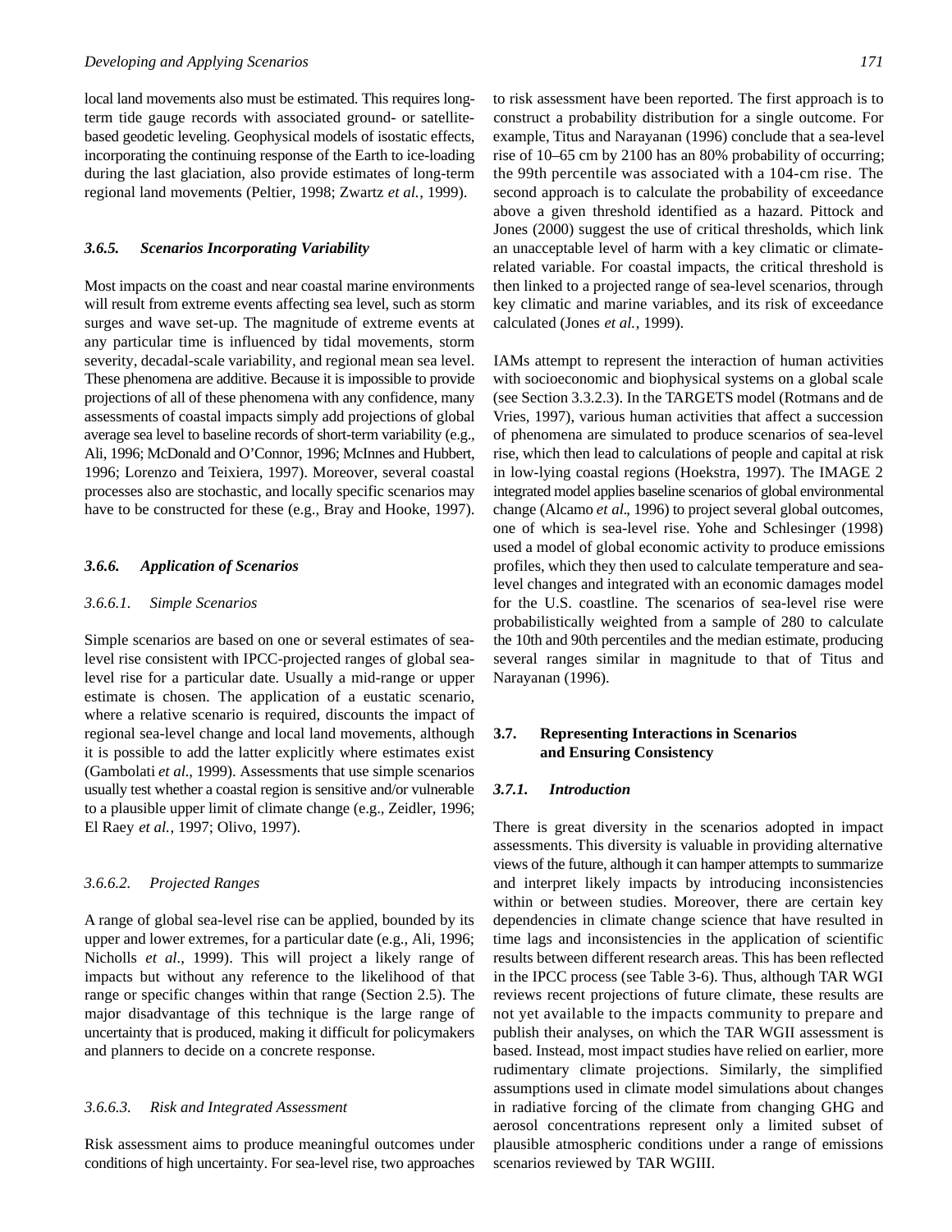local land movements also must be estimated. This requires long-term tide gauge records with associated ground- or satellite-based geodetic leveling. Geophysical models of isostatic effects, incorporating the continuing response of the Earth to ice-loading during the last glaciation, also provide estimates of long-term regional land movements (Peltier, 1998; Zwartz *et al.*, 1999).

### *3.6.5. Scenarios Incorporating Variability*

Most impacts on the coast and near coastal marine environments will result from extreme events affecting sea level, such as storm surges and wave set-up. The magnitude of extreme events at any particular time is influenced by tidal movements, storm severity, decadal-scale variability, and regional mean sea level. These phenomena are additive. Because it is impossible to provide projections of all of these phenomena with any confidence, many assessments of coastal impacts simply add projections of global average sea level to baseline records of short-term variability (e.g., Ali, 1996; McDonald and O'Connor, 1996; McInnes and Hubbert, 1996; Lorenzo and Teixiera, 1997). Moreover, several coastal processes also are stochastic, and locally specific scenarios may have to be constructed for these (e.g., Bray and Hooke, 1997).

### *3.6.6. Application of Scenarios*

#### *3.6.6.1. Simple Scenarios*

Simple scenarios are based on one or several estimates of sea-level rise consistent with IPCC-projected ranges of global sea-level rise for a particular date. Usually a mid-range or upper estimate is chosen. The application of a eustatic scenario, where a relative scenario is required, discounts the impact of regional sea-level change and local land movements, although it is possible to add the latter explicitly where estimates exist (Gambolati *et al*., 1999). Assessments that use simple scenarios usually test whether a coastal region is sensitive and/or vulnerable to a plausible upper limit of climate change (e.g., Zeidler, 1996; El Raey *et al.*, 1997; Olivo, 1997).

#### *3.6.6.2. Projected Ranges*

A range of global sea-level rise can be applied, bounded by its upper and lower extremes, for a particular date (e.g., Ali, 1996; Nicholls *et al*., 1999). This will project a likely range of impacts but without any reference to the likelihood of that range or specific changes within that range (Section 2.5). The major disadvantage of this technique is the large range of uncertainty that is produced, making it difficult for policymakers and planners to decide on a concrete response.

#### *3.6.6.3. Risk and Integrated Assessment*

Risk assessment aims to produce meaningful outcomes under conditions of high uncertainty. For sea-level rise, two approaches to risk assessment have been reported. The first approach is to construct a probability distribution for a single outcome. For example, Titus and Narayanan (1996) conclude that a sea-level rise of 10–65 cm by 2100 has an 80% probability of occurring; the 99th percentile was associated with a 104-cm rise. The second approach is to calculate the probability of exceedance above a given threshold identified as a hazard. Pittock and Jones (2000) suggest the use of critical thresholds, which link an unacceptable level of harm with a key climatic or climate-related variable. For coastal impacts, the critical threshold is then linked to a projected range of sea-level scenarios, through key climatic and marine variables, and its risk of exceedance calculated (Jones *et al.*, 1999).

IAMs attempt to represent the interaction of human activities with socioeconomic and biophysical systems on a global scale (see Section 3.3.2.3). In the TARGETS model (Rotmans and de Vries, 1997), various human activities that affect a succession of phenomena are simulated to produce scenarios of sea-level rise, which then lead to calculations of people and capital at risk in low-lying coastal regions (Hoekstra, 1997). The IMAGE 2 integrated model applies baseline scenarios of global environmental change (Alcamo *et al*., 1996) to project several global outcomes, one of which is sea-level rise. Yohe and Schlesinger (1998) used a model of global economic activity to produce emissions profiles, which they then used to calculate temperature and sea-level changes and integrated with an economic damages model for the U.S. coastline. The scenarios of sea-level rise were probabilistically weighted from a sample of 280 to calculate the 10th and 90th percentiles and the median estimate, producing several ranges similar in magnitude to that of Titus and Narayanan (1996).

## **3.7. Representing Interactions in Scenarios and Ensuring Consistency**

### *3.7.1. Introduction*

There is great diversity in the scenarios adopted in impact assessments. This diversity is valuable in providing alternative views of the future, although it can hamper attempts to summarize and interpret likely impacts by introducing inconsistencies within or between studies. Moreover, there are certain key dependencies in climate change science that have resulted in time lags and inconsistencies in the application of scientific results between different research areas. This has been reflected in the IPCC process (see Table 3-6). Thus, although TAR WGI reviews recent projections of future climate, these results are not yet available to the impacts community to prepare and publish their analyses, on which the TAR WGII assessment is based. Instead, most impact studies have relied on earlier, more rudimentary climate projections. Similarly, the simplified assumptions used in climate model simulations about changes in radiative forcing of the climate from changing GHG and aerosol concentrations represent only a limited subset of plausible atmospheric conditions under a range of emissions scenarios reviewed by TAR WGIII.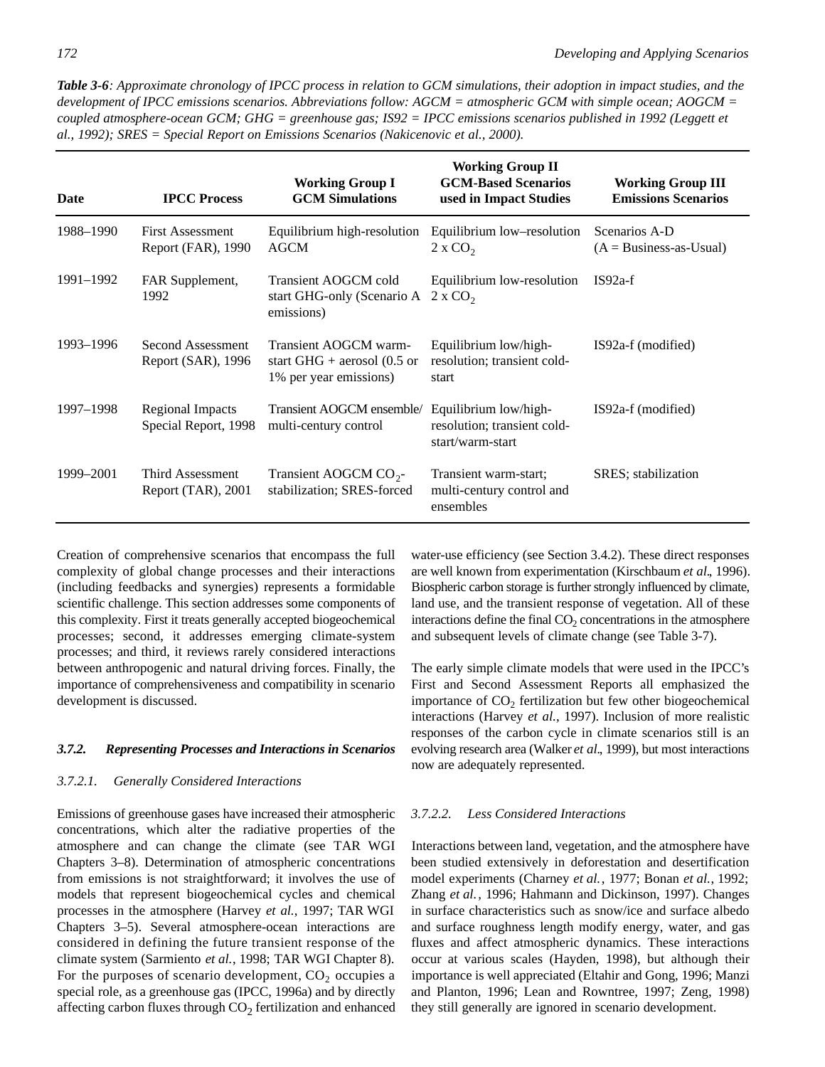*Table 3-6: Approximate chronology of IPCC process in relation to GCM simulations, their adoption in impact studies, and the development of IPCC emissions scenarios. Abbreviations follow: AGCM = atmospheric GCM with simple ocean; AOGCM = coupled atmosphere-ocean GCM; GHG = greenhouse gas; IS92 = IPCC emissions scenarios published in 1992 (Leggett et al., 1992); SRES = Special Report on Emissions Scenarios (Nakicenovic et al., 2000).*

| Date | IPCC Process | Working Group I GCM Simulations | Working Group II GCM-Based Scenarios used in Impact Studies | Working Group III Emissions Scenarios |
|---|---|---|---|---|
| 1988–1990 | First Assessment Report (FAR), 1990 | Equilibrium high-resolution AGCM | Equilibrium low–resolution 2 x $CO_2$ | Scenarios A-D (A = Business-as-Usual) |
| 1991–1992 | FAR Supplement, 1992 | Transient AOGCM cold start GHG-only (Scenario A emissions) | Equilibrium low-resolution 2 x $CO_2$ | IS92a-f |
| 1993–1996 | Second Assessment Report (SAR), 1996 | Transient AOGCM warm-start GHG + aerosol (0.5 or 1% per year emissions) | Equilibrium low/high-resolution; transient cold-start | IS92a-f (modified) |
| 1997–1998 | Regional Impacts Special Report, 1998 | Transient AOGCM ensemble/ multi-century control | Equilibrium low/high-resolution; transient cold-start/warm-start | IS92a-f (modified) |
| 1999–2001 | Third Assessment Report (TAR), 2001 | Transient AOGCM $CO_2$-stabilization; SRES-forced | Transient warm-start; multi-century control and ensembles | SRES; stabilization |

Creation of comprehensive scenarios that encompass the full complexity of global change processes and their interactions (including feedbacks and synergies) represents a formidable scientific challenge. This section addresses some components of this complexity. First it treats generally accepted biogeochemical processes; second, it addresses emerging climate-system processes; and third, it reviews rarely considered interactions between anthropogenic and natural driving forces. Finally, the importance of comprehensiveness and compatibility in scenario development is discussed.

### *3.7.2. Representing Processes and Interactions in Scenarios*

#### *3.7.2.1. Generally Considered Interactions*

Emissions of greenhouse gases have increased their atmospheric concentrations, which alter the radiative properties of the atmosphere and can change the climate (see TAR WGI Chapters 3–8). Determination of atmospheric concentrations from emissions is not straightforward; it involves the use of models that represent biogeochemical cycles and chemical processes in the atmosphere (Harvey *et al.*, 1997; TAR WGI Chapters 3–5). Several atmosphere-ocean interactions are considered in defining the future transient response of the climate system (Sarmiento *et al.*, 1998; TAR WGI Chapter 8). For the purposes of scenario development, $CO_2$ occupies a special role, as a greenhouse gas (IPCC, 1996a) and by directly affecting carbon fluxes through $CO_2$ fertilization and enhanced water-use efficiency (see Section 3.4.2). These direct responses are well known from experimentation (Kirschbaum *et al*., 1996). Biospheric carbon storage is further strongly influenced by climate, land use, and the transient response of vegetation. All of these interactions define the final $CO_2$ concentrations in the atmosphere and subsequent levels of climate change (see Table 3-7).

The early simple climate models that were used in the IPCC's First and Second Assessment Reports all emphasized the importance of $CO_2$ fertilization but few other biogeochemical interactions (Harvey *et al.*, 1997). Inclusion of more realistic responses of the carbon cycle in climate scenarios still is an evolving research area (Walker *et al*., 1999), but most interactions now are adequately represented.

#### *3.7.2.2. Less Considered Interactions*

Interactions between land, vegetation, and the atmosphere have been studied extensively in deforestation and desertification model experiments (Charney *et al.*, 1977; Bonan *et al.*, 1992; Zhang *et al.*, 1996; Hahmann and Dickinson, 1997). Changes in surface characteristics such as snow/ice and surface albedo and surface roughness length modify energy, water, and gas fluxes and affect atmospheric dynamics. These interactions occur at various scales (Hayden, 1998), but although their importance is well appreciated (Eltahir and Gong, 1996; Manzi and Planton, 1996; Lean and Rowntree, 1997; Zeng, 1998) they still generally are ignored in scenario development.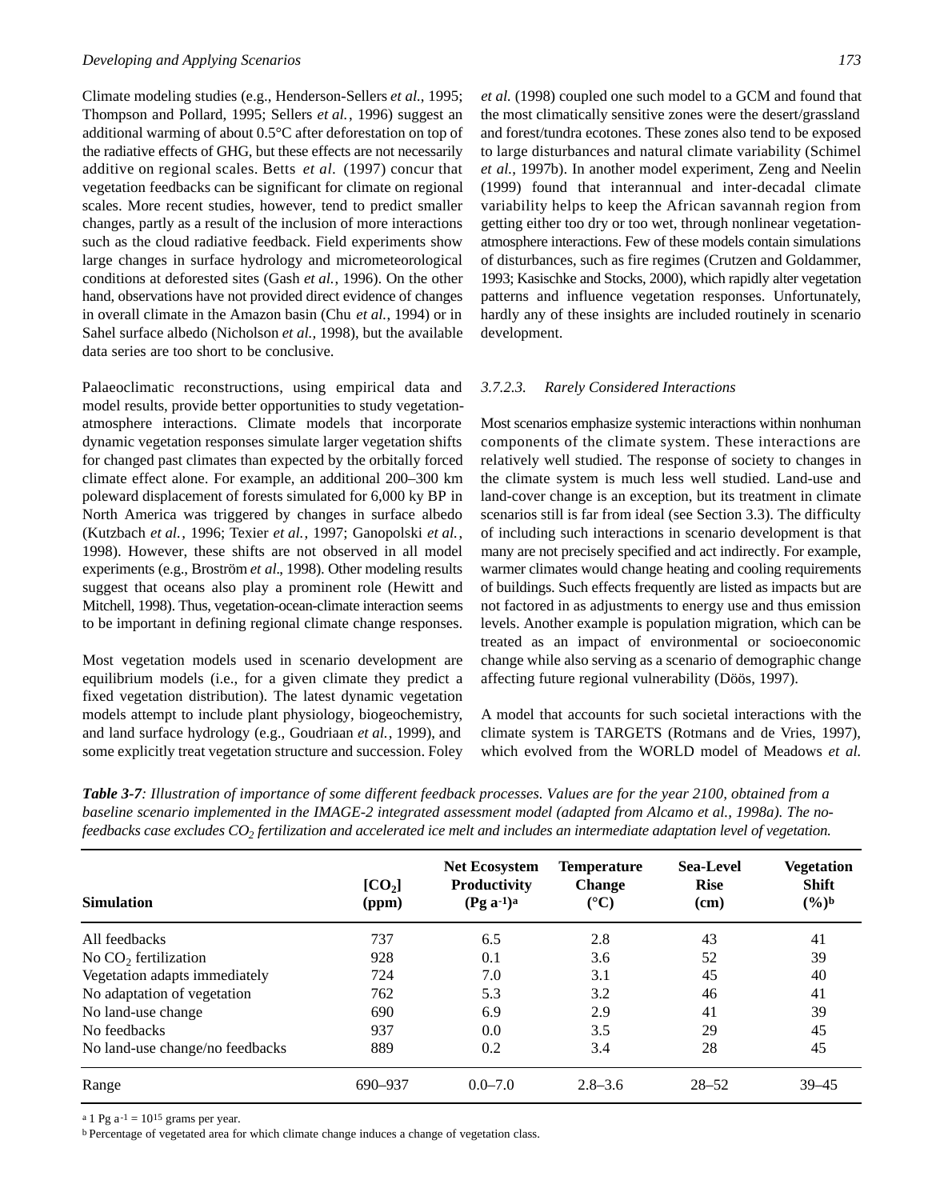Climate modeling studies (e.g., Henderson-Sellers *et al.*, 1995; Thompson and Pollard, 1995; Sellers *et al.*, 1996) suggest an additional warming of about 0.5°C after deforestation on top of the radiative effects of GHG, but these effects are not necessarily additive on regional scales. Betts *et al.* (1997) concur that vegetation feedbacks can be significant for climate on regional scales. More recent studies, however, tend to predict smaller changes, partly as a result of the inclusion of more interactions such as the cloud radiative feedback. Field experiments show large changes in surface hydrology and micrometeorological conditions at deforested sites (Gash *et al.*, 1996). On the other hand, observations have not provided direct evidence of changes in overall climate in the Amazon basin (Chu *et al.*, 1994) or in Sahel surface albedo (Nicholson *et al.*, 1998), but the available data series are too short to be conclusive.

Palaeoclimatic reconstructions, using empirical data and model results, provide better opportunities to study vegetation-atmosphere interactions. Climate models that incorporate dynamic vegetation responses simulate larger vegetation shifts for changed past climates than expected by the orbitally forced climate effect alone. For example, an additional 200–300 km poleward displacement of forests simulated for 6,000 ky BP in North America was triggered by changes in surface albedo (Kutzbach *et al.*, 1996; Texier *et al.*, 1997; Ganopolski *et al.*, 1998). However, these shifts are not observed in all model experiments (e.g., Broström *et al.*, 1998). Other modeling results suggest that oceans also play a prominent role (Hewitt and Mitchell, 1998). Thus, vegetation-ocean-climate interaction seems to be important in defining regional climate change responses.

Most vegetation models used in scenario development are equilibrium models (i.e., for a given climate they predict a fixed vegetation distribution). The latest dynamic vegetation models attempt to include plant physiology, biogeochemistry, and land surface hydrology (e.g., Goudriaan *et al.*, 1999), and some explicitly treat vegetation structure and succession. Foley *et al.* (1998) coupled one such model to a GCM and found that the most climatically sensitive zones were the desert/grassland and forest/tundra ecotones. These zones also tend to be exposed to large disturbances and natural climate variability (Schimel *et al.*, 1997b). In another model experiment, Zeng and Neelin (1999) found that interannual and inter-decadal climate variability helps to keep the African savannah region from getting either too dry or too wet, through nonlinear vegetation-atmosphere interactions. Few of these models contain simulations of disturbances, such as fire regimes (Crutzen and Goldammer, 1993; Kasischke and Stocks, 2000), which rapidly alter vegetation patterns and influence vegetation responses. Unfortunately, hardly any of these insights are included routinely in scenario development.

#### 3.7.2.3. Rarely Considered Interactions

Most scenarios emphasize systemic interactions within nonhuman components of the climate system. These interactions are relatively well studied. The response of society to changes in the climate system is much less well studied. Land-use and land-cover change is an exception, but its treatment in climate scenarios still is far from ideal (see Section 3.3). The difficulty of including such interactions in scenario development is that many are not precisely specified and act indirectly. For example, warmer climates would change heating and cooling requirements of buildings. Such effects frequently are listed as impacts but are not factored in as adjustments to energy use and thus emission levels. Another example is population migration, which can be treated as an impact of environmental or socioeconomic change while also serving as a scenario of demographic change affecting future regional vulnerability (Döös, 1997).

A model that accounts for such societal interactions with the climate system is TARGETS (Rotmans and de Vries, 1997), which evolved from the WORLD model of Meadows *et al.*

***Table 3-7****: Illustration of importance of some different feedback processes. Values are for the year 2100, obtained from a baseline scenario implemented in the IMAGE-2 integrated assessment model (adapted from Alcamo et al., 1998a). The no-feedbacks case excludes $CO_2$ fertilization and accelerated ice melt and includes an intermediate adaptation level of vegetation.*

| Simulation | $[CO_2]$ (ppm) | Net Ecosystem Productivity (Pg a$^{-1}$)[a] | Temperature Change (°C) | Sea-Level Rise (cm) | Vegetation Shift (%)[b] |
|---|---|---|---|---|---|
| All feedbacks | 737 | 6.5 | 2.8 | 43 | 41 |
| No $CO_2$ fertilization | 928 | 0.1 | 3.6 | 52 | 39 |
| Vegetation adapts immediately | 724 | 7.0 | 3.1 | 45 | 40 |
| No adaptation of vegetation | 762 | 5.3 | 3.2 | 46 | 41 |
| No land-use change | 690 | 6.9 | 2.9 | 41 | 39 |
| No feedbacks | 937 | 0.0 | 3.5 | 29 | 45 |
| No land-use change/no feedbacks | 889 | 0.2 | 3.4 | 28 | 45 |
| Range | 690–937 | 0.0–7.0 | 2.8–3.6 | 28–52 | 39–45 |

[a] 1 Pg a$^{-1}$ = $10^{15}$ grams per year.
[b] Percentage of vegetated area for which climate change induces a change of vegetation class.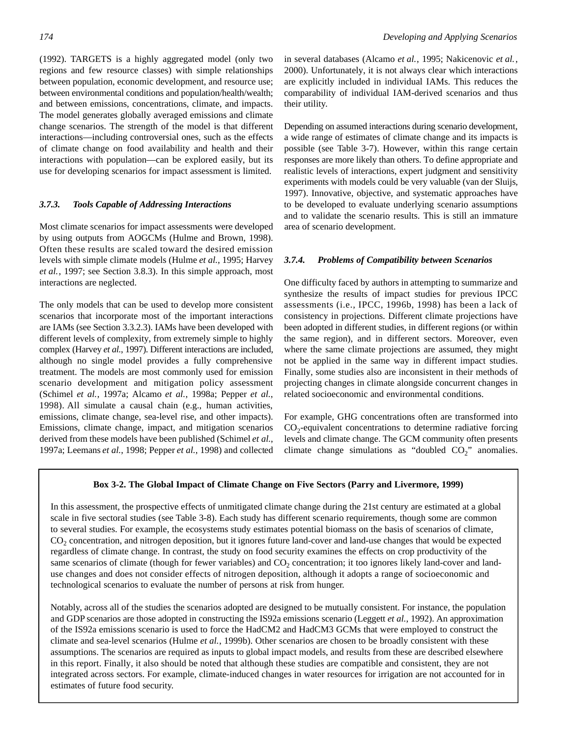(1992). TARGETS is a highly aggregated model (only two regions and few resource classes) with simple relationships between population, economic development, and resource use; between environmental conditions and population/health/wealth; and between emissions, concentrations, climate, and impacts. The model generates globally averaged emissions and climate change scenarios. The strength of the model is that different interactions—including controversial ones, such as the effects of climate change on food availability and health and their interactions with population—can be explored easily, but its use for developing scenarios for impact assessment is limited.

### *3.7.3. Tools Capable of Addressing Interactions*

Most climate scenarios for impact assessments were developed by using outputs from AOGCMs (Hulme and Brown, 1998). Often these results are scaled toward the desired emission levels with simple climate models (Hulme *et al.*, 1995; Harvey *et al.*, 1997; see Section 3.8.3). In this simple approach, most interactions are neglected.

The only models that can be used to develop more consistent scenarios that incorporate most of the important interactions are IAMs (see Section 3.3.2.3). IAMs have been developed with different levels of complexity, from extremely simple to highly complex (Harvey *et al.*, 1997). Different interactions are included, although no single model provides a fully comprehensive treatment. The models are most commonly used for emission scenario development and mitigation policy assessment (Schimel *et al.*, 1997a; Alcamo *et al.*, 1998a; Pepper *et al.*, 1998). All simulate a causal chain (e.g., human activities, emissions, climate change, sea-level rise, and other impacts). Emissions, climate change, impact, and mitigation scenarios derived from these models have been published (Schimel *et al.*, 1997a; Leemans *et al.*, 1998; Pepper *et al.*, 1998) and collected in several databases (Alcamo *et al.*, 1995; Nakicenovic *et al.*, 2000). Unfortunately, it is not always clear which interactions are explicitly included in individual IAMs. This reduces the comparability of individual IAM-derived scenarios and thus their utility.

Depending on assumed interactions during scenario development, a wide range of estimates of climate change and its impacts is possible (see Table 3-7). However, within this range certain responses are more likely than others. To define appropriate and realistic levels of interactions, expert judgment and sensitivity experiments with models could be very valuable (van der Sluijs, 1997). Innovative, objective, and systematic approaches have to be developed to evaluate underlying scenario assumptions and to validate the scenario results. This is still an immature area of scenario development.

### *3.7.4. Problems of Compatibility between Scenarios*

One difficulty faced by authors in attempting to summarize and synthesize the results of impact studies for previous IPCC assessments (i.e., IPCC, 1996b, 1998) has been a lack of consistency in projections. Different climate projections have been adopted in different studies, in different regions (or within the same region), and in different sectors. Moreover, even where the same climate projections are assumed, they might not be applied in the same way in different impact studies. Finally, some studies also are inconsistent in their methods of projecting changes in climate alongside concurrent changes in related socioeconomic and environmental conditions.

For example, GHG concentrations often are transformed into $CO_2$-equivalent concentrations to determine radiative forcing levels and climate change. The GCM community often presents climate change simulations as "doubled $CO_2$" anomalies.

---

**Box 3-2. The Global Impact of Climate Change on Five Sectors (Parry and Livermore, 1999)**

In this assessment, the prospective effects of unmitigated climate change during the 21st century are estimated at a global scale in five sectoral studies (see Table 3-8). Each study has different scenario requirements, though some are common to several studies. For example, the ecosystems study estimates potential biomass on the basis of scenarios of climate, $CO_2$ concentration, and nitrogen deposition, but it ignores future land-cover and land-use changes that would be expected regardless of climate change. In contrast, the study on food security examines the effects on crop productivity of the same scenarios of climate (though for fewer variables) and $CO_2$ concentration; it too ignores likely land-cover and land-use changes and does not consider effects of nitrogen deposition, although it adopts a range of socioeconomic and technological scenarios to evaluate the number of persons at risk from hunger.

Notably, across all of the studies the scenarios adopted are designed to be mutually consistent. For instance, the population and GDP scenarios are those adopted in constructing the IS92a emissions scenario (Leggett *et al.*, 1992). An approximation of the IS92a emissions scenario is used to force the HadCM2 and HadCM3 GCMs that were employed to construct the climate and sea-level scenarios (Hulme *et al.*, 1999b). Other scenarios are chosen to be broadly consistent with these assumptions. The scenarios are required as inputs to global impact models, and results from these are described elsewhere in this report. Finally, it also should be noted that although these studies are compatible and consistent, they are not integrated across sectors. For example, climate-induced changes in water resources for irrigation are not accounted for in estimates of future food security.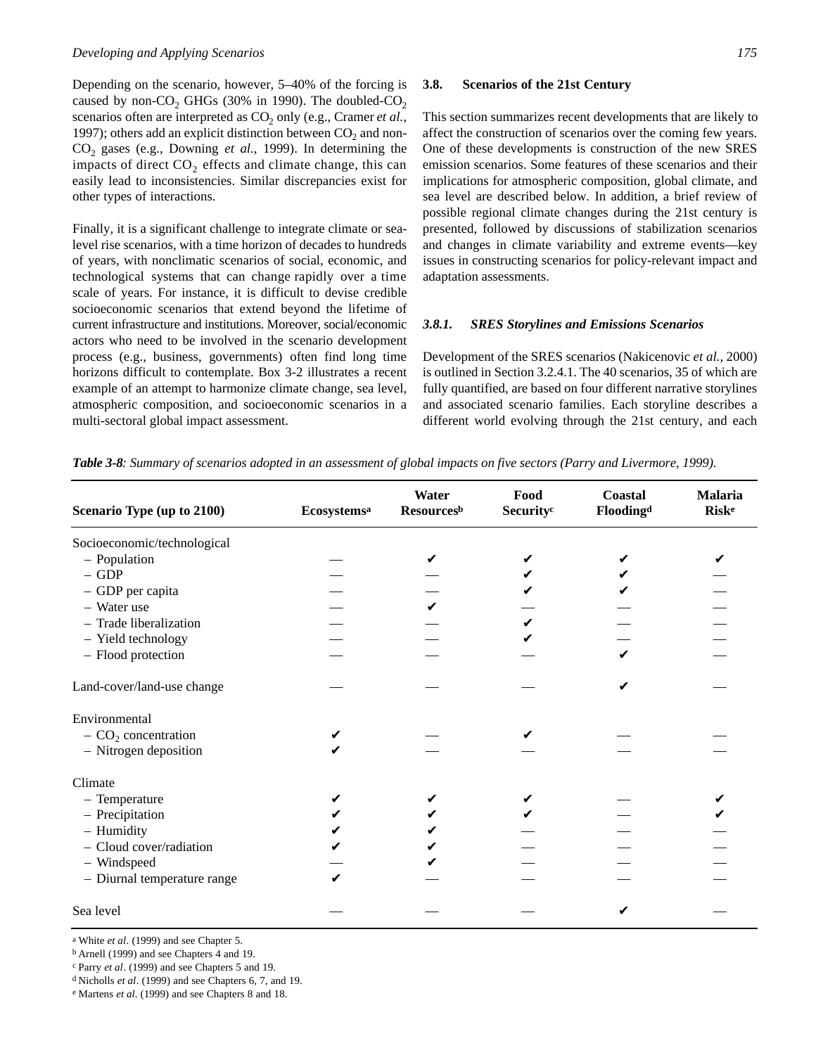Depending on the scenario, however, 5–40% of the forcing is caused by non-$CO_2$ GHGs (30% in 1990). The doubled-$CO_2$ scenarios often are interpreted as $CO_2$ only (e.g., Cramer *et al.*, 1997); others add an explicit distinction between $CO_2$ and non-$CO_2$ gases (e.g., Downing *et al.*, 1999). In determining the impacts of direct $CO_2$ effects and climate change, this can easily lead to inconsistencies. Similar discrepancies exist for other types of interactions.

Finally, it is a significant challenge to integrate climate or sea-level rise scenarios, with a time horizon of decades to hundreds of years, with nonclimatic scenarios of social, economic, and technological systems that can change rapidly over a time scale of years. For instance, it is difficult to devise credible socioeconomic scenarios that extend beyond the lifetime of current infrastructure and institutions. Moreover, social/economic actors who need to be involved in the scenario development process (e.g., business, governments) often find long time horizons difficult to contemplate. Box 3-2 illustrates a recent example of an attempt to harmonize climate change, sea level, atmospheric composition, and socioeconomic scenarios in a multi-sectoral global impact assessment.

## 3.8. Scenarios of the 21st Century

This section summarizes recent developments that are likely to affect the construction of scenarios over the coming few years. One of these developments is construction of the new SRES emission scenarios. Some features of these scenarios and their implications for atmospheric composition, global climate, and sea level are described below. In addition, a brief review of possible regional climate changes during the 21st century is presented, followed by discussions of stabilization scenarios and changes in climate variability and extreme events—key issues in constructing scenarios for policy-relevant impact and adaptation assessments.

### *3.8.1. SRES Storylines and Emissions Scenarios*

Development of the SRES scenarios (Nakicenovic *et al.*, 2000) is outlined in Section 3.2.4.1. The 40 scenarios, 35 of which are fully quantified, are based on four different narrative storylines and associated scenario families. Each storyline describes a different world evolving through the 21st century, and each

***Table 3-8****: Summary of scenarios adopted in an assessment of global impacts on five sectors (Parry and Livermore, 1999).*

| Scenario Type (up to 2100) | Ecosystems[a] | Water Resources[b] | Food Security[c] | Coastal Flooding[d] | Malaria Risk[e] |
|---|---|---|---|---|---|
| Socioeconomic/technological | | | | | |
| – Population | — | ✔ | ✔ | ✔ | ✔ |
| – GDP | — | — | ✔ | ✔ | — |
| – GDP per capita | — | — | ✔ | ✔ | — |
| – Water use | — | ✔ | — | — | — |
| – Trade liberalization | — | — | ✔ | — | — |
| – Yield technology | — | — | ✔ | — | — |
| – Flood protection | — | — | — | ✔ | — |
| Land-cover/land-use change | — | — | — | ✔ | — |
| Environmental | | | | | |
| – $CO_2$ concentration | ✔ | — | ✔ | — | — |
| – Nitrogen deposition | ✔ | — | — | — | — |
| Climate | | | | | |
| – Temperature | ✔ | ✔ | ✔ | — | ✔ |
| – Precipitation | ✔ | ✔ | ✔ | — | ✔ |
| – Humidity | ✔ | ✔ | — | — | — |
| – Cloud cover/radiation | ✔ | ✔ | — | — | — |
| – Windspeed | — | ✔ | — | — | — |
| – Diurnal temperature range | ✔ | — | — | — | — |
| Sea level | — | — | — | ✔ | — |

[a] White *et al*. (1999) and see Chapter 5.
[b] Arnell (1999) and see Chapters 4 and 19.
[c] Parry *et al*. (1999) and see Chapters 5 and 19.
[d] Nicholls *et al*. (1999) and see Chapters 6, 7, and 19.
[e] Martens *et al*. (1999) and see Chapters 8 and 18.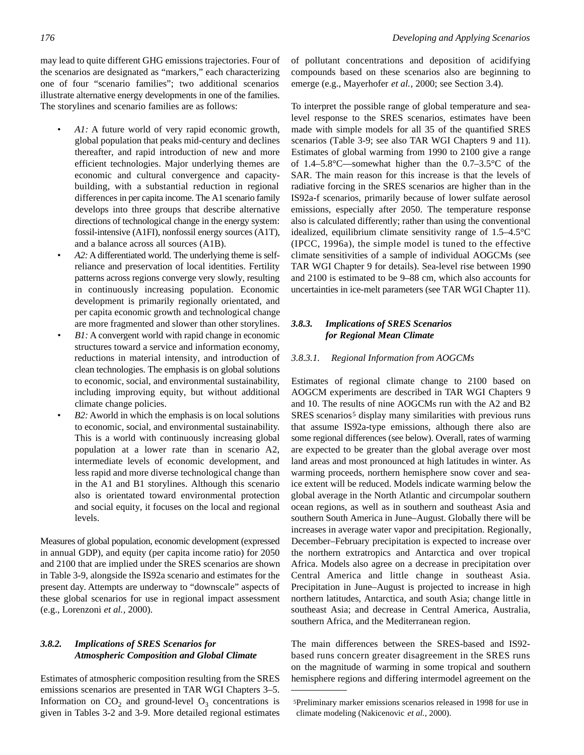may lead to quite different GHG emissions trajectories. Four of the scenarios are designated as "markers," each characterizing one of four "scenario families"; two additional scenarios illustrate alternative energy developments in one of the families. The storylines and scenario families are as follows:

- *A1:* A future world of very rapid economic growth, global population that peaks mid-century and declines thereafter, and rapid introduction of new and more efficient technologies. Major underlying themes are economic and cultural convergence and capacity-building, with a substantial reduction in regional differences in per capita income. The A1 scenario family develops into three groups that describe alternative directions of technological change in the energy system: fossil-intensive (A1FI), nonfossil energy sources (A1T), and a balance across all sources (A1B).
- *A2:* A differentiated world. The underlying theme is self-reliance and preservation of local identities. Fertility patterns across regions converge very slowly, resulting in continuously increasing population. Economic development is primarily regionally orientated, and per capita economic growth and technological change are more fragmented and slower than other storylines.
- *B1:* A convergent world with rapid change in economic structures toward a service and information economy, reductions in material intensity, and introduction of clean technologies. The emphasis is on global solutions to economic, social, and environmental sustainability, including improving equity, but without additional climate change policies.
- *B2:* Aworld in which the emphasis is on local solutions to economic, social, and environmental sustainability. This is a world with continuously increasing global population at a lower rate than in scenario A2, intermediate levels of economic development, and less rapid and more diverse technological change than in the A1 and B1 storylines. Although this scenario also is orientated toward environmental protection and social equity, it focuses on the local and regional levels.

Measures of global population, economic development (expressed in annual GDP), and equity (per capita income ratio) for 2050 and 2100 that are implied under the SRES scenarios are shown in Table 3-9, alongside the IS92a scenario and estimates for the present day. Attempts are underway to "downscale" aspects of these global scenarios for use in regional impact assessment (e.g., Lorenzoni *et al.*, 2000).

### 3.8.2. *Implications of SRES Scenarios for Atmospheric Composition and Global Climate*

Estimates of atmospheric composition resulting from the SRES emissions scenarios are presented in TAR WGI Chapters 3–5. Information on $CO_2$ and ground-level $O_3$ concentrations is given in Tables 3-2 and 3-9. More detailed regional estimates of pollutant concentrations and deposition of acidifying compounds based on these scenarios also are beginning to emerge (e.g., Mayerhofer *et al.*, 2000; see Section 3.4).

To interpret the possible range of global temperature and sea-level response to the SRES scenarios, estimates have been made with simple models for all 35 of the quantified SRES scenarios (Table 3-9; see also TAR WGI Chapters 9 and 11). Estimates of global warming from 1990 to 2100 give a range of 1.4–5.8°C—somewhat higher than the 0.7–3.5°C of the SAR. The main reason for this increase is that the levels of radiative forcing in the SRES scenarios are higher than in the IS92a-f scenarios, primarily because of lower sulfate aerosol emissions, especially after 2050. The temperature response also is calculated differently; rather than using the conventional idealized, equilibrium climate sensitivity range of 1.5–4.5°C (IPCC, 1996a), the simple model is tuned to the effective climate sensitivities of a sample of individual AOGCMs (see TAR WGI Chapter 9 for details). Sea-level rise between 1990 and 2100 is estimated to be 9–88 cm, which also accounts for uncertainties in ice-melt parameters (see TAR WGI Chapter 11).

### 3.8.3. *Implications of SRES Scenarios for Regional Mean Climate*

#### 3.8.3.1. *Regional Information from AOGCMs*

Estimates of regional climate change to 2100 based on AOGCM experiments are described in TAR WGI Chapters 9 and 10. The results of nine AOGCMs run with the A2 and B2 SRES scenarios[5] display many similarities with previous runs that assume IS92a-type emissions, although there also are some regional differences (see below). Overall, rates of warming are expected to be greater than the global average over most land areas and most pronounced at high latitudes in winter. As warming proceeds, northern hemisphere snow cover and sea-ice extent will be reduced. Models indicate warming below the global average in the North Atlantic and circumpolar southern ocean regions, as well as in southern and southeast Asia and southern South America in June–August. Globally there will be increases in average water vapor and precipitation. Regionally, December–February precipitation is expected to increase over the northern extratropics and Antarctica and over tropical Africa. Models also agree on a decrease in precipitation over Central America and little change in southeast Asia. Precipitation in June–August is projected to increase in high northern latitudes, Antarctica, and south Asia; change little in southeast Asia; and decrease in Central America, Australia, southern Africa, and the Mediterranean region.

The main differences between the SRES-based and IS92-based runs concern greater disagreement in the SRES runs on the magnitude of warming in some tropical and southern hemisphere regions and differing intermodel agreement on the

[5] Preliminary marker emissions scenarios released in 1998 for use in climate modeling (Nakicenovic *et al.*, 2000).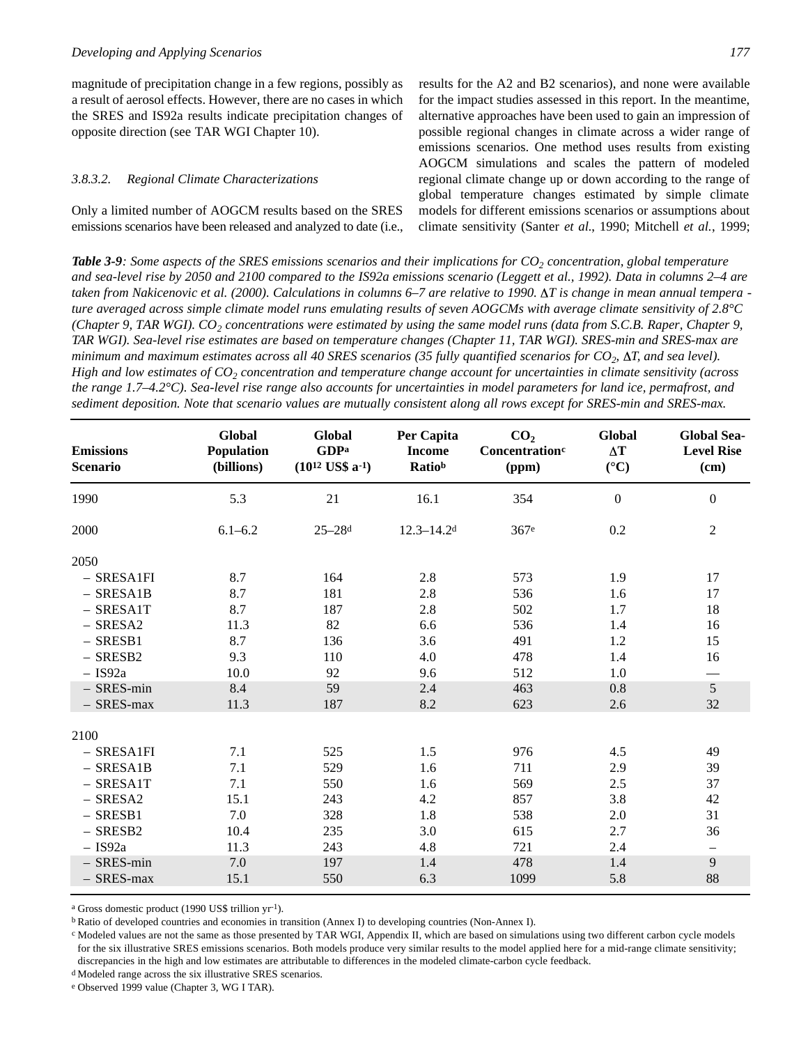magnitude of precipitation change in a few regions, possibly as a result of aerosol effects. However, there are no cases in which the SRES and IS92a results indicate precipitation changes of opposite direction (see TAR WGI Chapter 10).

#### *3.8.3.2. Regional Climate Characterizations*

Only a limited number of AOGCM results based on the SRES emissions scenarios have been released and analyzed to date (i.e., results for the A2 and B2 scenarios), and none were available for the impact studies assessed in this report. In the meantime, alternative approaches have been used to gain an impression of possible regional changes in climate across a wider range of emissions scenarios. One method uses results from existing AOGCM simulations and scales the pattern of modeled regional climate change up or down according to the range of global temperature changes estimated by simple climate models for different emissions scenarios or assumptions about climate sensitivity (Santer *et al.*, 1990; Mitchell *et al.*, 1999;

***Table 3-9****: Some aspects of the SRES emissions scenarios and their implications for $CO_2$ concentration, global temperature and sea-level rise by 2050 and 2100 compared to the IS92a emissions scenario (Leggett et al., 1992). Data in columns 2–4 are taken from Nakicenovic et al. (2000). Calculations in columns 6–7 are relative to 1990. ΔT is change in mean annual temperature averaged across simple climate model runs emulating results of seven AOGCMs with average climate sensitivity of 2.8°C (Chapter 9, TAR WGI). $CO_2$ concentrations were estimated by using the same model runs (data from S.C.B. Raper, Chapter 9, TAR WGI). Sea-level rise estimates are based on temperature changes (Chapter 11, TAR WGI). SRES-min and SRES-max are minimum and maximum estimates across all 40 SRES scenarios (35 fully quantified scenarios for $CO_2$, ΔT, and sea level). High and low estimates of $CO_2$ concentration and temperature change account for uncertainties in climate sensitivity (across the range 1.7–4.2°C). Sea-level rise range also accounts for uncertainties in model parameters for land ice, permafrost, and sediment deposition. Note that scenario values are mutually consistent along all rows except for SRES-min and SRES-max.*

| Emissions Scenario | Global Population (billions) | Global GDP[a] ($10^{12}$ US$ $a^{-1}$) | Per Capita Income Ratio[b] | $CO_2$ Concentration[c] (ppm) | Global ΔT (°C) | Global Sea-Level Rise (cm) |
|---|---|---|---|---|---|---|
| 1990 | 5.3 | 21 | 16.1 | 354 | 0 | 0 |
| 2000 | 6.1–6.2 | 25–28[d] | 12.3–14.2[d] | 367[e] | 0.2 | 2 |
| 2050 | | | | | | |
| – SRESA1FI | 8.7 | 164 | 2.8 | 573 | 1.9 | 17 |
| – SRESA1B | 8.7 | 181 | 2.8 | 536 | 1.6 | 17 |
| – SRESA1T | 8.7 | 187 | 2.8 | 502 | 1.7 | 18 |
| – SRESA2 | 11.3 | 82 | 6.6 | 536 | 1.4 | 16 |
| – SRESB1 | 8.7 | 136 | 3.6 | 491 | 1.2 | 15 |
| – SRESB2 | 9.3 | 110 | 4.0 | 478 | 1.4 | 16 |
| – IS92a | 10.0 | 92 | 9.6 | 512 | 1.0 | — |
| – SRES-min | 8.4 | 59 | 2.4 | 463 | 0.8 | 5 |
| – SRES-max | 11.3 | 187 | 8.2 | 623 | 2.6 | 32 |
| 2100 | | | | | | |
| – SRESA1FI | 7.1 | 525 | 1.5 | 976 | 4.5 | 49 |
| – SRESA1B | 7.1 | 529 | 1.6 | 711 | 2.9 | 39 |
| – SRESA1T | 7.1 | 550 | 1.6 | 569 | 2.5 | 37 |
| – SRESA2 | 15.1 | 243 | 4.2 | 857 | 3.8 | 42 |
| – SRESB1 | 7.0 | 328 | 1.8 | 538 | 2.0 | 31 |
| – SRESB2 | 10.4 | 235 | 3.0 | 615 | 2.7 | 36 |
| – IS92a | 11.3 | 243 | 4.8 | 721 | 2.4 | – |
| – SRES-min | 7.0 | 197 | 1.4 | 478 | 1.4 | 9 |
| – SRES-max | 15.1 | 550 | 6.3 | 1099 | 5.8 | 88 |

[a] Gross domestic product (1990 US$ trillion $yr^{-1}$).
[b] Ratio of developed countries and economies in transition (Annex I) to developing countries (Non-Annex I).
[c] Modeled values are not the same as those presented by TAR WGI, Appendix II, which are based on simulations using two different carbon cycle models for the six illustrative SRES emissions scenarios. Both models produce very similar results to the model applied here for a mid-range climate sensitivity; discrepancies in the high and low estimates are attributable to differences in the modeled climate-carbon cycle feedback.
[d] Modeled range across the six illustrative SRES scenarios.
[e] Observed 1999 value (Chapter 3, WG I TAR).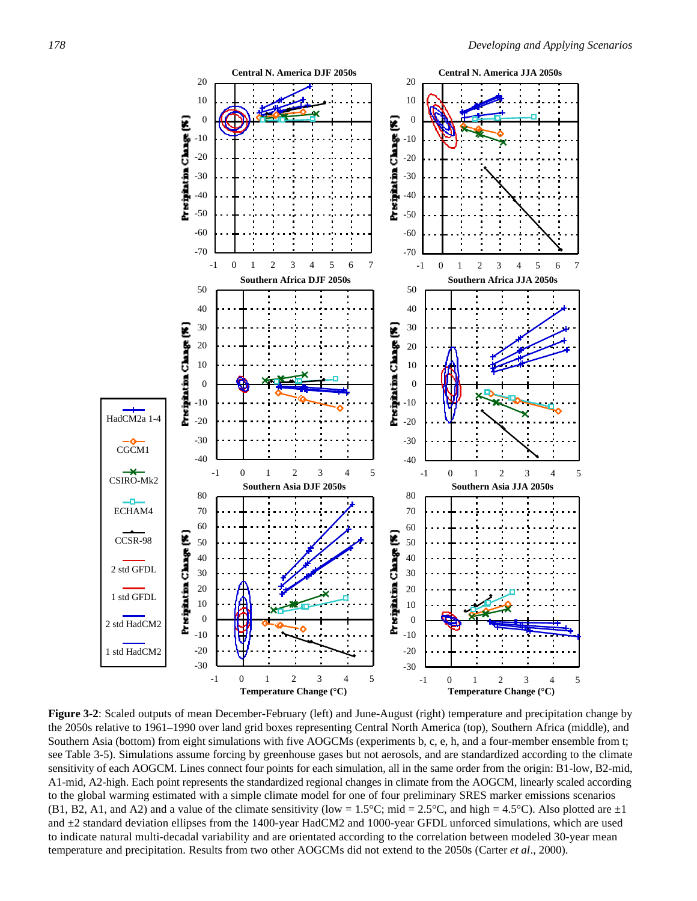Central N. America DJF 2050s

Central N. America JJA 2050s

Southern Africa DJF 2050s

Southern Africa JJA 2050s

Southern Asia DJF 2050s

Southern Asia JJA 2050s

Precipitation Change (%)

Temperature Change (°C)

HadCM2a 1-4

CGCM1

CSIRO-Mk2

ECHAM4

CCSR-98

2 std GFDL

1 std GFDL

2 std HadCM2

1 std HadCM2

**Figure 3-2**: Scaled outputs of mean December-February (left) and June-August (right) temperature and precipitation change by the 2050s relative to 1961–1990 over land grid boxes representing Central North America (top), Southern Africa (middle), and Southern Asia (bottom) from eight simulations with five AOGCMs (experiments b, c, e, h, and a four-member ensemble from t; see Table 3-5). Simulations assume forcing by greenhouse gases but not aerosols, and are standardized according to the climate sensitivity of each AOGCM. Lines connect four points for each simulation, all in the same order from the origin: B1-low, B2-mid, A1-mid, A2-high. Each point represents the standardized regional changes in climate from the AOGCM, linearly scaled according to the global warming estimated with a simple climate model for one of four preliminary SRES marker emissions scenarios (B1, B2, A1, and A2) and a value of the climate sensitivity (low = 1.5°C; mid = 2.5°C, and high = 4.5°C). Also plotted are ±1 and ±2 standard deviation ellipses from the 1400-year HadCM2 and 1000-year GFDL unforced simulations, which are used to indicate natural multi-decadal variability and are orientated according to the correlation between modeled 30-year mean temperature and precipitation. Results from two other AOGCMs did not extend to the 2050s (Carter *et al*., 2000).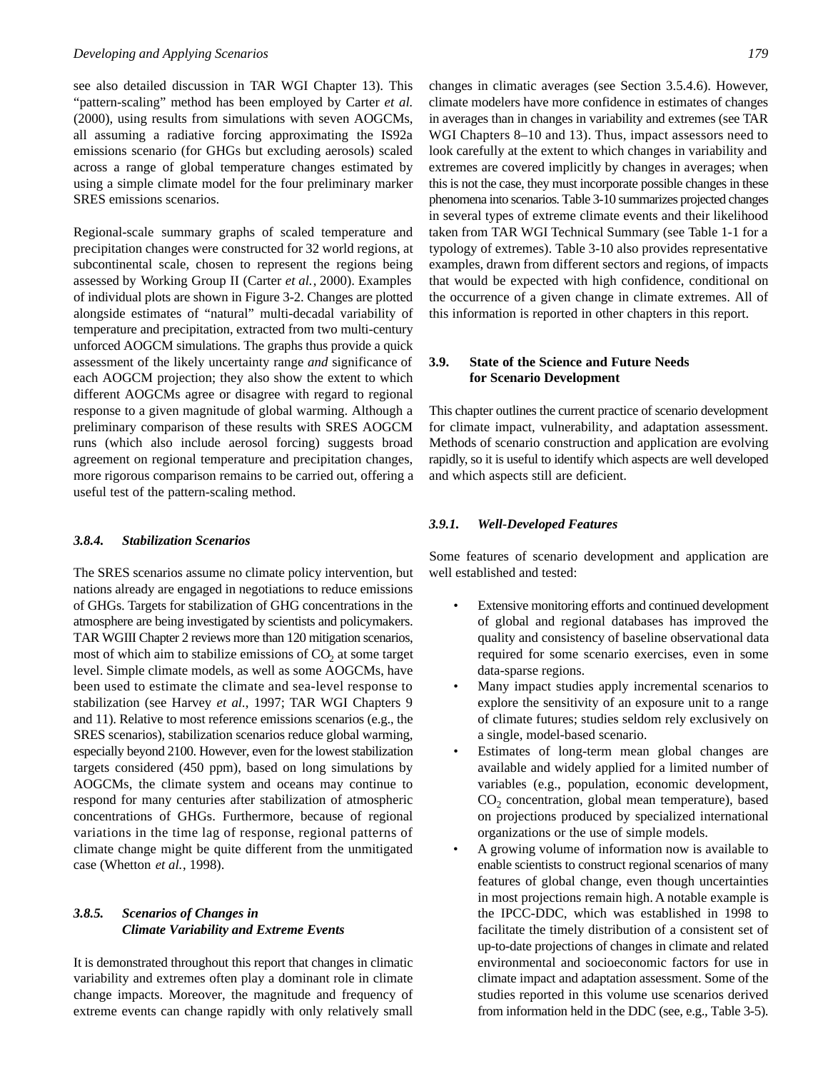see also detailed discussion in TAR WGI Chapter 13). This "pattern-scaling" method has been employed by Carter *et al.* (2000), using results from simulations with seven AOGCMs, all assuming a radiative forcing approximating the IS92a emissions scenario (for GHGs but excluding aerosols) scaled across a range of global temperature changes estimated by using a simple climate model for the four preliminary marker SRES emissions scenarios.

Regional-scale summary graphs of scaled temperature and precipitation changes were constructed for 32 world regions, at subcontinental scale, chosen to represent the regions being assessed by Working Group II (Carter *et al.*, 2000). Examples of individual plots are shown in Figure 3-2. Changes are plotted alongside estimates of "natural" multi-decadal variability of temperature and precipitation, extracted from two multi-century unforced AOGCM simulations. The graphs thus provide a quick assessment of the likely uncertainty range *and* significance of each AOGCM projection; they also show the extent to which different AOGCMs agree or disagree with regard to regional response to a given magnitude of global warming. Although a preliminary comparison of these results with SRES AOGCM runs (which also include aerosol forcing) suggests broad agreement on regional temperature and precipitation changes, more rigorous comparison remains to be carried out, offering a useful test of the pattern-scaling method.

### *3.8.4. Stabilization Scenarios*

The SRES scenarios assume no climate policy intervention, but nations already are engaged in negotiations to reduce emissions of GHGs. Targets for stabilization of GHG concentrations in the atmosphere are being investigated by scientists and policymakers. TAR WGIII Chapter 2 reviews more than 120 mitigation scenarios, most of which aim to stabilize emissions of $CO_2$ at some target level. Simple climate models, as well as some AOGCMs, have been used to estimate the climate and sea-level response to stabilization (see Harvey *et al.*, 1997; TAR WGI Chapters 9 and 11). Relative to most reference emissions scenarios (e.g., the SRES scenarios), stabilization scenarios reduce global warming, especially beyond 2100. However, even for the lowest stabilization targets considered (450 ppm), based on long simulations by AOGCMs, the climate system and oceans may continue to respond for many centuries after stabilization of atmospheric concentrations of GHGs. Furthermore, because of regional variations in the time lag of response, regional patterns of climate change might be quite different from the unmitigated case (Whetton *et al.*, 1998).

### *3.8.5. Scenarios of Changes in Climate Variability and Extreme Events*

It is demonstrated throughout this report that changes in climatic variability and extremes often play a dominant role in climate change impacts. Moreover, the magnitude and frequency of extreme events can change rapidly with only relatively small changes in climatic averages (see Section 3.5.4.6). However, climate modelers have more confidence in estimates of changes in averages than in changes in variability and extremes (see TAR WGI Chapters 8–10 and 13). Thus, impact assessors need to look carefully at the extent to which changes in variability and extremes are covered implicitly by changes in averages; when this is not the case, they must incorporate possible changes in these phenomena into scenarios. Table 3-10 summarizes projected changes in several types of extreme climate events and their likelihood taken from TAR WGI Technical Summary (see Table 1-1 for a typology of extremes). Table 3-10 also provides representative examples, drawn from different sectors and regions, of impacts that would be expected with high confidence, conditional on the occurrence of a given change in climate extremes. All of this information is reported in other chapters in this report.

## 3.9. State of the Science and Future Needs for Scenario Development

This chapter outlines the current practice of scenario development for climate impact, vulnerability, and adaptation assessment. Methods of scenario construction and application are evolving rapidly, so it is useful to identify which aspects are well developed and which aspects still are deficient.

### *3.9.1. Well-Developed Features*

Some features of scenario development and application are well established and tested:

- Extensive monitoring efforts and continued development of global and regional databases has improved the quality and consistency of baseline observational data required for some scenario exercises, even in some data-sparse regions.
- Many impact studies apply incremental scenarios to explore the sensitivity of an exposure unit to a range of climate futures; studies seldom rely exclusively on a single, model-based scenario.
- Estimates of long-term mean global changes are available and widely applied for a limited number of variables (e.g., population, economic development, $CO_2$ concentration, global mean temperature), based on projections produced by specialized international organizations or the use of simple models.
- A growing volume of information now is available to enable scientists to construct regional scenarios of many features of global change, even though uncertainties in most projections remain high. A notable example is the IPCC-DDC, which was established in 1998 to facilitate the timely distribution of a consistent set of up-to-date projections of changes in climate and related environmental and socioeconomic factors for use in climate impact and adaptation assessment. Some of the studies reported in this volume use scenarios derived from information held in the DDC (see, e.g., Table 3-5).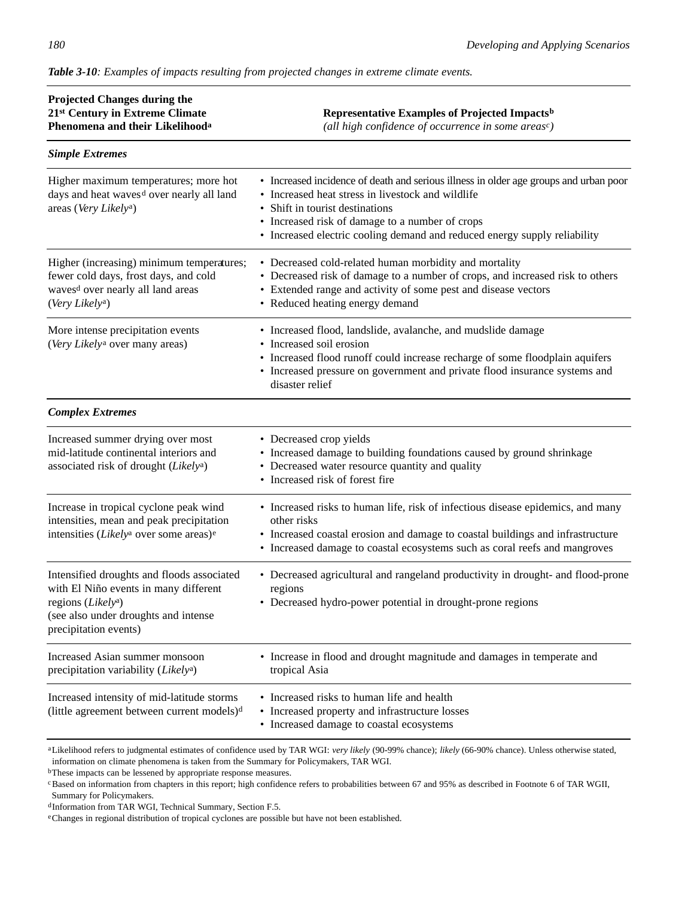*Table 3-10: Examples of impacts resulting from projected changes in extreme climate events.*

| **Projected Changes during the 21st Century in Extreme Climate Phenomena and their Likelihood**[a] | **Representative Examples of Projected Impacts**[b] *(all high confidence of occurrence in some areas*[c]*)* |
|---|---|
| ***Simple Extremes*** | |
| Higher maximum temperatures; more hot days and heat waves[d] over nearly all land areas (*Very Likely*[a]) | • Increased incidence of death and serious illness in older age groups and urban poor<br>• Increased heat stress in livestock and wildlife<br>• Shift in tourist destinations<br>• Increased risk of damage to a number of crops<br>• Increased electric cooling demand and reduced energy supply reliability |
| Higher (increasing) minimum temperatures; fewer cold days, frost days, and cold waves[d] over nearly all land areas (*Very Likely*[a]) | • Decreased cold-related human morbidity and mortality<br>• Decreased risk of damage to a number of crops, and increased risk to others<br>• Extended range and activity of some pest and disease vectors<br>• Reduced heating energy demand |
| More intense precipitation events (*Very Likely*[a] over many areas) | • Increased flood, landslide, avalanche, and mudslide damage<br>• Increased soil erosion<br>• Increased flood runoff could increase recharge of some floodplain aquifers<br>• Increased pressure on government and private flood insurance systems and disaster relief |
| ***Complex Extremes*** | |
| Increased summer drying over most mid-latitude continental interiors and associated risk of drought (*Likely*[a]) | • Decreased crop yields<br>• Increased damage to building foundations caused by ground shrinkage<br>• Decreased water resource quantity and quality<br>• Increased risk of forest fire |
| Increase in tropical cyclone peak wind intensities, mean and peak precipitation intensities (*Likely*[a] over some areas)[e] | • Increased risks to human life, risk of infectious disease epidemics, and many other risks<br>• Increased coastal erosion and damage to coastal buildings and infrastructure<br>• Increased damage to coastal ecosystems such as coral reefs and mangroves |
| Intensified droughts and floods associated with El Niño events in many different regions (*Likely*[a]) (see also under droughts and intense precipitation events) | • Decreased agricultural and rangeland productivity in drought- and flood-prone regions<br>• Decreased hydro-power potential in drought-prone regions |
| Increased Asian summer monsoon precipitation variability (*Likely*[a]) | • Increase in flood and drought magnitude and damages in temperate and tropical Asia |
| Increased intensity of mid-latitude storms (little agreement between current models)[d] | • Increased risks to human life and health<br>• Increased property and infrastructure losses<br>• Increased damage to coastal ecosystems |

[a] Likelihood refers to judgmental estimates of confidence used by TAR WGI: *very likely* (90-99% chance); *likely* (66-90% chance). Unless otherwise stated, information on climate phenomena is taken from the Summary for Policymakers, TAR WGI.

[b] These impacts can be lessened by appropriate response measures.

[c] Based on information from chapters in this report; high confidence refers to probabilities between 67 and 95% as described in Footnote 6 of TAR WGII, Summary for Policymakers.

[d] Information from TAR WGI, Technical Summary, Section F.5.

[e] Changes in regional distribution of tropical cyclones are possible but have not been established.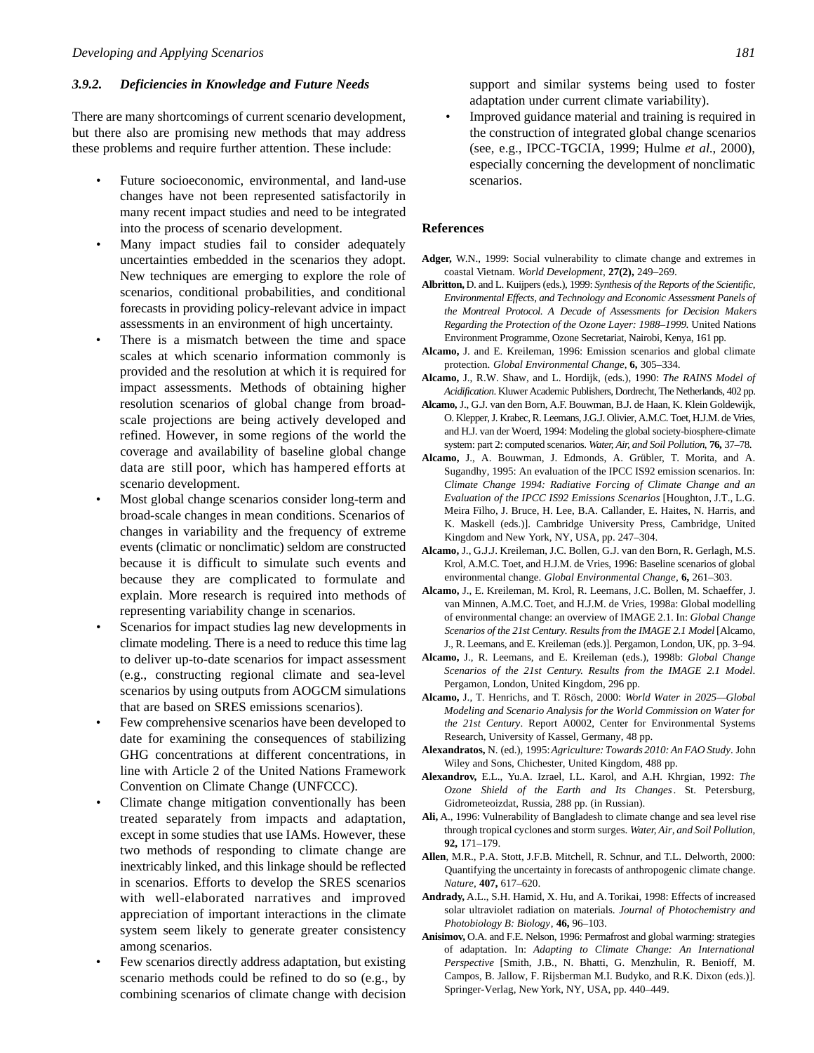### 3.9.2. Deficiencies in Knowledge and Future Needs

There are many shortcomings of current scenario development, but there also are promising new methods that may address these problems and require further attention. These include:

- Future socioeconomic, environmental, and land-use changes have not been represented satisfactorily in many recent impact studies and need to be integrated into the process of scenario development.
- Many impact studies fail to consider adequately uncertainties embedded in the scenarios they adopt. New techniques are emerging to explore the role of scenarios, conditional probabilities, and conditional forecasts in providing policy-relevant advice in impact assessments in an environment of high uncertainty.
- There is a mismatch between the time and space scales at which scenario information commonly is provided and the resolution at which it is required for impact assessments. Methods of obtaining higher resolution scenarios of global change from broad-scale projections are being actively developed and refined. However, in some regions of the world the coverage and availability of baseline global change data are still poor, which has hampered efforts at scenario development.
- Most global change scenarios consider long-term and broad-scale changes in mean conditions. Scenarios of changes in variability and the frequency of extreme events (climatic or nonclimatic) seldom are constructed because it is difficult to simulate such events and because they are complicated to formulate and explain. More research is required into methods of representing variability change in scenarios.
- Scenarios for impact studies lag new developments in climate modeling. There is a need to reduce this time lag to deliver up-to-date scenarios for impact assessment (e.g., constructing regional climate and sea-level scenarios by using outputs from AOGCM simulations that are based on SRES emissions scenarios).
- Few comprehensive scenarios have been developed to date for examining the consequences of stabilizing GHG concentrations at different concentrations, in line with Article 2 of the United Nations Framework Convention on Climate Change (UNFCCC).
- Climate change mitigation conventionally has been treated separately from impacts and adaptation, except in some studies that use IAMs. However, these two methods of responding to climate change are inextricably linked, and this linkage should be reflected in scenarios. Efforts to develop the SRES scenarios with well-elaborated narratives and improved appreciation of important interactions in the climate system seem likely to generate greater consistency among scenarios.
- Few scenarios directly address adaptation, but existing scenario methods could be refined to do so (e.g., by combining scenarios of climate change with decision support and similar systems being used to foster adaptation under current climate variability).
- Improved guidance material and training is required in the construction of integrated global change scenarios (see, e.g., IPCC-TGCIA, 1999; Hulme *et al.*, 2000), especially concerning the development of nonclimatic scenarios.

## References

**Adger,** W.N., 1999: Social vulnerability to climate change and extremes in coastal Vietnam. *World Development*, **27(2),** 249–269.

**Albritton,** D. and L. Kuijpers (eds.), 1999: *Synthesis of the Reports of the Scientific, Environmental Effects, and Technology and Economic Assessment Panels of the Montreal Protocol. A Decade of Assessments for Decision Makers Regarding the Protection of the Ozone Layer: 1988–1999.* United Nations Environment Programme, Ozone Secretariat, Nairobi, Kenya, 161 pp.

**Alcamo,** J. and E. Kreileman, 1996: Emission scenarios and global climate protection. *Global Environmental Change*, **6,** 305–334.

**Alcamo,** J., R.W. Shaw, and L. Hordijk, (eds.), 1990: *The RAINS Model of Acidification*. Kluwer Academic Publishers, Dordrecht, The Netherlands, 402 pp.

**Alcamo,** J., G.J. van den Born, A.F. Bouwman, B.J. de Haan, K. Klein Goldewijk, O. Klepper, J. Krabec, R. Leemans, J.G.J. Olivier, A.M.C. Toet, H.J.M. de Vries, and H.J. van der Woerd, 1994: Modeling the global society-biosphere-climate system: part 2: computed scenarios. *Water, Air, and Soil Pollution*, **76,** 37–78.

**Alcamo,** J., A. Bouwman, J. Edmonds, A. Grübler, T. Morita, and A. Sugandhy, 1995: An evaluation of the IPCC IS92 emission scenarios. In: *Climate Change 1994: Radiative Forcing of Climate Change and an Evaluation of the IPCC IS92 Emissions Scenarios* [Houghton, J.T., L.G. Meira Filho, J. Bruce, H. Lee, B.A. Callander, E. Haites, N. Harris, and K. Maskell (eds.)]. Cambridge University Press, Cambridge, United Kingdom and New York, NY, USA, pp. 247–304.

**Alcamo,** J., G.J.J. Kreileman, J.C. Bollen, G.J. van den Born, R. Gerlagh, M.S. Krol, A.M.C. Toet, and H.J.M. de Vries, 1996: Baseline scenarios of global environmental change. *Global Environmental Change*, **6,** 261–303.

**Alcamo,** J., E. Kreileman, M. Krol, R. Leemans, J.C. Bollen, M. Schaeffer, J. van Minnen, A.M.C. Toet, and H.J.M. de Vries, 1998a: Global modelling of environmental change: an overview of IMAGE 2.1. In: *Global Change Scenarios of the 21st Century. Results from the IMAGE 2.1 Model* [Alcamo, J., R. Leemans, and E. Kreileman (eds.)]. Pergamon, London, UK, pp. 3–94.

**Alcamo,** J., R. Leemans, and E. Kreileman (eds.), 1998b: *Global Change Scenarios of the 21st Century. Results from the IMAGE 2.1 Model*. Pergamon, London, United Kingdom, 296 pp.

**Alcamo,** J., T. Henrichs, and T. Rösch, 2000: *World Water in 2025—Global Modeling and Scenario Analysis for the World Commission on Water for the 21st Century*. Report A0002, Center for Environmental Systems Research, University of Kassel, Germany, 48 pp.

**Alexandratos,** N. (ed.), 1995: *Agriculture: Towards 2010: An FAO Study*. John Wiley and Sons, Chichester, United Kingdom, 488 pp.

**Alexandrov,** E.L., Yu.A. Izrael, I.L. Karol, and A.H. Khrgian, 1992: *The Ozone Shield of the Earth and Its Changes*. St. Petersburg, Gidrometeoizdat, Russia, 288 pp. (in Russian).

**Ali,** A., 1996: Vulnerability of Bangladesh to climate change and sea level rise through tropical cyclones and storm surges. *Water, Air, and Soil Pollution*, **92,** 171–179.

**Allen**, M.R., P.A. Stott, J.F.B. Mitchell, R. Schnur, and T.L. Delworth, 2000: Quantifying the uncertainty in forecasts of anthropogenic climate change. *Nature*, **407,** 617–620.

**Andrady,** A.L., S.H. Hamid, X. Hu, and A. Torikai, 1998: Effects of increased solar ultraviolet radiation on materials. *Journal of Photochemistry and Photobiology B: Biology*, **46,** 96–103.

**Anisimov,** O.A. and F.E. Nelson, 1996: Permafrost and global warming: strategies of adaptation. In: *Adapting to Climate Change: An International Perspective* [Smith, J.B., N. Bhatti, G. Menzhulin, R. Benioff, M. Campos, B. Jallow, F. Rijsberman M.I. Budyko, and R.K. Dixon (eds.)]. Springer-Verlag, New York, NY, USA, pp. 440–449.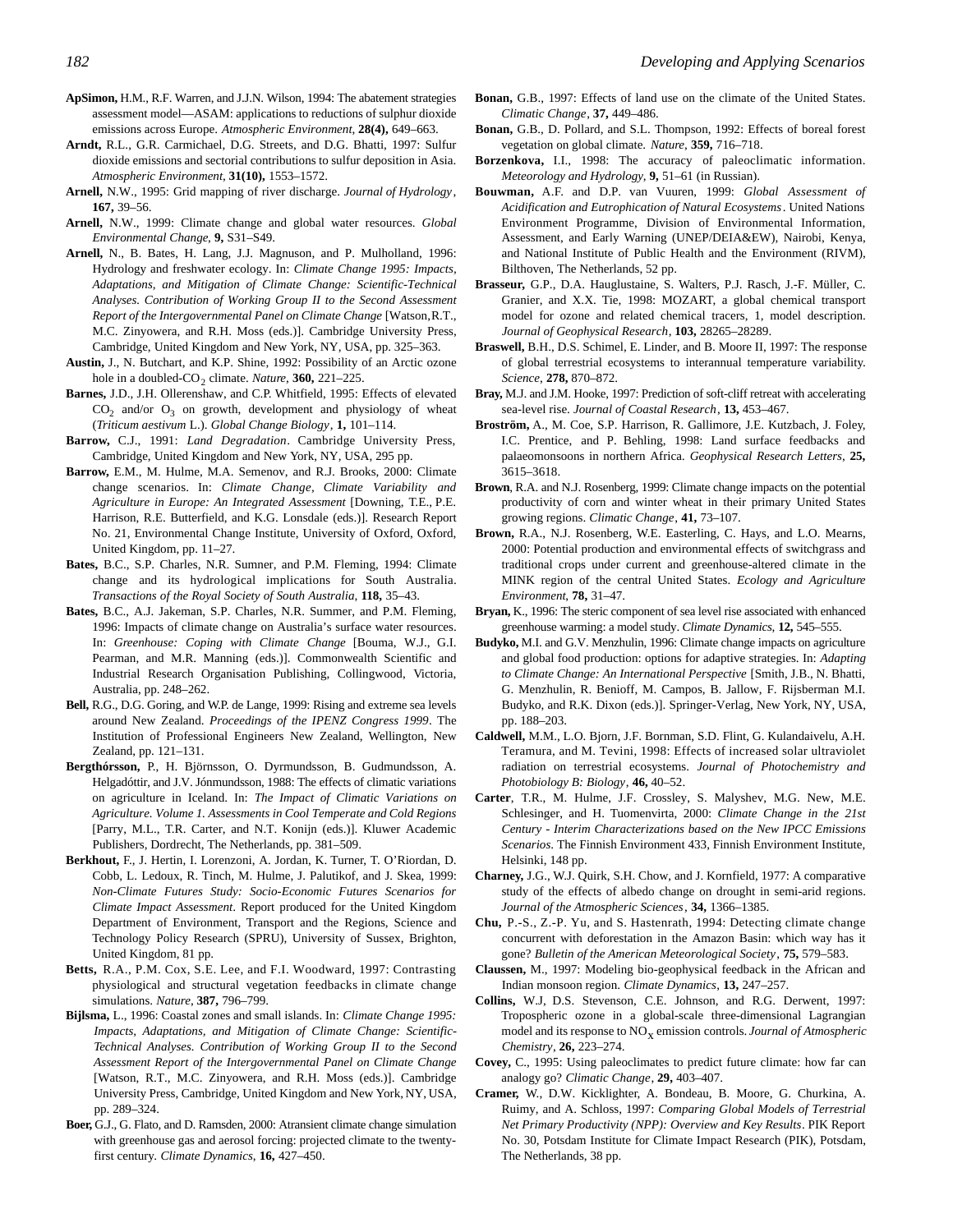**ApSimon,** H.M., R.F. Warren, and J.J.N. Wilson, 1994: The abatement strategies assessment model—ASAM: applications to reductions of sulphur dioxide emissions across Europe. *Atmospheric Environment*, **28(4),** 649–663.

**Arndt,** R.L., G.R. Carmichael, D.G. Streets, and D.G. Bhatti, 1997: Sulfur dioxide emissions and sectorial contributions to sulfur deposition in Asia. *Atmospheric Environment*, **31(10),** 1553–1572.

**Arnell,** N.W., 1995: Grid mapping of river discharge. *Journal of Hydrology*, **167,** 39–56.

**Arnell,** N.W., 1999: Climate change and global water resources. *Global Environmental Change*, **9,** S31–S49.

**Arnell,** N., B. Bates, H. Lang, J.J. Magnuson, and P. Mulholland, 1996: Hydrology and freshwater ecology. In: *Climate Change 1995: Impacts, Adaptations, and Mitigation of Climate Change: Scientific-Technical Analyses. Contribution of Working Group II to the Second Assessment Report of the Intergovernmental Panel on Climate Change* [Watson, R.T., M.C. Zinyowera, and R.H. Moss (eds.)]. Cambridge University Press, Cambridge, United Kingdom and New York, NY, USA, pp. 325–363.

**Austin,** J., N. Butchart, and K.P. Shine, 1992: Possibility of an Arctic ozone hole in a doubled-$CO_2$ climate. *Nature*, **360,** 221–225.

**Barnes,** J.D., J.H. Ollerenshaw, and C.P. Whitfield, 1995: Effects of elevated $CO_2$ and/or $O_3$ on growth, development and physiology of wheat (*Triticum aestivum* L.). *Global Change Biology*, **1,** 101–114.

**Barrow,** C.J., 1991: *Land Degradation*. Cambridge University Press, Cambridge, United Kingdom and New York, NY, USA, 295 pp.

**Barrow,** E.M., M. Hulme, M.A. Semenov, and R.J. Brooks, 2000: Climate change scenarios. In: *Climate Change, Climate Variability and Agriculture in Europe: An Integrated Assessment* [Downing, T.E., P.E. Harrison, R.E. Butterfield, and K.G. Lonsdale (eds.)]. Research Report No. 21, Environmental Change Institute, University of Oxford, Oxford, United Kingdom, pp. 11–27.

**Bates,** B.C., S.P. Charles, N.R. Sumner, and P.M. Fleming, 1994: Climate change and its hydrological implications for South Australia. *Transactions of the Royal Society of South Australia*, **118,** 35–43.

**Bates,** B.C., A.J. Jakeman, S.P. Charles, N.R. Summer, and P.M. Fleming, 1996: Impacts of climate change on Australia's surface water resources. In: *Greenhouse: Coping with Climate Change* [Bouma, W.J., G.I. Pearman, and M.R. Manning (eds.)]. Commonwealth Scientific and Industrial Research Organisation Publishing, Collingwood, Victoria, Australia, pp. 248–262.

**Bell,** R.G., D.G. Goring, and W.P. de Lange, 1999: Rising and extreme sea levels around New Zealand. *Proceedings of the IPENZ Congress 1999*. The Institution of Professional Engineers New Zealand, Wellington, New Zealand, pp. 121–131.

**Bergthórsson,** P., H. Björnsson, O. Dyrmundsson, B. Gudmundsson, A. Helgadóttir, and J.V. Jónmundsson, 1988: The effects of climatic variations on agriculture in Iceland. In: *The Impact of Climatic Variations on Agriculture. Volume 1. Assessments in Cool Temperate and Cold Regions* [Parry, M.L., T.R. Carter, and N.T. Konijn (eds.)]. Kluwer Academic Publishers, Dordrecht, The Netherlands, pp. 381–509.

**Berkhout,** F., J. Hertin, I. Lorenzoni, A. Jordan, K. Turner, T. O'Riordan, D. Cobb, L. Ledoux, R. Tinch, M. Hulme, J. Palutikof, and J. Skea, 1999: *Non-Climate Futures Study: Socio-Economic Futures Scenarios for Climate Impact Assessment*. Report produced for the United Kingdom Department of Environment, Transport and the Regions, Science and Technology Policy Research (SPRU), University of Sussex, Brighton, United Kingdom, 81 pp.

**Betts,** R.A., P.M. Cox, S.E. Lee, and F.I. Woodward, 1997: Contrasting physiological and structural vegetation feedbacks in climate change simulations. *Nature*, **387,** 796–799.

**Bijlsma,** L., 1996: Coastal zones and small islands. In: *Climate Change 1995: Impacts, Adaptations, and Mitigation of Climate Change: Scientific-Technical Analyses. Contribution of Working Group II to the Second Assessment Report of the Intergovernmental Panel on Climate Change* [Watson, R.T., M.C. Zinyowera, and R.H. Moss (eds.)]. Cambridge University Press, Cambridge, United Kingdom and New York, NY, USA, pp. 289–324.

**Boer,** G.J., G. Flato, and D. Ramsden, 2000: Atransient climate change simulation with greenhouse gas and aerosol forcing: projected climate to the twenty-first century. *Climate Dynamics*, **16,** 427–450.

**Bonan,** G.B., 1997: Effects of land use on the climate of the United States. *Climatic Change*, **37,** 449–486.

**Bonan,** G.B., D. Pollard, and S.L. Thompson, 1992: Effects of boreal forest vegetation on global climate. *Nature*, **359,** 716–718.

**Borzenkova,** I.I., 1998: The accuracy of paleoclimatic information. *Meteorology and Hydrology*, **9,** 51–61 (in Russian).

**Bouwman,** A.F. and D.P. van Vuuren, 1999: *Global Assessment of Acidification and Eutrophication of Natural Ecosystems*. United Nations Environment Programme, Division of Environmental Information, Assessment, and Early Warning (UNEP/DEIA&EW), Nairobi, Kenya, and National Institute of Public Health and the Environment (RIVM), Bilthoven, The Netherlands, 52 pp.

**Brasseur,** G.P., D.A. Hauglustaine, S. Walters, P.J. Rasch, J.-F. Müller, C. Granier, and X.X. Tie, 1998: MOZART, a global chemical transport model for ozone and related chemical tracers, 1, model description. *Journal of Geophysical Research*, **103,** 28265–28289.

**Braswell,** B.H., D.S. Schimel, E. Linder, and B. Moore II, 1997: The response of global terrestrial ecosystems to interannual temperature variability. *Science*, **278,** 870–872.

**Bray,** M.J. and J.M. Hooke, 1997: Prediction of soft-cliff retreat with accelerating sea-level rise. *Journal of Coastal Research*, **13,** 453–467.

**Broström,** A., M. Coe, S.P. Harrison, R. Gallimore, J.E. Kutzbach, J. Foley, I.C. Prentice, and P. Behling, 1998: Land surface feedbacks and palaeomonsoons in northern Africa. *Geophysical Research Letters*, **25,** 3615–3618.

**Brown**, R.A. and N.J. Rosenberg, 1999: Climate change impacts on the potential productivity of corn and winter wheat in their primary United States growing regions. *Climatic Change*, **41,** 73–107.

**Brown,** R.A., N.J. Rosenberg, W.E. Easterling, C. Hays, and L.O. Mearns, 2000: Potential production and environmental effects of switchgrass and traditional crops under current and greenhouse-altered climate in the MINK region of the central United States. *Ecology and Agriculture Environment*, **78,** 31–47.

**Bryan,** K., 1996: The steric component of sea level rise associated with enhanced greenhouse warming: a model study. *Climate Dynamics*, **12,** 545–555.

**Budyko,** M.I. and G.V. Menzhulin, 1996: Climate change impacts on agriculture and global food production: options for adaptive strategies. In: *Adapting to Climate Change: An International Perspective* [Smith, J.B., N. Bhatti, G. Menzhulin, R. Benioff, M. Campos, B. Jallow, F. Rijsberman M.I. Budyko, and R.K. Dixon (eds.)]. Springer-Verlag, New York, NY, USA, pp. 188–203.

**Caldwell,** M.M., L.O. Bjorn, J.F. Bornman, S.D. Flint, G. Kulandaivelu, A.H. Teramura, and M. Tevini, 1998: Effects of increased solar ultraviolet radiation on terrestrial ecosystems. *Journal of Photochemistry and Photobiology B: Biology*, **46,** 40–52.

**Carter**, T.R., M. Hulme, J.F. Crossley, S. Malyshev, M.G. New, M.E. Schlesinger, and H. Tuomenvirta, 2000: *Climate Change in the 21st Century - Interim Characterizations based on the New IPCC Emissions Scenarios*. The Finnish Environment 433, Finnish Environment Institute, Helsinki, 148 pp.

**Charney,** J.G., W.J. Quirk, S.H. Chow, and J. Kornfield, 1977: A comparative study of the effects of albedo change on drought in semi-arid regions. *Journal of the Atmospheric Sciences*, **34,** 1366–1385.

**Chu,** P.-S., Z.-P. Yu, and S. Hastenrath, 1994: Detecting climate change concurrent with deforestation in the Amazon Basin: which way has it gone? *Bulletin of the American Meteorological Society*, **75,** 579–583.

**Claussen,** M., 1997: Modeling bio-geophysical feedback in the African and Indian monsoon region. *Climate Dynamics*, **13,** 247–257.

**Collins,** W.J, D.S. Stevenson, C.E. Johnson, and R.G. Derwent, 1997: Tropospheric ozone in a global-scale three-dimensional Lagrangian model and its response to $NO_x$ emission controls. *Journal of Atmospheric Chemistry*, **26,** 223–274.

**Covey,** C., 1995: Using paleoclimates to predict future climate: how far can analogy go? *Climatic Change*, **29,** 403–407.

**Cramer,** W., D.W. Kicklighter, A. Bondeau, B. Moore, G. Churkina, A. Ruimy, and A. Schloss, 1997: *Comparing Global Models of Terrestrial Net Primary Productivity (NPP): Overview and Key Results*. PIK Report No. 30, Potsdam Institute for Climate Impact Research (PIK), Potsdam, The Netherlands, 38 pp.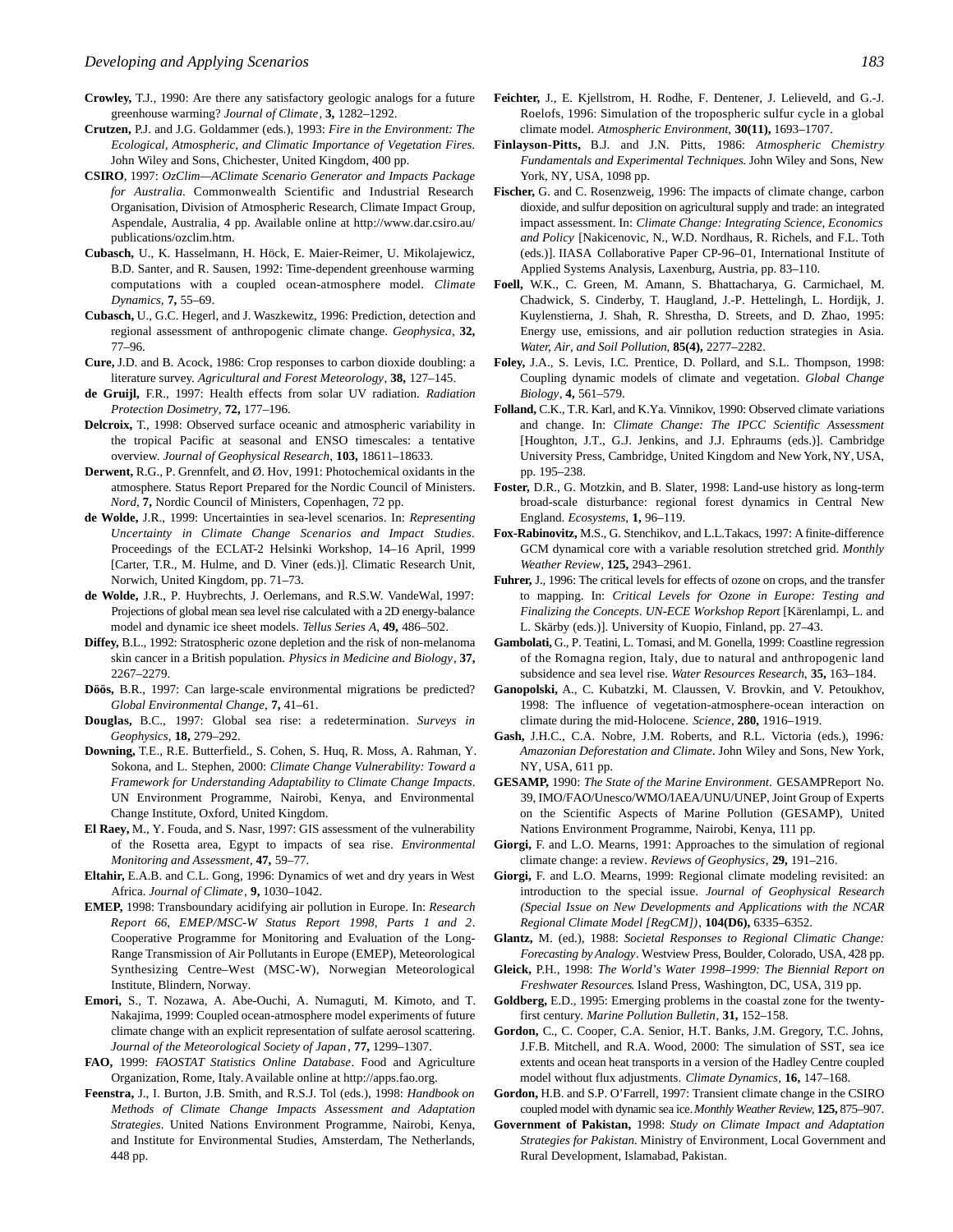**Crowley,** T.J., 1990: Are there any satisfactory geologic analogs for a future greenhouse warming? *Journal of Climate*, **3,** 1282–1292.

**Crutzen,** P.J. and J.G. Goldammer (eds.), 1993: *Fire in the Environment: The Ecological, Atmospheric, and Climatic Importance of Vegetation Fires*. John Wiley and Sons, Chichester, United Kingdom, 400 pp.

**CSIRO**, 1997: *OzClim—AClimate Scenario Generator and Impacts Package for Australia.* Commonwealth Scientific and Industrial Research Organisation, Division of Atmospheric Research, Climate Impact Group, Aspendale, Australia, 4 pp. Available online at http://www.dar.csiro.au/publications/ozclim.htm.

**Cubasch,** U., K. Hasselmann, H. Höck, E. Maier-Reimer, U. Mikolajewicz, B.D. Santer, and R. Sausen, 1992: Time-dependent greenhouse warming computations with a coupled ocean-atmosphere model. *Climate Dynamics*, **7,** 55–69.

**Cubasch,** U., G.C. Hegerl, and J. Waszkewitz, 1996: Prediction, detection and regional assessment of anthropogenic climate change. *Geophysica*, **32,** 77–96.

**Cure,** J.D. and B. Acock, 1986: Crop responses to carbon dioxide doubling: a literature survey. *Agricultural and Forest Meteorology*, **38,** 127–145.

**de Gruijl,** F.R., 1997: Health effects from solar UV radiation. *Radiation Protection Dosimetry*, **72,** 177–196.

**Delcroix,** T., 1998: Observed surface oceanic and atmospheric variability in the tropical Pacific at seasonal and ENSO timescales: a tentative overview. *Journal of Geophysical Research*, **103,** 18611–18633.

**Derwent,** R.G., P. Grennfelt, and Ø. Hov, 1991: Photochemical oxidants in the atmosphere. Status Report Prepared for the Nordic Council of Ministers. *Nord*, **7,** Nordic Council of Ministers, Copenhagen, 72 pp.

**de Wolde,** J.R., 1999: Uncertainties in sea-level scenarios. In: *Representing Uncertainty in Climate Change Scenarios and Impact Studies*. Proceedings of the ECLAT-2 Helsinki Workshop, 14–16 April, 1999 [Carter, T.R., M. Hulme, and D. Viner (eds.)]. Climatic Research Unit, Norwich, United Kingdom, pp. 71–73.

**de Wolde,** J.R., P. Huybrechts, J. Oerlemans, and R.S.W. VandeWal, 1997: Projections of global mean sea level rise calculated with a 2D energy-balance model and dynamic ice sheet models. *Tellus Series A*, **49,** 486–502.

**Diffey,** B.L., 1992: Stratospheric ozone depletion and the risk of non-melanoma skin cancer in a British population. *Physics in Medicine and Biology*, **37,** 2267–2279.

**Döös,** B.R., 1997: Can large-scale environmental migrations be predicted? *Global Environmental Change*, **7,** 41–61.

**Douglas,** B.C., 1997: Global sea rise: a redetermination. *Surveys in Geophysics*, **18,** 279–292.

**Downing,** T.E., R.E. Butterfield., S. Cohen, S. Huq, R. Moss, A. Rahman, Y. Sokona, and L. Stephen, 2000: *Climate Change Vulnerability: Toward a Framework for Understanding Adaptability to Climate Change Impacts*. UN Environment Programme, Nairobi, Kenya, and Environmental Change Institute, Oxford, United Kingdom.

**El Raey,** M., Y. Fouda, and S. Nasr, 1997: GIS assessment of the vulnerability of the Rosetta area, Egypt to impacts of sea rise. *Environmental Monitoring and Assessment*, **47,** 59–77.

**Eltahir,** E.A.B. and C.L. Gong, 1996: Dynamics of wet and dry years in West Africa. *Journal of Climate*, **9,** 1030–1042.

**EMEP,** 1998: Transboundary acidifying air pollution in Europe. In: *Research Report 66, EMEP/MSC-W Status Report 1998, Parts 1 and 2*. Cooperative Programme for Monitoring and Evaluation of the Long-Range Transmission of Air Pollutants in Europe (EMEP), Meteorological Synthesizing Centre–West (MSC-W), Norwegian Meteorological Institute, Blindern, Norway.

**Emori,** S., T. Nozawa, A. Abe-Ouchi, A. Numaguti, M. Kimoto, and T. Nakajima, 1999: Coupled ocean-atmosphere model experiments of future climate change with an explicit representation of sulfate aerosol scattering. *Journal of the Meteorological Society of Japan*, **77,** 1299–1307.

**FAO,** 1999: *FAOSTAT Statistics Online Database*. Food and Agriculture Organization, Rome, Italy. Available online at http://apps.fao.org.

**Feenstra,** J., I. Burton, J.B. Smith, and R.S.J. Tol (eds.), 1998: *Handbook on Methods of Climate Change Impacts Assessment and Adaptation Strategies*. United Nations Environment Programme, Nairobi, Kenya, and Institute for Environmental Studies, Amsterdam, The Netherlands, 448 pp.

**Feichter,** J., E. Kjellstrom, H. Rodhe, F. Dentener, J. Lelieveld, and G.-J. Roelofs, 1996: Simulation of the tropospheric sulfur cycle in a global climate model. *Atmospheric Environment*, **30(11),** 1693–1707.

**Finlayson-Pitts,** B.J. and J.N. Pitts, 1986: *Atmospheric Chemistry Fundamentals and Experimental Techniques.* John Wiley and Sons, New York, NY, USA, 1098 pp.

**Fischer,** G. and C. Rosenzweig, 1996: The impacts of climate change, carbon dioxide, and sulfur deposition on agricultural supply and trade: an integrated impact assessment. In: *Climate Change: Integrating Science, Economics and Policy* [Nakicenovic, N., W.D. Nordhaus, R. Richels, and F.L. Toth (eds.)]. IIASA Collaborative Paper CP-96–01, International Institute of Applied Systems Analysis, Laxenburg, Austria, pp. 83–110.

**Foell,** W.K., C. Green, M. Amann, S. Bhattacharya, G. Carmichael, M. Chadwick, S. Cinderby, T. Haugland, J.-P. Hettelingh, L. Hordijk, J. Kuylenstierna, J. Shah, R. Shrestha, D. Streets, and D. Zhao, 1995: Energy use, emissions, and air pollution reduction strategies in Asia. *Water, Air, and Soil Pollution*, **85(4),** 2277–2282.

**Foley,** J.A., S. Levis, I.C. Prentice, D. Pollard, and S.L. Thompson, 1998: Coupling dynamic models of climate and vegetation. *Global Change Biology*, **4,** 561–579.

**Folland,** C.K., T.R. Karl, and K.Ya. Vinnikov, 1990: Observed climate variations and change. In: *Climate Change: The IPCC Scientific Assessment* [Houghton, J.T., G.J. Jenkins, and J.J. Ephraums (eds.)]. Cambridge University Press, Cambridge, United Kingdom and New York, NY, USA, pp. 195–238.

**Foster,** D.R., G. Motzkin, and B. Slater, 1998: Land-use history as long-term broad-scale disturbance: regional forest dynamics in Central New England. *Ecosystems*, **1,** 96–119.

**Fox-Rabinovitz,** M.S., G. Stenchikov, and L.L.Takacs, 1997: A finite-difference GCM dynamical core with a variable resolution stretched grid. *Monthly Weather Review*, **125,** 2943–2961.

**Fuhrer,** J., 1996: The critical levels for effects of ozone on crops, and the transfer to mapping. In: *Critical Levels for Ozone in Europe: Testing and Finalizing the Concepts*. *UN-ECE Workshop Report* [Kärenlampi, L. and L. Skärby (eds.)]. University of Kuopio, Finland, pp. 27–43.

**Gambolati,** G., P. Teatini, L. Tomasi, and M. Gonella, 1999: Coastline regression of the Romagna region, Italy, due to natural and anthropogenic land subsidence and sea level rise. *Water Resources Research*, **35,** 163–184.

**Ganopolski,** A., C. Kubatzki, M. Claussen, V. Brovkin, and V. Petoukhov, 1998: The influence of vegetation-atmosphere-ocean interaction on climate during the mid-Holocene. *Science*, **280,** 1916–1919.

**Gash,** J.H.C., C.A. Nobre, J.M. Roberts, and R.L. Victoria (eds.), 1996*: Amazonian Deforestation and Climate*. John Wiley and Sons, New York, NY, USA, 611 pp.

**GESAMP,** 1990: *The State of the Marine Environment*. GESAMPReport No. 39, IMO/FAO/Unesco/WMO/IAEA/UNU/UNEP, Joint Group of Experts on the Scientific Aspects of Marine Pollution (GESAMP), United Nations Environment Programme, Nairobi, Kenya, 111 pp.

**Giorgi,** F. and L.O. Mearns, 1991: Approaches to the simulation of regional climate change: a review. *Reviews of Geophysics*, **29,** 191–216.

**Giorgi,** F. and L.O. Mearns, 1999: Regional climate modeling revisited: an introduction to the special issue. *Journal of Geophysical Research (Special Issue on New Developments and Applications with the NCAR Regional Climate Model [RegCM])*, **104(D6),** 6335–6352.

**Glantz,** M. (ed.), 1988: *Societal Responses to Regional Climatic Change: Forecasting by Analogy*. Westview Press, Boulder, Colorado, USA, 428 pp.

**Gleick,** P.H., 1998: *The World's Water 1998–1999: The Biennial Report on Freshwater Resources.* Island Press, Washington, DC, USA, 319 pp.

**Goldberg,** E.D., 1995: Emerging problems in the coastal zone for the twenty-first century. *Marine Pollution Bulletin*, **31,** 152–158.

**Gordon,** C., C. Cooper, C.A. Senior, H.T. Banks, J.M. Gregory, T.C. Johns, J.F.B. Mitchell, and R.A. Wood, 2000: The simulation of SST, sea ice extents and ocean heat transports in a version of the Hadley Centre coupled model without flux adjustments. *Climate Dynamics*, **16,** 147–168.

**Gordon,** H.B. and S.P. O'Farrell, 1997: Transient climate change in the CSIRO coupled model with dynamic sea ice. *Monthly Weather Review*, **125,** 875–907.

**Government of Pakistan,** 1998: *Study on Climate Impact and Adaptation Strategies for Pakistan.* Ministry of Environment, Local Government and Rural Development, Islamabad, Pakistan.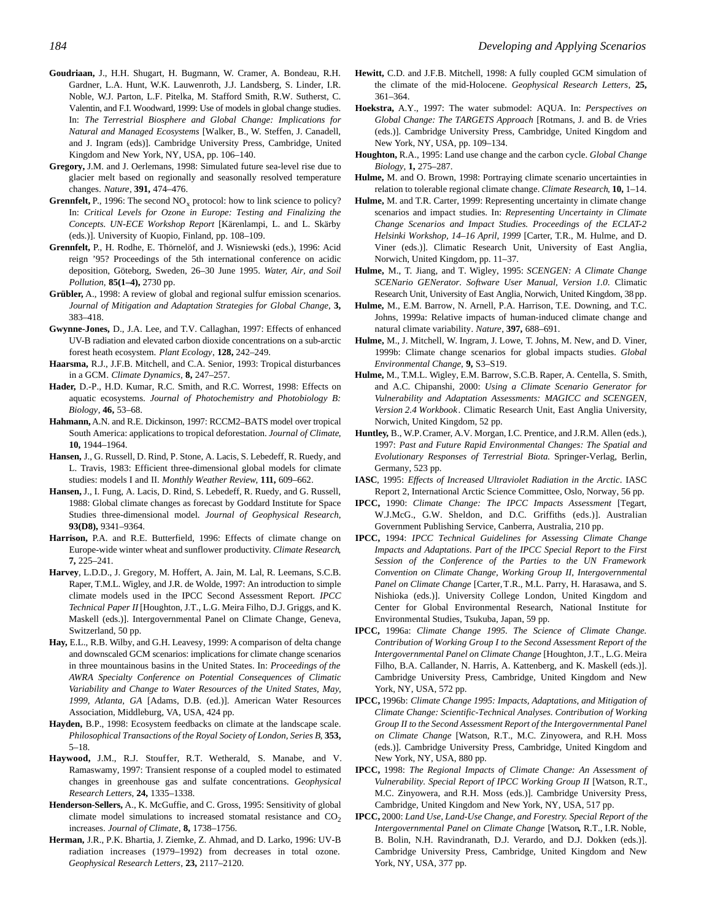**Goudriaan,** J., H.H. Shugart, H. Bugmann, W. Cramer, A. Bondeau, R.H. Gardner, L.A. Hunt, W.K. Lauwenroth, J.J. Landsberg, S. Linder, I.R. Noble, W.J. Parton, L.F. Pitelka, M. Stafford Smith, R.W. Sutherst, C. Valentin, and F.I. Woodward, 1999: Use of models in global change studies. In: *The Terrestrial Biosphere and Global Change: Implications for Natural and Managed Ecosystems* [Walker, B., W. Steffen, J. Canadell, and J. Ingram (eds)]. Cambridge University Press, Cambridge, United Kingdom and New York, NY, USA, pp. 106–140.

**Gregory,** J.M. and J. Oerlemans, 1998: Simulated future sea-level rise due to glacier melt based on regionally and seasonally resolved temperature changes. *Nature*, **391,** 474–476.

**Grennfelt,** P., 1996: The second $NO_x$ protocol: how to link science to policy? In: *Critical Levels for Ozone in Europe: Testing and Finalizing the Concepts. UN-ECE Workshop Report* [Kärenlampi, L. and L. Skärby (eds.)]. University of Kuopio, Finland, pp. 108–109.

**Grennfelt,** P., H. Rodhe, E. Thörnelöf, and J. Wisniewski (eds.), 1996: Acid reign '95? Proceedings of the 5th international conference on acidic deposition, Göteborg, Sweden, 26–30 June 1995. *Water, Air, and Soil Pollution*, **85(1–4),** 2730 pp.

**Grübler,** A., 1998: A review of global and regional sulfur emission scenarios. *Journal of Mitigation and Adaptation Strategies for Global Change*, **3,** 383–418.

**Gwynne-Jones,** D., J.A. Lee, and T.V. Callaghan, 1997: Effects of enhanced UV-B radiation and elevated carbon dioxide concentrations on a sub-arctic forest heath ecosystem. *Plant Ecology*, **128,** 242–249.

**Haarsma,** R.J., J.F.B. Mitchell, and C.A. Senior, 1993: Tropical disturbances in a GCM. *Climate Dynamics*, **8,** 247–257.

**Hader,** D.-P., H.D. Kumar, R.C. Smith, and R.C. Worrest, 1998: Effects on aquatic ecosystems. *Journal of Photochemistry and Photobiology B: Biology*, **46,** 53–68.

**Hahmann,** A.N. and R.E. Dickinson, 1997: RCCM2–BATS model over tropical South America: applications to tropical deforestation. *Journal of Climate*, **10,** 1944–1964.

**Hansen,** J., G. Russell, D. Rind, P. Stone, A. Lacis, S. Lebedeff, R. Ruedy, and L. Travis, 1983: Efficient three-dimensional global models for climate studies: models I and II. *Monthly Weather Review*, **111,** 609–662.

**Hansen,** J., I. Fung, A. Lacis, D. Rind, S. Lebedeff, R. Ruedy, and G. Russell, 1988: Global climate changes as forecast by Goddard Institute for Space Studies three-dimensional model. *Journal of Geophysical Research*, **93(D8),** 9341–9364.

**Harrison,** P.A. and R.E. Butterfield, 1996: Effects of climate change on Europe-wide winter wheat and sunflower productivity. *Climate Research*, **7,** 225–241.

**Harvey**, L.D.D., J. Gregory, M. Hoffert, A. Jain, M. Lal, R. Leemans, S.C.B. Raper, T.M.L. Wigley, and J.R. de Wolde, 1997: An introduction to simple climate models used in the IPCC Second Assessment Report. *IPCC Technical Paper II* [Houghton, J.T., L.G. Meira Filho, D.J. Griggs, and K. Maskell (eds.)]. Intergovernmental Panel on Climate Change, Geneva, Switzerland, 50 pp.

**Hay,** E.L., R.B. Wilby, and G.H. Leavesy, 1999: A comparison of delta change and downscaled GCM scenarios: implications for climate change scenarios in three mountainous basins in the United States. In: *Proceedings of the AWRA Specialty Conference on Potential Consequences of Climatic Variability and Change to Water Resources of the United States, May, 1999, Atlanta, GA* [Adams, D.B. (ed.)]. American Water Resources Association, Middleburg, VA, USA, 424 pp.

**Hayden,** B.P., 1998: Ecosystem feedbacks on climate at the landscape scale. *Philosophical Transactions of the Royal Society of London, Series B*, **353,** 5–18.

**Haywood,** J.M., R.J. Stouffer, R.T. Wetherald, S. Manabe, and V. Ramaswamy, 1997: Transient response of a coupled model to estimated changes in greenhouse gas and sulfate concentrations. *Geophysical Research Letters*, **24,** 1335–1338.

**Henderson-Sellers,** A., K. McGuffie, and C. Gross, 1995: Sensitivity of global climate model simulations to increased stomatal resistance and $CO_2$ increases. *Journal of Climate*, **8,** 1738–1756.

**Herman,** J.R., P.K. Bhartia, J. Ziemke, Z. Ahmad, and D. Larko, 1996: UV-B radiation increases (1979–1992) from decreases in total ozone. *Geophysical Research Letters*, **23,** 2117–2120.

**Hewitt,** C.D. and J.F.B. Mitchell, 1998: A fully coupled GCM simulation of the climate of the mid-Holocene. *Geophysical Research Letters*, **25,** 361–364.

**Hoekstra,** A.Y., 1997: The water submodel: AQUA. In: *Perspectives on Global Change: The TARGETS Approach* [Rotmans, J. and B. de Vries (eds.)]. Cambridge University Press, Cambridge, United Kingdom and New York, NY, USA, pp. 109–134.

**Houghton,** R.A., 1995: Land use change and the carbon cycle. *Global Change Biology*, **1,** 275–287.

**Hulme,** M. and O. Brown, 1998: Portraying climate scenario uncertainties in relation to tolerable regional climate change. *Climate Research*, **10,** 1–14.

**Hulme,** M. and T.R. Carter, 1999: Representing uncertainty in climate change scenarios and impact studies. In: *Representing Uncertainty in Climate Change Scenarios and Impact Studies. Proceedings of the ECLAT-2 Helsinki Workshop, 14–16 April, 1999* [Carter, T.R., M. Hulme, and D. Viner (eds.)]. Climatic Research Unit, University of East Anglia, Norwich, United Kingdom, pp. 11–37.

**Hulme,** M., T. Jiang, and T. Wigley, 1995: *SCENGEN: A Climate Change SCENario GENerator. Software User Manual, Version 1.0*. Climatic Research Unit, University of East Anglia, Norwich, United Kingdom, 38 pp.

**Hulme,** M., E.M. Barrow, N. Arnell, P.A. Harrison, T.E. Downing, and T.C. Johns, 1999a: Relative impacts of human-induced climate change and natural climate variability. *Nature*, **397,** 688–691.

**Hulme,** M., J. Mitchell, W. Ingram, J. Lowe, T. Johns, M. New, and D. Viner, 1999b: Climate change scenarios for global impacts studies. *Global Environmental Change*, **9,** S3–S19.

**Hulme,** M., T.M.L. Wigley, E.M. Barrow, S.C.B. Raper, A. Centella, S. Smith, and A.C. Chipanshi, 2000: *Using a Climate Scenario Generator for Vulnerability and Adaptation Assessments: MAGICC and SCENGEN, Version 2.4 Workbook*. Climatic Research Unit, East Anglia University, Norwich, United Kingdom, 52 pp.

**Huntley,** B., W.P. Cramer, A.V. Morgan, I.C. Prentice, and J.R.M. Allen (eds.), 1997: *Past and Future Rapid Environmental Changes: The Spatial and Evolutionary Responses of Terrestrial Biota.* Springer-Verlag, Berlin, Germany, 523 pp.

**IASC**, 1995: *Effects of Increased Ultraviolet Radiation in the Arctic*. IASC Report 2, International Arctic Science Committee, Oslo, Norway, 56 pp.

**IPCC,** 1990: *Climate Change: The IPCC Impacts Assessment* [Tegart, W.J.McG., G.W. Sheldon, and D.C. Griffiths (eds.)]. Australian Government Publishing Service, Canberra, Australia, 210 pp.

**IPCC,** 1994: *IPCC Technical Guidelines for Assessing Climate Change Impacts and Adaptations. Part of the IPCC Special Report to the First Session of the Conference of the Parties to the UN Framework Convention on Climate Change, Working Group II, Intergovernmental Panel on Climate Change* [Carter, T.R., M.L. Parry, H. Harasawa, and S. Nishioka (eds.)]. University College London, United Kingdom and Center for Global Environmental Research, National Institute for Environmental Studies, Tsukuba, Japan, 59 pp.

**IPCC,** 1996a: *Climate Change 1995. The Science of Climate Change. Contribution of Working Group I to the Second Assessment Report of the Intergovernmental Panel on Climate Change* [Houghton, J.T., L.G. Meira Filho, B.A. Callander, N. Harris, A. Kattenberg, and K. Maskell (eds.)]. Cambridge University Press, Cambridge, United Kingdom and New York, NY, USA, 572 pp.

**IPCC,** 1996b: *Climate Change 1995: Impacts, Adaptations, and Mitigation of Climate Change: Scientific-Technical Analyses. Contribution of Working Group II to the Second Assessment Report of the Intergovernmental Panel on Climate Change* [Watson, R.T., M.C. Zinyowera, and R.H. Moss (eds.)]. Cambridge University Press, Cambridge, United Kingdom and New York, NY, USA, 880 pp.

**IPCC,** 1998: *The Regional Impacts of Climate Change: An Assessment of Vulnerability. Special Report of IPCC Working Group II* [Watson, R.T., M.C. Zinyowera, and R.H. Moss (eds.)]. Cambridge University Press, Cambridge, United Kingdom and New York, NY, USA, 517 pp.

**IPCC,** 2000: *Land Use, Land-Use Change, and Forestry. Special Report of the Intergovernmental Panel on Climate Change* [Watson, R.T., I.R. Noble, B. Bolin, N.H. Ravindranath, D.J. Verardo, and D.J. Dokken (eds.)]. Cambridge University Press, Cambridge, United Kingdom and New York, NY, USA, 377 pp.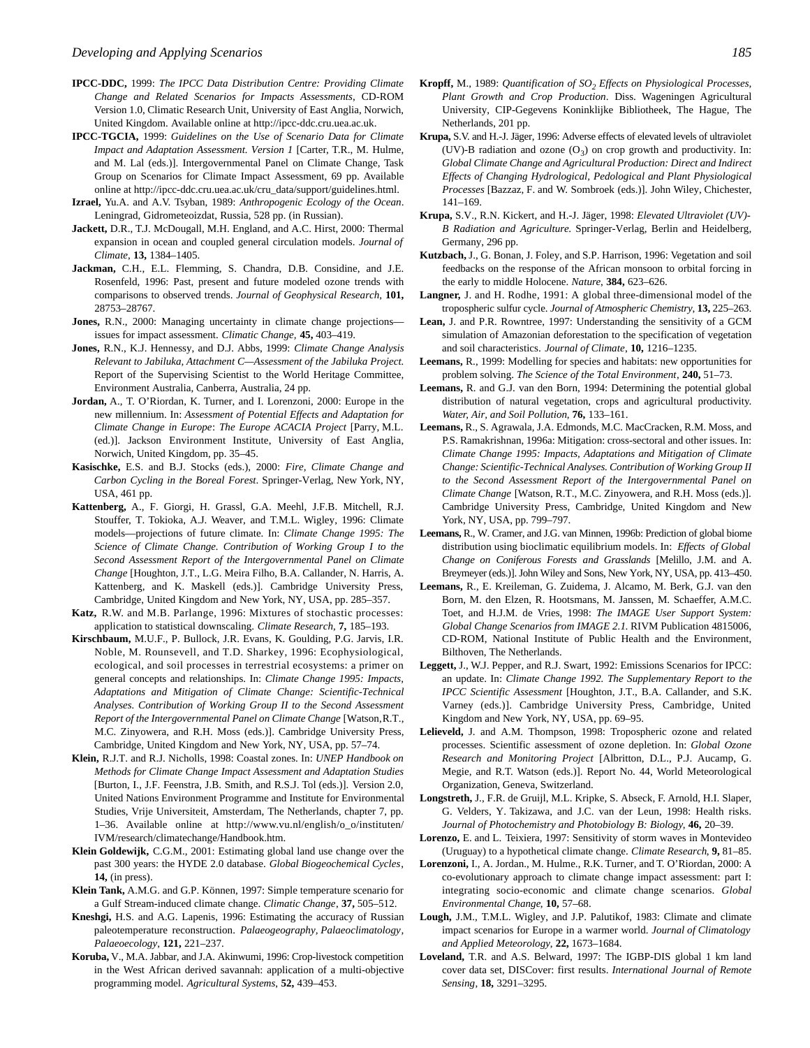**IPCC-DDC,** 1999: *The IPCC Data Distribution Centre: Providing Climate Change and Related Scenarios for Impacts Assessments*, CD-ROM Version 1.0, Climatic Research Unit, University of East Anglia, Norwich, United Kingdom. Available online at http://ipcc-ddc.cru.uea.ac.uk.

**IPCC-TGCIA,** 1999: *Guidelines on the Use of Scenario Data for Climate Impact and Adaptation Assessment. Version 1* [Carter, T.R., M. Hulme, and M. Lal (eds.)]. Intergovernmental Panel on Climate Change, Task Group on Scenarios for Climate Impact Assessment, 69 pp. Available online at http://ipcc-ddc.cru.uea.ac.uk/cru_data/support/guidelines.html.

**Izrael,** Yu.A. and A.V. Tsyban, 1989: *Anthropogenic Ecology of the Ocean*. Leningrad, Gidrometeoizdat, Russia, 528 pp. (in Russian).

**Jackett,** D.R., T.J. McDougall, M.H. England, and A.C. Hirst, 2000: Thermal expansion in ocean and coupled general circulation models. *Journal of Climate*, **13,** 1384–1405.

**Jackman,** C.H., E.L. Flemming, S. Chandra, D.B. Considine, and J.E. Rosenfeld, 1996: Past, present and future modeled ozone trends with comparisons to observed trends. *Journal of Geophysical Research*, **101,** 28753–28767.

**Jones,** R.N., 2000: Managing uncertainty in climate change projections—issues for impact assessment. *Climatic Change*, **45,** 403–419.

**Jones,** R.N., K.J. Hennessy, and D.J. Abbs, 1999: *Climate Change Analysis Relevant to Jabiluka, Attachment C—Assessment of the Jabiluka Project.* Report of the Supervising Scientist to the World Heritage Committee, Environment Australia, Canberra, Australia, 24 pp.

**Jordan,** A., T. O'Riordan, K. Turner, and I. Lorenzoni, 2000: Europe in the new millennium. In: *Assessment of Potential Effects and Adaptation for Climate Change in Europe*: *The Europe ACACIA Project* [Parry, M.L. (ed.)]. Jackson Environment Institute, University of East Anglia, Norwich, United Kingdom, pp. 35–45.

**Kasischke,** E.S. and B.J. Stocks (eds.), 2000: *Fire, Climate Change and Carbon Cycling in the Boreal Forest*. Springer-Verlag, New York, NY, USA, 461 pp.

**Kattenberg,** A., F. Giorgi, H. Grassl, G.A. Meehl, J.F.B. Mitchell, R.J. Stouffer, T. Tokioka, A.J. Weaver, and T.M.L. Wigley, 1996: Climate models—projections of future climate. In: *Climate Change 1995: The Science of Climate Change. Contribution of Working Group I to the Second Assessment Report of the Intergovernmental Panel on Climate Change* [Houghton, J.T., L.G. Meira Filho, B.A. Callander, N. Harris, A. Kattenberg, and K. Maskell (eds.)]. Cambridge University Press, Cambridge, United Kingdom and New York, NY, USA, pp. 285–357.

**Katz,** R.W. and M.B. Parlange, 1996: Mixtures of stochastic processes: application to statistical downscaling. *Climate Research*, **7,** 185–193.

**Kirschbaum,** M.U.F., P. Bullock, J.R. Evans, K. Goulding, P.G. Jarvis, I.R. Noble, M. Rounsevell, and T.D. Sharkey, 1996: Ecophysiological, ecological, and soil processes in terrestrial ecosystems: a primer on general concepts and relationships. In: *Climate Change 1995: Impacts, Adaptations and Mitigation of Climate Change: Scientific-Technical Analyses. Contribution of Working Group II to the Second Assessment Report of the Intergovernmental Panel on Climate Change* [Watson,R.T., M.C. Zinyowera, and R.H. Moss (eds.)]. Cambridge University Press, Cambridge, United Kingdom and New York, NY, USA, pp. 57–74.

**Klein,** R.J.T. and R.J. Nicholls, 1998: Coastal zones. In: *UNEP Handbook on Methods for Climate Change Impact Assessment and Adaptation Studies* [Burton, I., J.F. Feenstra, J.B. Smith, and R.S.J. Tol (eds.)]. Version 2.0, United Nations Environment Programme and Institute for Environmental Studies, Vrije Universiteit, Amsterdam, The Netherlands, chapter 7, pp. 1–36. Available online at http://www.vu.nl/english/o_o/instituten/IVM/research/climatechange/Handbook.htm.

**Klein Goldewijk,** C.G.M., 2001: Estimating global land use change over the past 300 years: the HYDE 2.0 database. *Global Biogeochemical Cycles*, **14,** (in press).

**Klein Tank,** A.M.G. and G.P. Können, 1997: Simple temperature scenario for a Gulf Stream-induced climate change. *Climatic Change*, **37,** 505–512.

**Kneshgi,** H.S. and A.G. Lapenis, 1996: Estimating the accuracy of Russian paleotemperature reconstruction. *Palaeogeography, Palaeoclimatology, Palaeoecology*, **121,** 221–237.

**Koruba,** V., M.A. Jabbar, and J.A. Akinwumi, 1996: Crop-livestock competition in the West African derived savannah: application of a multi-objective programming model. *Agricultural Systems*, **52,** 439–453.

**Kropff,** M., 1989: *Quantification of $SO_2$ Effects on Physiological Processes, Plant Growth and Crop Production*. Diss. Wageningen Agricultural University, CIP-Gegevens Koninklijke Bibliotheek, The Hague, The Netherlands, 201 pp.

**Krupa,** S.V. and H.-J. Jäger, 1996: Adverse effects of elevated levels of ultraviolet (UV)-B radiation and ozone ($O_3$) on crop growth and productivity. In: *Global Climate Change and Agricultural Production: Direct and Indirect Effects of Changing Hydrological, Pedological and Plant Physiological Processes* [Bazzaz, F. and W. Sombroek (eds.)]. John Wiley, Chichester, 141–169.

**Krupa,** S.V., R.N. Kickert, and H.-J. Jäger, 1998: *Elevated Ultraviolet (UV)-B Radiation and Agriculture.* Springer-Verlag, Berlin and Heidelberg, Germany, 296 pp.

**Kutzbach,** J., G. Bonan, J. Foley, and S.P. Harrison, 1996: Vegetation and soil feedbacks on the response of the African monsoon to orbital forcing in the early to middle Holocene. *Nature*, **384,** 623–626.

**Langner,** J. and H. Rodhe, 1991: A global three-dimensional model of the tropospheric sulfur cycle. *Journal of Atmospheric Chemistry*, **13,** 225–263.

**Lean,** J. and P.R. Rowntree, 1997: Understanding the sensitivity of a GCM simulation of Amazonian deforestation to the specification of vegetation and soil characteristics. *Journal of Climate*, **10,** 1216–1235.

**Leemans,** R., 1999: Modelling for species and habitats: new opportunities for problem solving. *The Science of the Total Environment*, **240,** 51–73.

**Leemans,** R. and G.J. van den Born, 1994: Determining the potential global distribution of natural vegetation, crops and agricultural productivity. *Water, Air, and Soil Pollution*, **76,** 133–161.

**Leemans,** R., S. Agrawala, J.A. Edmonds, M.C. MacCracken, R.M. Moss, and P.S. Ramakrishnan, 1996a: Mitigation: cross-sectoral and other issues. In: *Climate Change 1995: Impacts, Adaptations and Mitigation of Climate Change: Scientific-Technical Analyses. Contribution of Working Group II to the Second Assessment Report of the Intergovernmental Panel on Climate Change* [Watson, R.T., M.C. Zinyowera, and R.H. Moss (eds.)]. Cambridge University Press, Cambridge, United Kingdom and New York, NY, USA, pp. 799–797.

**Leemans,** R., W. Cramer, and J.G. van Minnen, 1996b: Prediction of global biome distribution using bioclimatic equilibrium models. In: *Effects of Global Change on Coniferous Forests and Grasslands* [Melillo, J.M. and A. Breymeyer (eds.)]. John Wiley and Sons, New York, NY, USA, pp. 413–450.

**Leemans,** R., E. Kreileman, G. Zuidema, J. Alcamo, M. Berk, G.J. van den Born, M. den Elzen, R. Hootsmans, M. Janssen, M. Schaeffer, A.M.C. Toet, and H.J.M. de Vries, 1998: *The IMAGE User Support System: Global Change Scenarios from IMAGE 2.1.* RIVM Publication 4815006, CD-ROM, National Institute of Public Health and the Environment, Bilthoven, The Netherlands.

**Leggett,** J., W.J. Pepper, and R.J. Swart, 1992: Emissions Scenarios for IPCC: an update. In: *Climate Change 1992. The Supplementary Report to the IPCC Scientific Assessment* [Houghton, J.T., B.A. Callander, and S.K. Varney (eds.)]. Cambridge University Press, Cambridge, United Kingdom and New York, NY, USA, pp. 69–95.

**Lelieveld,** J. and A.M. Thompson, 1998: Tropospheric ozone and related processes. Scientific assessment of ozone depletion. In: *Global Ozone Research and Monitoring Project* [Albritton, D.L., P.J. Aucamp, G. Megie, and R.T. Watson (eds.)]. Report No. 44, World Meteorological Organization, Geneva, Switzerland.

**Longstreth,** J., F.R. de Gruijl, M.L. Kripke, S. Abseck, F. Arnold, H.I. Slaper, G. Velders, Y. Takizawa, and J.C. van der Leun, 1998: Health risks. *Journal of Photochemistry and Photobiology B: Biology*, **46,** 20–39.

**Lorenzo,** E. and L. Teixiera, 1997: Sensitivity of storm waves in Montevideo (Uruguay) to a hypothetical climate change. *Climate Research*, **9,** 81–85.

**Lorenzoni,** I., A. Jordan., M. Hulme., R.K. Turner, and T. O'Riordan, 2000: A co-evolutionary approach to climate change impact assessment: part I: integrating socio-economic and climate change scenarios. *Global Environmental Change*, **10,** 57–68.

**Lough,** J.M., T.M.L. Wigley, and J.P. Palutikof, 1983: Climate and climate impact scenarios for Europe in a warmer world. *Journal of Climatology and Applied Meteorology*, **22,** 1673–1684.

**Loveland,** T.R. and A.S. Belward, 1997: The IGBP-DIS global 1 km land cover data set, DISCover: first results. *International Journal of Remote Sensing*, **18,** 3291–3295.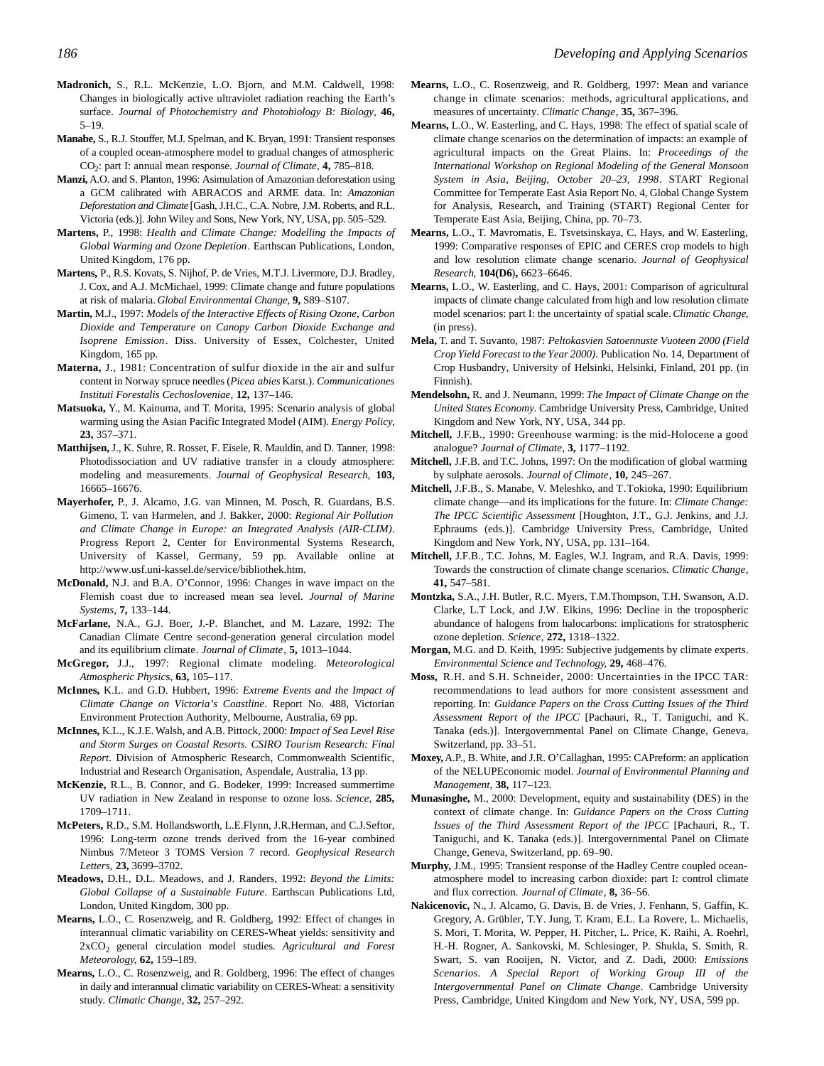**Madronich,** S., R.L. McKenzie, L.O. Bjorn, and M.M. Caldwell, 1998: Changes in biologically active ultraviolet radiation reaching the Earth's surface. *Journal of Photochemistry and Photobiology B: Biology*, **46,** 5–19.

**Manabe,** S., R.J. Stouffer, M.J. Spelman, and K. Bryan, 1991: Transient responses of a coupled ocean-atmosphere model to gradual changes of atmospheric $CO_2$: part I: annual mean response. *Journal of Climate*, **4,** 785–818.

**Manzi,** A.O. and S. Planton, 1996: Asimulation of Amazonian deforestation using a GCM calibrated with ABRACOS and ARME data. In: *Amazonian Deforestation and Climate* [Gash, J.H.C., C.A. Nobre, J.M. Roberts, and R.L. Victoria (eds.)]. John Wiley and Sons, New York, NY, USA, pp. 505–529.

**Martens,** P., 1998: *Health and Climate Change: Modelling the Impacts of Global Warming and Ozone Depletion*. Earthscan Publications, London, United Kingdom, 176 pp.

**Martens,** P., R.S. Kovats, S. Nijhof, P. de Vries, M.T.J. Livermore, D.J. Bradley, J. Cox, and A.J. McMichael, 1999: Climate change and future populations at risk of malaria. *Global Environmental Change*, **9,** S89–S107.

**Martin,** M.J., 1997: *Models of the Interactive Effects of Rising Ozone, Carbon Dioxide and Temperature on Canopy Carbon Dioxide Exchange and Isoprene Emission*. Diss. University of Essex, Colchester, United Kingdom, 165 pp.

**Materna,** J., 1981: Concentration of sulfur dioxide in the air and sulfur content in Norway spruce needles (*Picea abies* Karst.). *Communicationes Instituti Forestalis Cechosloveniae*, **12,** 137–146.

**Matsuoka,** Y., M. Kainuma, and T. Morita, 1995: Scenario analysis of global warming using the Asian Pacific Integrated Model (AIM). *Energy Policy*, **23,** 357–371.

**Matthijsen,** J., K. Suhre, R. Rosset, F. Eisele, R. Mauldin, and D. Tanner, 1998: Photodissociation and UV radiative transfer in a cloudy atmosphere: modeling and measurements. *Journal of Geophysical Research*, **103,** 16665–16676.

**Mayerhofer,** P., J. Alcamo, J.G. van Minnen, M. Posch, R. Guardans, B.S. Gimeno, T. van Harmelen, and J. Bakker, 2000: *Regional Air Pollution and Climate Change in Europe: an Integrated Analysis (AIR-CLIM)*. Progress Report 2, Center for Environmental Systems Research, University of Kassel, Germany, 59 pp. Available online at http://www.usf.uni-kassel.de/service/bibliothek.htm.

**McDonald,** N.J. and B.A. O'Connor, 1996: Changes in wave impact on the Flemish coast due to increased mean sea level. *Journal of Marine Systems*, **7,** 133–144.

**McFarlane,** N.A., G.J. Boer, J.-P. Blanchet, and M. Lazare, 1992: The Canadian Climate Centre second-generation general circulation model and its equilibrium climate. *Journal of Climate*, **5,** 1013–1044.

**McGregor,** J.J., 1997: Regional climate modeling. *Meteorological Atmospheric Physics*, **63,** 105–117.

**McInnes,** K.L. and G.D. Hubbert, 1996: *Extreme Events and the Impact of Climate Change on Victoria's Coastline*. Report No. 488, Victorian Environment Protection Authority, Melbourne, Australia, 69 pp.

**McInnes,** K.L., K.J.E. Walsh, and A.B. Pittock, 2000: *Impact of Sea Level Rise and Storm Surges on Coastal Resorts. CSIRO Tourism Research: Final Report*. Division of Atmospheric Research, Commonwealth Scientific, Industrial and Research Organisation, Aspendale, Australia, 13 pp.

**McKenzie,** R.L., B. Connor, and G. Bodeker, 1999: Increased summertime UV radiation in New Zealand in response to ozone loss. *Science*, **285,** 1709–1711.

**McPeters,** R.D., S.M. Hollandsworth, L.E.Flynn, J.R.Herman, and C.J.Seftor, 1996: Long-term ozone trends derived from the 16-year combined Nimbus 7/Meteor 3 TOMS Version 7 record. *Geophysical Research Letters*, **23,** 3699–3702.

**Meadows,** D.H., D.L. Meadows, and J. Randers, 1992: *Beyond the Limits: Global Collapse of a Sustainable Future*. Earthscan Publications Ltd, London, United Kingdom, 300 pp.

**Mearns,** L.O., C. Rosenzweig, and R. Goldberg, 1992: Effect of changes in interannual climatic variability on CERES-Wheat yields: sensitivity and $2xCO_2$ general circulation model studies. *Agricultural and Forest Meteorology*, **62,** 159–189.

**Mearns,** L.O., C. Rosenzweig, and R. Goldberg, 1996: The effect of changes in daily and interannual climatic variability on CERES-Wheat: a sensitivity study. *Climatic Change*, **32,** 257–292.

**Mearns,** L.O., C. Rosenzweig, and R. Goldberg, 1997: Mean and variance change in climate scenarios: methods, agricultural applications, and measures of uncertainty. *Climatic Change*, **35,** 367–396.

**Mearns,** L.O., W. Easterling, and C. Hays, 1998: The effect of spatial scale of climate change scenarios on the determination of impacts: an example of agricultural impacts on the Great Plains. In: *Proceedings of the International Workshop on Regional Modeling of the General Monsoon System in Asia, Beijing, October 20–23, 1998*. START Regional Committee for Temperate East Asia Report No. 4, Global Change System for Analysis, Research, and Training (START) Regional Center for Temperate East Asia, Beijing, China, pp. 70–73.

**Mearns,** L.O., T. Mavromatis, E. Tsvetsinskaya, C. Hays, and W. Easterling, 1999: Comparative responses of EPIC and CERES crop models to high and low resolution climate change scenario. *Journal of Geophysical Research*, **104(D6),** 6623–6646.

**Mearns,** L.O., W. Easterling, and C. Hays, 2001: Comparison of agricultural impacts of climate change calculated from high and low resolution climate model scenarios: part I: the uncertainty of spatial scale. *Climatic Change*, (in press).

**Mela,** T. and T. Suvanto, 1987: *Peltokasvien Satoennuste Vuoteen 2000 (Field Crop Yield Forecast to the Year 2000)*. Publication No. 14, Department of Crop Husbandry, University of Helsinki, Helsinki, Finland, 201 pp. (in Finnish).

**Mendelsohn,** R. and J. Neumann, 1999: *The Impact of Climate Change on the United States Economy*. Cambridge University Press, Cambridge, United Kingdom and New York, NY, USA, 344 pp.

**Mitchell,** J.F.B., 1990: Greenhouse warming: is the mid-Holocene a good analogue? *Journal of Climate*, **3,** 1177–1192.

**Mitchell,** J.F.B. and T.C. Johns, 1997: On the modification of global warming by sulphate aerosols. *Journal of Climate*, **10,** 245–267.

**Mitchell,** J.F.B., S. Manabe, V. Meleshko, and T.Tokioka, 1990: Equilibrium climate change—and its implications for the future. In: *Climate Change: The IPCC Scientific Assessment* [Houghton, J.T., G.J. Jenkins, and J.J. Ephraums (eds.)]. Cambridge University Press, Cambridge, United Kingdom and New York, NY, USA, pp. 131–164.

**Mitchell,** J.F.B., T.C. Johns, M. Eagles, W.J. Ingram, and R.A. Davis, 1999: Towards the construction of climate change scenarios. *Climatic Change*, **41,** 547–581.

**Montzka,** S.A., J.H. Butler, R.C. Myers, T.M.Thompson, T.H. Swanson, A.D. Clarke, L.T Lock, and J.W. Elkins, 1996: Decline in the tropospheric abundance of halogens from halocarbons: implications for stratospheric ozone depletion. *Science*, **272,** 1318–1322.

**Morgan,** M.G. and D. Keith, 1995: Subjective judgements by climate experts. *Environmental Science and Technology*, **29,** 468–476.

**Moss,** R.H. and S.H. Schneider, 2000: Uncertainties in the IPCC TAR: recommendations to lead authors for more consistent assessment and reporting. In: *Guidance Papers on the Cross Cutting Issues of the Third Assessment Report of the IPCC* [Pachauri, R., T. Taniguchi, and K. Tanaka (eds.)]. Intergovernmental Panel on Climate Change, Geneva, Switzerland, pp. 33–51.

**Moxey,** A.P., B. White, and J.R. O'Callaghan, 1995: CAPreform: an application of the NELUPEconomic model. *Journal of Environmental Planning and Management*, **38,** 117–123.

**Munasinghe,** M., 2000: Development, equity and sustainability (DES) in the context of climate change. In: *Guidance Papers on the Cross Cutting Issues of the Third Assessment Report of the IPCC* [Pachauri, R., T. Taniguchi, and K. Tanaka (eds.)]. Intergovernmental Panel on Climate Change, Geneva, Switzerland, pp. 69–90.

**Murphy,** J.M., 1995: Transient response of the Hadley Centre coupled ocean-atmosphere model to increasing carbon dioxide: part I: control climate and flux correction. *Journal of Climate*, **8,** 36–56.

**Nakicenovic,** N., J. Alcamo, G. Davis, B. de Vries, J. Fenhann, S. Gaffin, K. Gregory, A. Grübler, T.Y. Jung, T. Kram, E.L. La Rovere, L. Michaelis, S. Mori, T. Morita, W. Pepper, H. Pitcher, L. Price, K. Raihi, A. Roehrl, H.-H. Rogner, A. Sankovski, M. Schlesinger, P. Shukla, S. Smith, R. Swart, S. van Rooijen, N. Victor, and Z. Dadi, 2000: *Emissions Scenarios. A Special Report of Working Group III of the Intergovernmental Panel on Climate Change*. Cambridge University Press, Cambridge, United Kingdom and New York, NY, USA, 599 pp.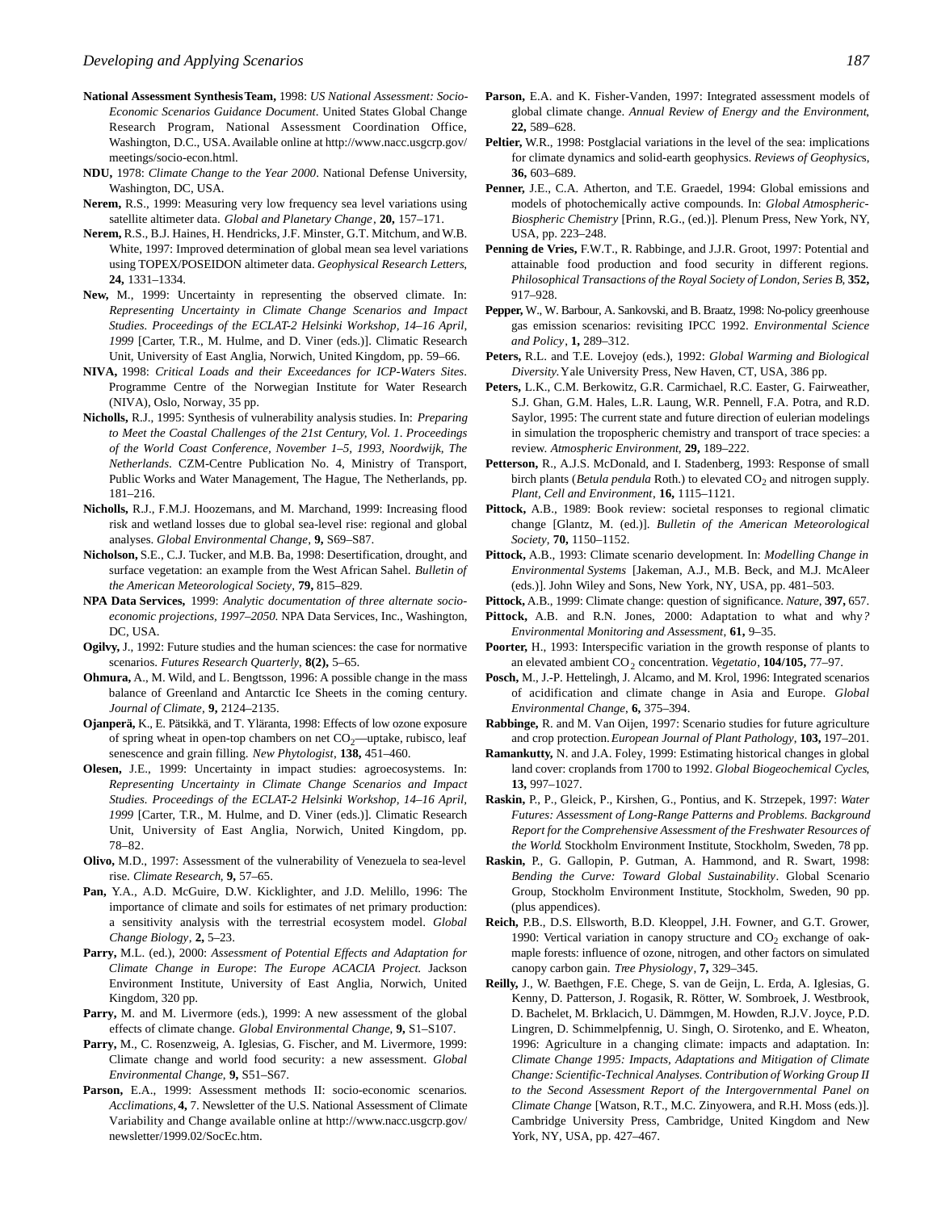**National Assessment Synthesis Team,** 1998: *US National Assessment: Socio-Economic Scenarios Guidance Document*. United States Global Change Research Program, National Assessment Coordination Office, Washington, D.C., USA. Available online at http://www.nacc.usgcrp.gov/meetings/socio-econ.html.

**NDU,** 1978: *Climate Change to the Year 2000*. National Defense University, Washington, DC, USA.

**Nerem,** R.S., 1999: Measuring very low frequency sea level variations using satellite altimeter data. *Global and Planetary Change*, **20,** 157–171.

**Nerem,** R.S., B.J. Haines, H. Hendricks, J.F. Minster, G.T. Mitchum, and W.B. White, 1997: Improved determination of global mean sea level variations using TOPEX/POSEIDON altimeter data. *Geophysical Research Letters*, **24,** 1331–1334.

**New,** M., 1999: Uncertainty in representing the observed climate. In: *Representing Uncertainty in Climate Change Scenarios and Impact Studies. Proceedings of the ECLAT-2 Helsinki Workshop, 14–16 April, 1999* [Carter, T.R., M. Hulme, and D. Viner (eds.)]. Climatic Research Unit, University of East Anglia, Norwich, United Kingdom, pp. 59–66.

**NIVA,** 1998: *Critical Loads and their Exceedances for ICP-Waters Sites*. Programme Centre of the Norwegian Institute for Water Research (NIVA), Oslo, Norway, 35 pp.

**Nicholls,** R.J., 1995: Synthesis of vulnerability analysis studies. In: *Preparing to Meet the Coastal Challenges of the 21st Century, Vol. 1. Proceedings of the World Coast Conference, November 1–5, 1993, Noordwijk, The Netherlands*. CZM-Centre Publication No. 4, Ministry of Transport, Public Works and Water Management, The Hague, The Netherlands, pp. 181–216.

**Nicholls,** R.J., F.M.J. Hoozemans, and M. Marchand, 1999: Increasing flood risk and wetland losses due to global sea-level rise: regional and global analyses. *Global Environmental Change*, **9,** S69–S87.

**Nicholson,** S.E., C.J. Tucker, and M.B. Ba, 1998: Desertification, drought, and surface vegetation: an example from the West African Sahel. *Bulletin of the American Meteorological Society*, **79,** 815–829.

**NPA Data Services,** 1999: *Analytic documentation of three alternate socio-economic projections, 1997–2050*. NPA Data Services, Inc., Washington, DC, USA.

**Ogilvy,** J., 1992: Future studies and the human sciences: the case for normative scenarios. *Futures Research Quarterly*, **8(2),** 5–65.

**Ohmura,** A., M. Wild, and L. Bengtsson, 1996: A possible change in the mass balance of Greenland and Antarctic Ice Sheets in the coming century. *Journal of Climate*, **9,** 2124–2135.

**Ojanperä,** K., E. Pätsikkä, and T. Yläranta, 1998: Effects of low ozone exposure of spring wheat in open-top chambers on net $CO_2$—uptake, rubisco, leaf senescence and grain filling. *New Phytologist*, **138,** 451–460.

**Olesen,** J.E., 1999: Uncertainty in impact studies: agroecosystems. In: *Representing Uncertainty in Climate Change Scenarios and Impact Studies. Proceedings of the ECLAT-2 Helsinki Workshop, 14–16 April, 1999* [Carter, T.R., M. Hulme, and D. Viner (eds.)]. Climatic Research Unit, University of East Anglia, Norwich, United Kingdom, pp. 78–82.

**Olivo,** M.D., 1997: Assessment of the vulnerability of Venezuela to sea-level rise. *Climate Research*, **9,** 57–65.

**Pan,** Y.A., A.D. McGuire, D.W. Kicklighter, and J.D. Melillo, 1996: The importance of climate and soils for estimates of net primary production: a sensitivity analysis with the terrestrial ecosystem model. *Global Change Biology*, **2,** 5–23.

**Parry,** M.L. (ed.), 2000: *Assessment of Potential Effects and Adaptation for Climate Change in Europe*: *The Europe ACACIA Project.* Jackson Environment Institute, University of East Anglia, Norwich, United Kingdom, 320 pp.

**Parry,** M. and M. Livermore (eds.), 1999: A new assessment of the global effects of climate change. *Global Environmental Change*, **9,** S1–S107.

**Parry,** M., C. Rosenzweig, A. Iglesias, G. Fischer, and M. Livermore, 1999: Climate change and world food security: a new assessment. *Global Environmental Change*, **9,** S51–S67.

**Parson,** E.A., 1999: Assessment methods II: socio-economic scenarios. *Acclimations*, **4,** 7. Newsletter of the U.S. National Assessment of Climate Variability and Change available online at http://www.nacc.usgcrp.gov/newsletter/1999.02/SocEc.htm.

**Parson,** E.A. and K. Fisher-Vanden, 1997: Integrated assessment models of global climate change. *Annual Review of Energy and the Environment*, **22,** 589–628.

**Peltier,** W.R., 1998: Postglacial variations in the level of the sea: implications for climate dynamics and solid-earth geophysics. *Reviews of Geophysics*, **36,** 603–689.

**Penner,** J.E., C.A. Atherton, and T.E. Graedel, 1994: Global emissions and models of photochemically active compounds. In: *Global Atmospheric-Biospheric Chemistry* [Prinn, R.G., (ed.)]. Plenum Press, New York, NY, USA, pp. 223–248.

**Penning de Vries,** F.W.T., R. Rabbinge, and J.J.R. Groot, 1997: Potential and attainable food production and food security in different regions. *Philosophical Transactions of the Royal Society of London, Series B*, **352,** 917–928.

**Pepper,** W., W. Barbour, A. Sankovski, and B. Braatz, 1998: No-policy greenhouse gas emission scenarios: revisiting IPCC 1992. *Environmental Science and Policy*, **1,** 289–312.

**Peters,** R.L. and T.E. Lovejoy (eds.), 1992: *Global Warming and Biological Diversity*. Yale University Press, New Haven, CT, USA, 386 pp.

**Peters,** L.K., C.M. Berkowitz, G.R. Carmichael, R.C. Easter, G. Fairweather, S.J. Ghan, G.M. Hales, L.R. Laung, W.R. Pennell, F.A. Potra, and R.D. Saylor, 1995: The current state and future direction of eulerian modelings in simulation the tropospheric chemistry and transport of trace species: a review. *Atmospheric Environment*, **29,** 189–222.

**Petterson,** R., A.J.S. McDonald, and I. Stadenberg, 1993: Response of small birch plants (*Betula pendula* Roth.) to elevated $CO_2$ and nitrogen supply. *Plant, Cell and Environment*, **16,** 1115–1121.

**Pittock,** A.B., 1989: Book review: societal responses to regional climatic change [Glantz, M. (ed.)]. *Bulletin of the American Meteorological Society*, **70,** 1150–1152.

**Pittock,** A.B., 1993: Climate scenario development. In: *Modelling Change in Environmental Systems* [Jakeman, A.J., M.B. Beck, and M.J. McAleer (eds.)]. John Wiley and Sons, New York, NY, USA, pp. 481–503.

**Pittock,** A.B., 1999: Climate change: question of significance. *Nature*, **397,** 657.

**Pittock,** A.B. and R.N. Jones, 2000: Adaptation to what and why*? Environmental Monitoring and Assessment*, **61,** 9–35.

**Poorter,** H., 1993: Interspecific variation in the growth response of plants to an elevated ambient $CO_2$ concentration. *Vegetatio*, **104/105,** 77–97.

**Posch,** M., J.-P. Hettelingh, J. Alcamo, and M. Krol, 1996: Integrated scenarios of acidification and climate change in Asia and Europe. *Global Environmental Change*, **6,** 375–394.

**Rabbinge,** R. and M. Van Oijen, 1997: Scenario studies for future agriculture and crop protection. *European Journal of Plant Pathology*, **103,** 197–201.

**Ramankutty,** N. and J.A. Foley, 1999: Estimating historical changes in global land cover: croplands from 1700 to 1992. *Global Biogeochemical Cycles*, **13,** 997–1027.

**Raskin,** P., P., Gleick, P., Kirshen, G., Pontius, and K. Strzepek, 1997: *Water Futures: Assessment of Long-Range Patterns and Problems. Background Report for the Comprehensive Assessment of the Freshwater Resources of the World*. Stockholm Environment Institute, Stockholm, Sweden, 78 pp.

**Raskin,** P., G. Gallopin, P. Gutman, A. Hammond, and R. Swart, 1998: *Bending the Curve: Toward Global Sustainability*. Global Scenario Group, Stockholm Environment Institute, Stockholm, Sweden, 90 pp. (plus appendices).

**Reich,** P.B., D.S. Ellsworth, B.D. Kleoppel, J.H. Fowner, and G.T. Grower, 1990: Vertical variation in canopy structure and $CO_2$ exchange of oak-maple forests: influence of ozone, nitrogen, and other factors on simulated canopy carbon gain. *Tree Physiology*, **7,** 329–345.

**Reilly,** J., W. Baethgen, F.E. Chege, S. van de Geijn, L. Erda, A. Iglesias, G. Kenny, D. Patterson, J. Rogasik, R. Rötter, W. Sombroek, J. Westbrook, D. Bachelet, M. Brklacich, U. Dämmgen, M. Howden, R.J.V. Joyce, P.D. Lingren, D. Schimmelpfennig, U. Singh, O. Sirotenko, and E. Wheaton, 1996: Agriculture in a changing climate: impacts and adaptation. In: *Climate Change 1995: Impacts, Adaptations and Mitigation of Climate Change: Scientific-Technical Analyses. Contribution of Working Group II to the Second Assessment Report of the Intergovernmental Panel on Climate Change* [Watson, R.T., M.C. Zinyowera, and R.H. Moss (eds.)]. Cambridge University Press, Cambridge, United Kingdom and New York, NY, USA, pp. 427–467.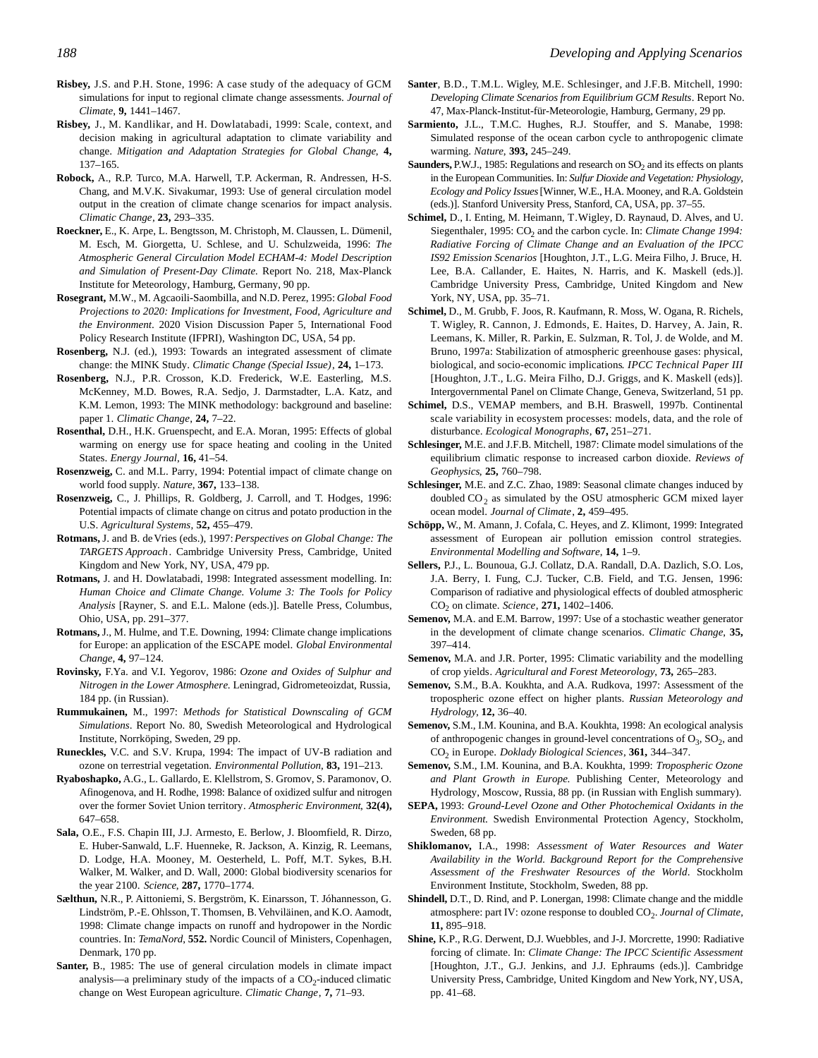**Risbey,** J.S. and P.H. Stone, 1996: A case study of the adequacy of GCM simulations for input to regional climate change assessments. *Journal of Climate*, **9,** 1441–1467.

**Risbey,** J., M. Kandlikar, and H. Dowlatabadi, 1999: Scale, context, and decision making in agricultural adaptation to climate variability and change. *Mitigation and Adaptation Strategies for Global Change*, **4,** 137–165.

**Robock,** A., R.P. Turco, M.A. Harwell, T.P. Ackerman, R. Andressen, H-S. Chang, and M.V.K. Sivakumar, 1993: Use of general circulation model output in the creation of climate change scenarios for impact analysis. *Climatic Change*, **23,** 293–335.

**Roeckner,** E., K. Arpe, L. Bengtsson, M. Christoph, M. Claussen, L. Dümenil, M. Esch, M. Giorgetta, U. Schlese, and U. Schulzweida, 1996: *The Atmospheric General Circulation Model ECHAM-4: Model Description and Simulation of Present-Day Climate.* Report No. 218, Max-Planck Institute for Meteorology, Hamburg, Germany, 90 pp.

**Rosegrant,** M.W., M. Agcaoili-Saombilla, and N.D. Perez, 1995: *Global Food Projections to 2020: Implications for Investment, Food, Agriculture and the Environment*. 2020 Vision Discussion Paper 5, International Food Policy Research Institute (IFPRI), Washington DC, USA, 54 pp.

**Rosenberg,** N.J. (ed.), 1993: Towards an integrated assessment of climate change: the MINK Study. *Climatic Change (Special Issue)*, **24,** 1–173.

**Rosenberg,** N.J., P.R. Crosson, K.D. Frederick, W.E. Easterling, M.S. McKenney, M.D. Bowes, R.A. Sedjo, J. Darmstadter, L.A. Katz, and K.M. Lemon, 1993: The MINK methodology: background and baseline: paper 1. *Climatic Change*, **24,** 7–22.

**Rosenthal,** D.H., H.K. Gruenspecht, and E.A. Moran, 1995: Effects of global warming on energy use for space heating and cooling in the United States. *Energy Journal*, **16,** 41–54.

**Rosenzweig,** C. and M.L. Parry, 1994: Potential impact of climate change on world food supply. *Nature*, **367,** 133–138.

**Rosenzweig,** C., J. Phillips, R. Goldberg, J. Carroll, and T. Hodges, 1996: Potential impacts of climate change on citrus and potato production in the U.S. *Agricultural Systems*, **52,** 455–479.

**Rotmans,** J. and B. de Vries (eds.), 1997: *Perspectives on Global Change: The TARGETS Approach*. Cambridge University Press, Cambridge, United Kingdom and New York, NY, USA, 479 pp.

**Rotmans,** J. and H. Dowlatabadi, 1998: Integrated assessment modelling. In: *Human Choice and Climate Change. Volume 3: The Tools for Policy Analysis* [Rayner, S. and E.L. Malone (eds.)]. Batelle Press, Columbus, Ohio, USA, pp. 291–377.

**Rotmans,** J., M. Hulme, and T.E. Downing, 1994: Climate change implications for Europe: an application of the ESCAPE model. *Global Environmental Change*, **4,** 97–124.

**Rovinsky,** F.Ya. and V.I. Yegorov, 1986: *Ozone and Oxides of Sulphur and Nitrogen in the Lower Atmosphere.* Leningrad, Gidrometeoizdat, Russia, 184 pp. (in Russian).

**Rummukainen,** M., 1997: *Methods for Statistical Downscaling of GCM Simulations*. Report No. 80, Swedish Meteorological and Hydrological Institute, Norrköping, Sweden, 29 pp.

**Runeckles,** V.C. and S.V. Krupa, 1994: The impact of UV-B radiation and ozone on terrestrial vegetation. *Environmental Pollution*, **83,** 191–213.

**Ryaboshapko,** A.G., L. Gallardo, E. Klellstrom, S. Gromov, S. Paramonov, O. Afinogenova, and H. Rodhe, 1998: Balance of oxidized sulfur and nitrogen over the former Soviet Union territory. *Atmospheric Environment*, **32(4),** 647–658.

**Sala,** O.E., F.S. Chapin III, J.J. Armesto, E. Berlow, J. Bloomfield, R. Dirzo, E. Huber-Sanwald, L.F. Huenneke, R. Jackson, A. Kinzig, R. Leemans, D. Lodge, H.A. Mooney, M. Oesterheld, L. Poff, M.T. Sykes, B.H. Walker, M. Walker, and D. Wall, 2000: Global biodiversity scenarios for the year 2100. *Science*, **287,** 1770–1774.

**Sælthun,** N.R., P. Aittoniemi, S. Bergström, K. Einarsson, T. Jóhannesson, G. Lindström, P.-E. Ohlsson, T. Thomsen, B. Vehviläinen, and K.O. Aamodt, 1998: Climate change impacts on runoff and hydropower in the Nordic countries. In: *TemaNord*, **552.** Nordic Council of Ministers, Copenhagen, Denmark, 170 pp.

**Santer,** B., 1985: The use of general circulation models in climate impact analysis—a preliminary study of the impacts of a $CO_2$-induced climatic change on West European agriculture. *Climatic Change*, **7,** 71–93.

**Santer**, B.D., T.M.L. Wigley, M.E. Schlesinger, and J.F.B. Mitchell, 1990: *Developing Climate Scenarios from Equilibrium GCM Results*. Report No. 47, Max-Planck-Institut-für-Meteorologie, Hamburg, Germany, 29 pp.

**Sarmiento,** J.L., T.M.C. Hughes, R.J. Stouffer, and S. Manabe, 1998: Simulated response of the ocean carbon cycle to anthropogenic climate warming. *Nature*, **393,** 245–249.

**Saunders,** P.W.J., 1985: Regulations and research on $SO_2$ and its effects on plants in the European Communities. In: *Sulfur Dioxide and Vegetation: Physiology, Ecology and Policy Issues* [Winner, W.E., H.A. Mooney, and R.A. Goldstein (eds.)]. Stanford University Press, Stanford, CA, USA, pp. 37–55.

**Schimel,** D., I. Enting, M. Heimann, T. Wigley, D. Raynaud, D. Alves, and U. Siegenthaler, 1995: $CO_2$ and the carbon cycle. In: *Climate Change 1994: Radiative Forcing of Climate Change and an Evaluation of the IPCC IS92 Emission Scenarios* [Houghton, J.T., L.G. Meira Filho, J. Bruce, H. Lee, B.A. Callander, E. Haites, N. Harris, and K. Maskell (eds.)]. Cambridge University Press, Cambridge, United Kingdom and New York, NY, USA, pp. 35–71.

**Schimel,** D., M. Grubb, F. Joos, R. Kaufmann, R. Moss, W. Ogana, R. Richels, T. Wigley, R. Cannon, J. Edmonds, E. Haites, D. Harvey, A. Jain, R. Leemans, K. Miller, R. Parkin, E. Sulzman, R. Tol, J. de Wolde, and M. Bruno, 1997a: Stabilization of atmospheric greenhouse gases: physical, biological, and socio-economic implications. *IPCC Technical Paper III* [Houghton, J.T., L.G. Meira Filho, D.J. Griggs, and K. Maskell (eds)]. Intergovernmental Panel on Climate Change, Geneva, Switzerland, 51 pp.

**Schimel,** D.S., VEMAP members, and B.H. Braswell, 1997b. Continental scale variability in ecosystem processes: models, data, and the role of disturbance. *Ecological Monographs*, **67,** 251–271.

**Schlesinger,** M.E. and J.F.B. Mitchell, 1987: Climate model simulations of the equilibrium climatic response to increased carbon dioxide. *Reviews of Geophysics*, **25,** 760–798.

**Schlesinger,** M.E. and Z.C. Zhao, 1989: Seasonal climate changes induced by doubled $CO_2$ as simulated by the OSU atmospheric GCM mixed layer ocean model. *Journal of Climate*, **2,** 459–495.

**Schöpp,** W., M. Amann, J. Cofala, C. Heyes, and Z. Klimont, 1999: Integrated assessment of European air pollution emission control strategies. *Environmental Modelling and Software*, **14,** 1–9.

**Sellers,** P.J., L. Bounoua, G.J. Collatz, D.A. Randall, D.A. Dazlich, S.O. Los, J.A. Berry, I. Fung, C.J. Tucker, C.B. Field, and T.G. Jensen, 1996: Comparison of radiative and physiological effects of doubled atmospheric $CO_2$ on climate. *Science*, **271,** 1402–1406.

**Semenov,** M.A. and E.M. Barrow, 1997: Use of a stochastic weather generator in the development of climate change scenarios. *Climatic Change*, **35,** 397–414.

**Semenov,** M.A. and J.R. Porter, 1995: Climatic variability and the modelling of crop yields. *Agricultural and Forest Meteorology*, **73,** 265–283.

**Semenov,** S.M., B.A. Koukhta, and A.A. Rudkova, 1997: Assessment of the tropospheric ozone effect on higher plants. *Russian Meteorology and Hydrology*, **12,** 36–40.

**Semenov,** S.M., I.M. Kounina, and B.A. Koukhta, 1998: An ecological analysis of anthropogenic changes in ground-level concentrations of $O_3$, $SO_2$, and $CO_2$ in Europe. *Doklady Biological Sciences*, **361,** 344–347.

**Semenov,** S.M., I.M. Kounina, and B.A. Koukhta, 1999: *Tropospheric Ozone and Plant Growth in Europe.* Publishing Center, Meteorology and Hydrology, Moscow, Russia, 88 pp. (in Russian with English summary).

**SEPA,** 1993: *Ground-Level Ozone and Other Photochemical Oxidants in the Environment.* Swedish Environmental Protection Agency, Stockholm, Sweden, 68 pp.

**Shiklomanov,** I.A., 1998: *Assessment of Water Resources and Water Availability in the World. Background Report for the Comprehensive Assessment of the Freshwater Resources of the World*. Stockholm Environment Institute, Stockholm, Sweden, 88 pp.

**Shindell,** D.T., D. Rind, and P. Lonergan, 1998: Climate change and the middle atmosphere: part IV: ozone response to doubled $CO_2$. *Journal of Climate*, **11,** 895–918.

**Shine,** K.P., R.G. Derwent, D.J. Wuebbles, and J-J. Morcrette, 1990: Radiative forcing of climate. In: *Climate Change: The IPCC Scientific Assessment* [Houghton, J.T., G.J. Jenkins, and J.J. Ephraums (eds.)]. Cambridge University Press, Cambridge, United Kingdom and New York, NY, USA, pp. 41–68.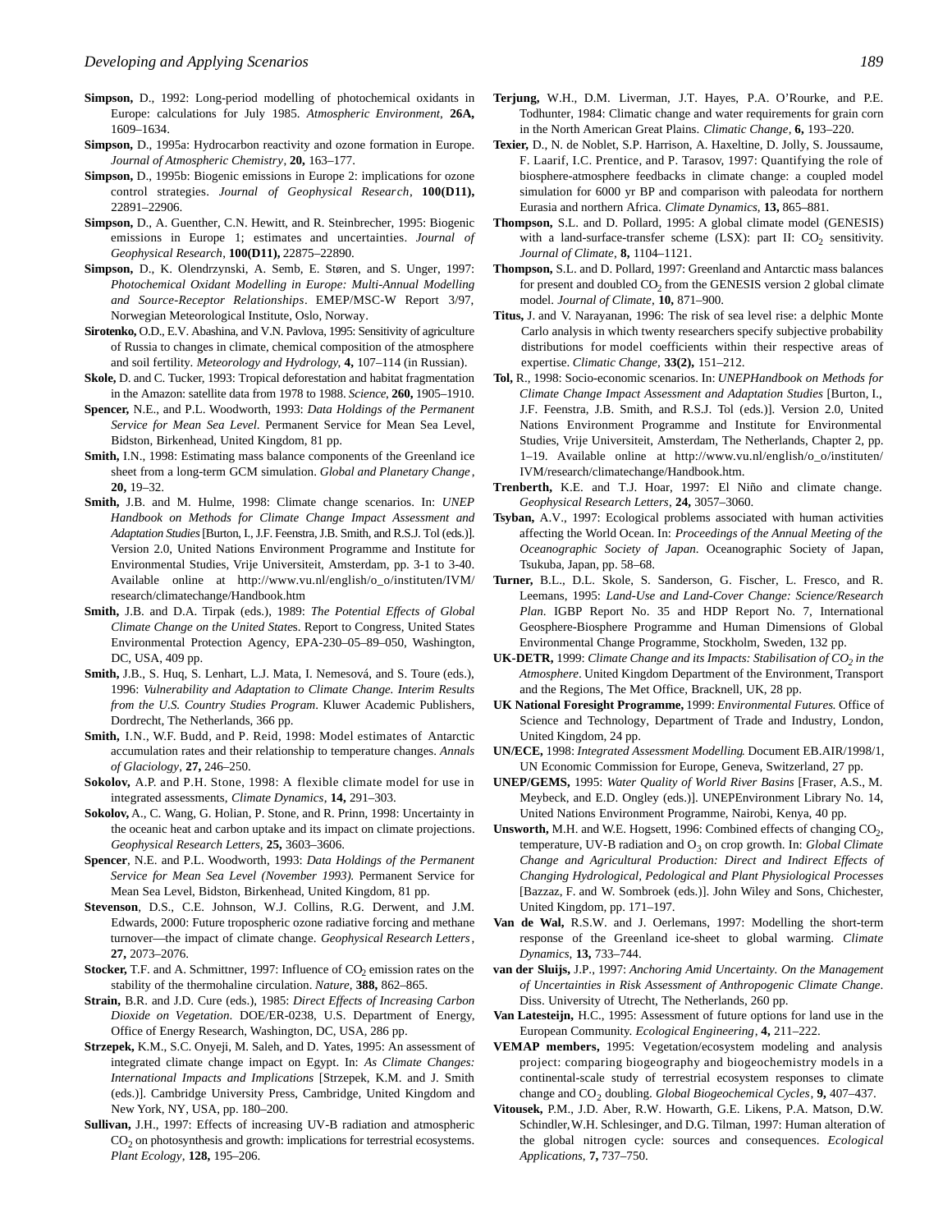**Simpson,** D., 1992: Long-period modelling of photochemical oxidants in Europe: calculations for July 1985. *Atmospheric Environment*, **26A,** 1609–1634.

**Simpson,** D., 1995a: Hydrocarbon reactivity and ozone formation in Europe. *Journal of Atmospheric Chemistry*, **20,** 163–177.

**Simpson,** D., 1995b: Biogenic emissions in Europe 2: implications for ozone control strategies. *Journal of Geophysical Research*, **100(D11),** 22891–22906.

**Simpson,** D., A. Guenther, C.N. Hewitt, and R. Steinbrecher, 1995: Biogenic emissions in Europe 1; estimates and uncertainties. *Journal of Geophysical Research*, **100(D11),** 22875–22890.

**Simpson,** D., K. Olendrzynski, A. Semb, E. Støren, and S. Unger, 1997: *Photochemical Oxidant Modelling in Europe: Multi-Annual Modelling and Source-Receptor Relationships*. EMEP/MSC-W Report 3/97, Norwegian Meteorological Institute, Oslo, Norway.

**Sirotenko,** O.D., E.V. Abashina, and V.N. Pavlova, 1995: Sensitivity of agriculture of Russia to changes in climate, chemical composition of the atmosphere and soil fertility. *Meteorology and Hydrology*, **4,** 107–114 (in Russian).

**Skole,** D. and C. Tucker, 1993: Tropical deforestation and habitat fragmentation in the Amazon: satellite data from 1978 to 1988. *Science*, **260,** 1905–1910.

**Spencer,** N.E., and P.L. Woodworth, 1993: *Data Holdings of the Permanent Service for Mean Sea Level*. Permanent Service for Mean Sea Level, Bidston, Birkenhead, United Kingdom, 81 pp.

**Smith,** I.N., 1998: Estimating mass balance components of the Greenland ice sheet from a long-term GCM simulation. *Global and Planetary Change*, **20,** 19–32.

**Smith,** J.B. and M. Hulme, 1998: Climate change scenarios. In: *UNEP Handbook on Methods for Climate Change Impact Assessment and Adaptation Studies* [Burton, I., J.F. Feenstra, J.B. Smith, and R.S.J. Tol (eds.)]. Version 2.0, United Nations Environment Programme and Institute for Environmental Studies, Vrije Universiteit, Amsterdam, pp. 3-1 to 3-40. Available online at http://www.vu.nl/english/o_o/instituten/IVM/research/climatechange/Handbook.htm

**Smith,** J.B. and D.A. Tirpak (eds.), 1989: *The Potential Effects of Global Climate Change on the United States*. Report to Congress, United States Environmental Protection Agency, EPA-230–05–89–050, Washington, DC, USA, 409 pp.

**Smith,** J.B., S. Huq, S. Lenhart, L.J. Mata, I. Nemesová, and S. Toure (eds.), 1996: *Vulnerability and Adaptation to Climate Change. Interim Results from the U.S. Country Studies Program*. Kluwer Academic Publishers, Dordrecht, The Netherlands, 366 pp.

**Smith,** I.N., W.F. Budd, and P. Reid, 1998: Model estimates of Antarctic accumulation rates and their relationship to temperature changes. *Annals of Glaciology*, **27,** 246–250.

**Sokolov,** A.P. and P.H. Stone, 1998: A flexible climate model for use in integrated assessments, *Climate Dynamics*, **14,** 291–303.

**Sokolov,** A., C. Wang, G. Holian, P. Stone, and R. Prinn, 1998: Uncertainty in the oceanic heat and carbon uptake and its impact on climate projections. *Geophysical Research Letters*, **25,** 3603–3606.

**Spencer**, N.E. and P.L. Woodworth, 1993: *Data Holdings of the Permanent Service for Mean Sea Level (November 1993)*. Permanent Service for Mean Sea Level, Bidston, Birkenhead, United Kingdom, 81 pp.

**Stevenson**, D.S., C.E. Johnson, W.J. Collins, R.G. Derwent, and J.M. Edwards, 2000: Future tropospheric ozone radiative forcing and methane turnover—the impact of climate change. *Geophysical Research Letters*, **27,** 2073–2076.

**Stocker,** T.F. and A. Schmittner, 1997: Influence of $CO_2$ emission rates on the stability of the thermohaline circulation. *Nature*, **388,** 862–865.

**Strain,** B.R. and J.D. Cure (eds.), 1985: *Direct Effects of Increasing Carbon Dioxide on Vegetation*. DOE/ER-0238, U.S. Department of Energy, Office of Energy Research, Washington, DC, USA, 286 pp.

**Strzepek,** K.M., S.C. Onyeji, M. Saleh, and D. Yates, 1995: An assessment of integrated climate change impact on Egypt. In: *As Climate Changes: International Impacts and Implications* [Strzepek, K.M. and J. Smith (eds.)]. Cambridge University Press, Cambridge, United Kingdom and New York, NY, USA, pp. 180–200.

**Sullivan,** J.H., 1997: Effects of increasing UV-B radiation and atmospheric $CO_2$ on photosynthesis and growth: implications for terrestrial ecosystems. *Plant Ecology*, **128,** 195–206.

**Terjung,** W.H., D.M. Liverman, J.T. Hayes, P.A. O'Rourke, and P.E. Todhunter, 1984: Climatic change and water requirements for grain corn in the North American Great Plains. *Climatic Change*, **6,** 193–220.

**Texier,** D., N. de Noblet, S.P. Harrison, A. Haxeltine, D. Jolly, S. Joussaume, F. Laarif, I.C. Prentice, and P. Tarasov, 1997: Quantifying the role of biosphere-atmosphere feedbacks in climate change: a coupled model simulation for 6000 yr BP and comparison with paleodata for northern Eurasia and northern Africa. *Climate Dynamics*, **13,** 865–881.

**Thompson,** S.L. and D. Pollard, 1995: A global climate model (GENESIS) with a land-surface-transfer scheme (LSX): part II: $CO_2$ sensitivity. *Journal of Climate*, **8,** 1104–1121.

**Thompson,** S.L. and D. Pollard, 1997: Greenland and Antarctic mass balances for present and doubled $CO_2$ from the GENESIS version 2 global climate model. *Journal of Climate*, **10,** 871–900.

**Titus,** J. and V. Narayanan, 1996: The risk of sea level rise: a delphic Monte Carlo analysis in which twenty researchers specify subjective probability distributions for model coefficients within their respective areas of expertise. *Climatic Change*, **33(2),** 151–212.

**Tol,** R., 1998: Socio-economic scenarios. In: *UNEPHandbook on Methods for Climate Change Impact Assessment and Adaptation Studies* [Burton, I., J.F. Feenstra, J.B. Smith, and R.S.J. Tol (eds.)]. Version 2.0, United Nations Environment Programme and Institute for Environmental Studies, Vrije Universiteit, Amsterdam, The Netherlands, Chapter 2, pp. 1–19. Available online at http://www.vu.nl/english/o_o/instituten/IVM/research/climatechange/Handbook.htm.

**Trenberth,** K.E. and T.J. Hoar, 1997: El Niño and climate change. *Geophysical Research Letters*, **24,** 3057–3060.

**Tsyban,** A.V., 1997: Ecological problems associated with human activities affecting the World Ocean. In: *Proceedings of the Annual Meeting of the Oceanographic Society of Japan*. Oceanographic Society of Japan, Tsukuba, Japan, pp. 58–68.

**Turner,** B.L., D.L. Skole, S. Sanderson, G. Fischer, L. Fresco, and R. Leemans, 1995: *Land-Use and Land-Cover Change: Science/Research Plan*. IGBP Report No. 35 and HDP Report No. 7, International Geosphere-Biosphere Programme and Human Dimensions of Global Environmental Change Programme, Stockholm, Sweden, 132 pp.

**UK-DETR,** 1999: *Climate Change and its Impacts: Stabilisation of $CO_2$ in the Atmosphere*. United Kingdom Department of the Environment, Transport and the Regions, The Met Office, Bracknell, UK, 28 pp.

**UK National Foresight Programme,** 1999: *Environmental Futures*. Office of Science and Technology, Department of Trade and Industry, London, United Kingdom, 24 pp.

**UN/ECE,** 1998: *Integrated Assessment Modelling*. Document EB.AIR/1998/1, UN Economic Commission for Europe, Geneva, Switzerland, 27 pp.

**UNEP/GEMS,** 1995: *Water Quality of World River Basins* [Fraser, A.S., M. Meybeck, and E.D. Ongley (eds.)]. UNEPEnvironment Library No. 14, United Nations Environment Programme, Nairobi, Kenya, 40 pp.

**Unsworth,** M.H. and W.E. Hogsett, 1996: Combined effects of changing $CO_2$, temperature, UV-B radiation and $O_3$ on crop growth. In: *Global Climate Change and Agricultural Production: Direct and Indirect Effects of Changing Hydrological, Pedological and Plant Physiological Processes* [Bazzaz, F. and W. Sombroek (eds.)]. John Wiley and Sons, Chichester, United Kingdom, pp. 171–197.

**Van de Wal,** R.S.W. and J. Oerlemans, 1997: Modelling the short-term response of the Greenland ice-sheet to global warming. *Climate Dynamics*, **13,** 733–744.

**van der Sluijs,** J.P., 1997: *Anchoring Amid Uncertainty. On the Management of Uncertainties in Risk Assessment of Anthropogenic Climate Change*. Diss. University of Utrecht, The Netherlands, 260 pp.

**Van Latesteijn,** H.C., 1995: Assessment of future options for land use in the European Community. *Ecological Engineering*, **4,** 211–222.

**VEMAP members,** 1995: Vegetation/ecosystem modeling and analysis project: comparing biogeography and biogeochemistry models in a continental-scale study of terrestrial ecosystem responses to climate change and $CO_2$ doubling. *Global Biogeochemical Cycles*, **9,** 407–437.

**Vitousek,** P.M., J.D. Aber, R.W. Howarth, G.E. Likens, P.A. Matson, D.W. Schindler, W.H. Schlesinger, and D.G. Tilman, 1997: Human alteration of the global nitrogen cycle: sources and consequences. *Ecological Applications*, **7,** 737–750.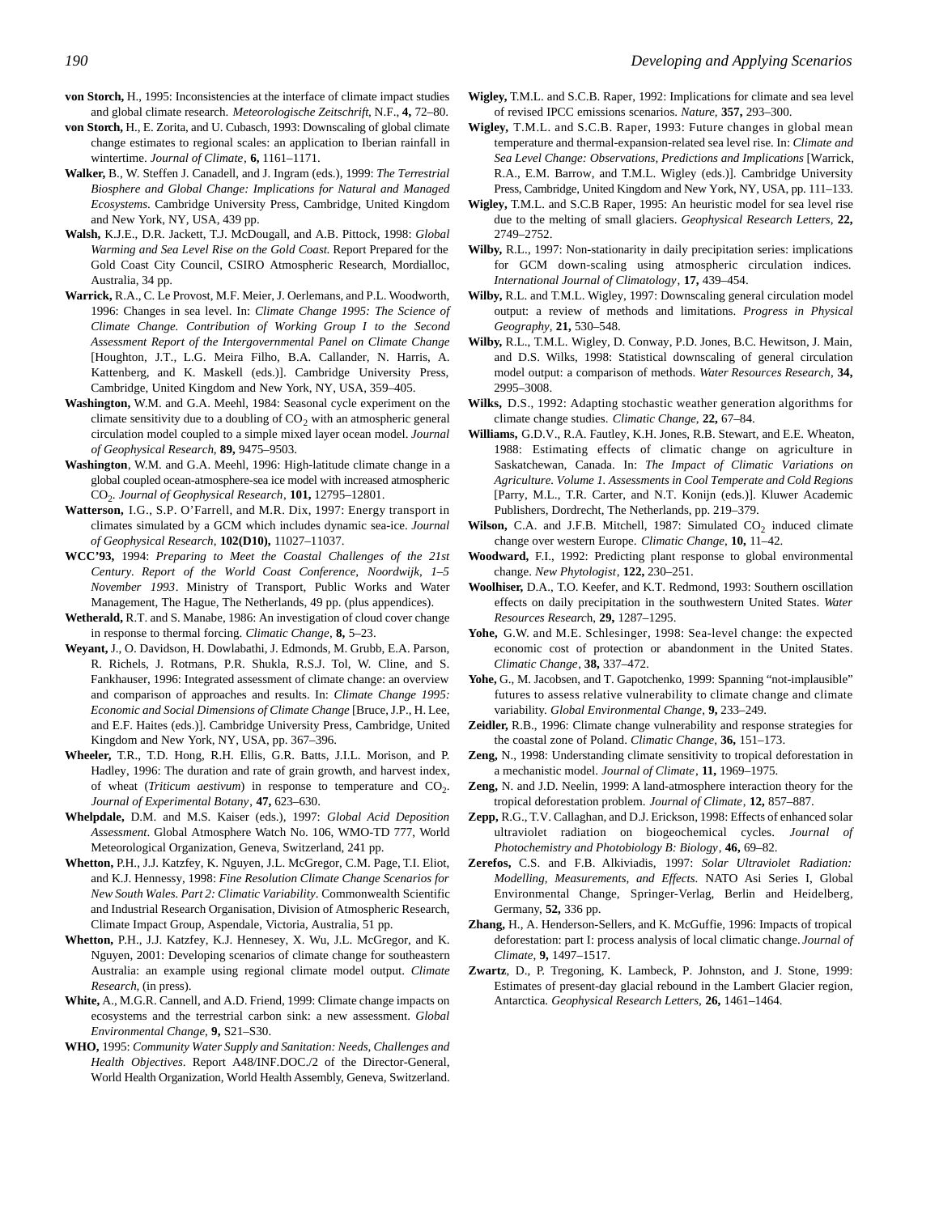**von Storch,** H., 1995: Inconsistencies at the interface of climate impact studies and global climate research. *Meteorologische Zeitschrift*, N.F., **4,** 72–80.

**von Storch,** H., E. Zorita, and U. Cubasch, 1993: Downscaling of global climate change estimates to regional scales: an application to Iberian rainfall in wintertime. *Journal of Climate*, **6,** 1161–1171.

**Walker,** B., W. Steffen J. Canadell, and J. Ingram (eds.), 1999: *The Terrestrial Biosphere and Global Change: Implications for Natural and Managed Ecosystems*. Cambridge University Press, Cambridge, United Kingdom and New York, NY, USA, 439 pp.

**Walsh,** K.J.E., D.R. Jackett, T.J. McDougall, and A.B. Pittock, 1998: *Global Warming and Sea Level Rise on the Gold Coast.* Report Prepared for the Gold Coast City Council, CSIRO Atmospheric Research, Mordialloc, Australia, 34 pp.

**Warrick,** R.A., C. Le Provost, M.F. Meier, J. Oerlemans, and P.L. Woodworth, 1996: Changes in sea level. In: *Climate Change 1995: The Science of Climate Change. Contribution of Working Group I to the Second Assessment Report of the Intergovernmental Panel on Climate Change* [Houghton, J.T., L.G. Meira Filho, B.A. Callander, N. Harris, A. Kattenberg, and K. Maskell (eds.)]. Cambridge University Press, Cambridge, United Kingdom and New York, NY, USA, 359–405.

**Washington,** W.M. and G.A. Meehl, 1984: Seasonal cycle experiment on the climate sensitivity due to a doubling of $CO_2$ with an atmospheric general circulation model coupled to a simple mixed layer ocean model. *Journal of Geophysical Research*, **89,** 9475–9503.

**Washington**, W.M. and G.A. Meehl, 1996: High-latitude climate change in a global coupled ocean-atmosphere-sea ice model with increased atmospheric $CO_2$. *Journal of Geophysical Research*, **101,** 12795–12801.

**Watterson,** I.G., S.P. O'Farrell, and M.R. Dix, 1997: Energy transport in climates simulated by a GCM which includes dynamic sea-ice. *Journal of Geophysical Research*, **102(D10),** 11027–11037.

**WCC'93,** 1994: *Preparing to Meet the Coastal Challenges of the 21st Century. Report of the World Coast Conference, Noordwijk, 1–5 November 1993*. Ministry of Transport, Public Works and Water Management, The Hague, The Netherlands, 49 pp. (plus appendices).

**Wetherald,** R.T. and S. Manabe, 1986: An investigation of cloud cover change in response to thermal forcing. *Climatic Change*, **8,** 5–23.

**Weyant,** J., O. Davidson, H. Dowlabathi, J. Edmonds, M. Grubb, E.A. Parson, R. Richels, J. Rotmans, P.R. Shukla, R.S.J. Tol, W. Cline, and S. Fankhauser, 1996: Integrated assessment of climate change: an overview and comparison of approaches and results. In: *Climate Change 1995: Economic and Social Dimensions of Climate Change* [Bruce, J.P., H. Lee, and E.F. Haites (eds.)]. Cambridge University Press, Cambridge, United Kingdom and New York, NY, USA, pp. 367–396.

**Wheeler,** T.R., T.D. Hong, R.H. Ellis, G.R. Batts, J.I.L. Morison, and P. Hadley, 1996: The duration and rate of grain growth, and harvest index, of wheat (*Triticum aestivum*) in response to temperature and $CO_2$. *Journal of Experimental Botany*, **47,** 623–630.

**Whelpdale,** D.M. and M.S. Kaiser (eds.), 1997: *Global Acid Deposition Assessment*. Global Atmosphere Watch No. 106, WMO-TD 777, World Meteorological Organization, Geneva, Switzerland, 241 pp.

**Whetton,** P.H., J.J. Katzfey, K. Nguyen, J.L. McGregor, C.M. Page, T.I. Eliot, and K.J. Hennessy, 1998: *Fine Resolution Climate Change Scenarios for New South Wales. Part 2: Climatic Variability*. Commonwealth Scientific and Industrial Research Organisation, Division of Atmospheric Research, Climate Impact Group, Aspendale, Victoria, Australia, 51 pp.

**Whetton,** P.H., J.J. Katzfey, K.J. Hennesey, X. Wu, J.L. McGregor, and K. Nguyen, 2001: Developing scenarios of climate change for southeastern Australia: an example using regional climate model output. *Climate Research*, (in press).

**White,** A., M.G.R. Cannell, and A.D. Friend, 1999: Climate change impacts on ecosystems and the terrestrial carbon sink: a new assessment. *Global Environmental Change*, **9,** S21–S30.

**WHO,** 1995: *Community Water Supply and Sanitation: Needs, Challenges and Health Objectives*. Report A48/INF.DOC./2 of the Director-General, World Health Organization, World Health Assembly, Geneva, Switzerland.

**Wigley,** T.M.L. and S.C.B. Raper, 1992: Implications for climate and sea level of revised IPCC emissions scenarios. *Nature*, **357,** 293–300.

**Wigley,** T.M.L. and S.C.B. Raper, 1993: Future changes in global mean temperature and thermal-expansion-related sea level rise. In: *Climate and Sea Level Change: Observations, Predictions and Implications* [Warrick, R.A., E.M. Barrow, and T.M.L. Wigley (eds.)]. Cambridge University Press, Cambridge, United Kingdom and New York, NY, USA, pp. 111–133.

**Wigley,** T.M.L. and S.C.B Raper, 1995: An heuristic model for sea level rise due to the melting of small glaciers. *Geophysical Research Letters*, **22,** 2749–2752.

**Wilby,** R.L., 1997: Non-stationarity in daily precipitation series: implications for GCM down-scaling using atmospheric circulation indices. *International Journal of Climatology*, **17,** 439–454.

**Wilby,** R.L. and T.M.L. Wigley, 1997: Downscaling general circulation model output: a review of methods and limitations. *Progress in Physical Geography*, **21,** 530–548.

**Wilby,** R.L., T.M.L. Wigley, D. Conway, P.D. Jones, B.C. Hewitson, J. Main, and D.S. Wilks, 1998: Statistical downscaling of general circulation model output: a comparison of methods. *Water Resources Research*, **34,** 2995–3008.

**Wilks,** D.S., 1992: Adapting stochastic weather generation algorithms for climate change studies. *Climatic Change*, **22,** 67–84.

**Williams,** G.D.V., R.A. Fautley, K.H. Jones, R.B. Stewart, and E.E. Wheaton, 1988: Estimating effects of climatic change on agriculture in Saskatchewan, Canada. In: *The Impact of Climatic Variations on Agriculture. Volume 1. Assessments in Cool Temperate and Cold Regions* [Parry, M.L., T.R. Carter, and N.T. Konijn (eds.)]. Kluwer Academic Publishers, Dordrecht, The Netherlands, pp. 219–379.

**Wilson,** C.A. and J.F.B. Mitchell, 1987: Simulated $CO_2$ induced climate change over western Europe. *Climatic Change*, **10,** 11–42.

**Woodward,** F.I., 1992: Predicting plant response to global environmental change. *New Phytologist*, **122,** 230–251.

**Woolhiser,** D.A., T.O. Keefer, and K.T. Redmond, 1993: Southern oscillation effects on daily precipitation in the southwestern United States. *Water Resources Research*, **29,** 1287–1295.

**Yohe,** G.W. and M.E. Schlesinger, 1998: Sea-level change: the expected economic cost of protection or abandonment in the United States. *Climatic Change*, **38,** 337–472.

**Yohe,** G., M. Jacobsen, and T. Gapotchenko, 1999: Spanning "not-implausible" futures to assess relative vulnerability to climate change and climate variability. *Global Environmental Change*, **9,** 233–249.

**Zeidler,** R.B., 1996: Climate change vulnerability and response strategies for the coastal zone of Poland. *Climatic Change*, **36,** 151–173.

**Zeng,** N., 1998: Understanding climate sensitivity to tropical deforestation in a mechanistic model. *Journal of Climate*, **11,** 1969–1975.

**Zeng,** N. and J.D. Neelin, 1999: A land-atmosphere interaction theory for the tropical deforestation problem. *Journal of Climate*, **12,** 857–887.

**Zepp,** R.G., T.V. Callaghan, and D.J. Erickson, 1998: Effects of enhanced solar ultraviolet radiation on biogeochemical cycles. *Journal of Photochemistry and Photobiology B: Biology*, **46,** 69–82.

**Zerefos,** C.S. and F.B. Alkiviadis, 1997: *Solar Ultraviolet Radiation: Modelling, Measurements, and Effects*. NATO Asi Series I, Global Environmental Change, Springer-Verlag, Berlin and Heidelberg, Germany, **52,** 336 pp.

**Zhang,** H., A. Henderson-Sellers, and K. McGuffie, 1996: Impacts of tropical deforestation: part I: process analysis of local climatic change. *Journal of Climate*, **9,** 1497–1517.

**Zwartz**, D., P. Tregoning, K. Lambeck, P. Johnston, and J. Stone, 1999: Estimates of present-day glacial rebound in the Lambert Glacier region, Antarctica. *Geophysical Research Letters*, **26,** 1461–1464.